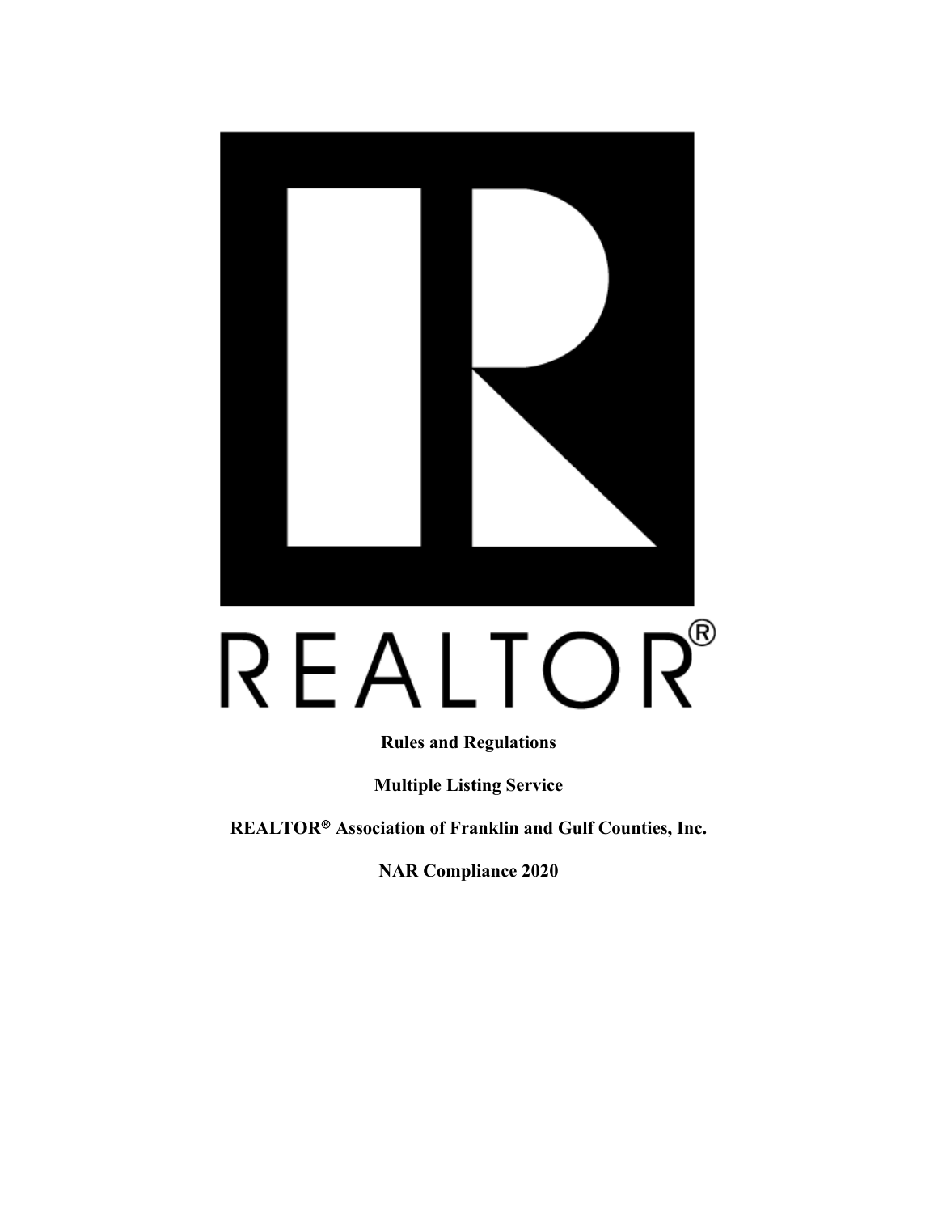REALTOR®

**Rules and Regulations**

**Multiple Listing Service**

**REALTOR® Association of Franklin and Gulf Counties, Inc.**

**NAR Compliance 2020**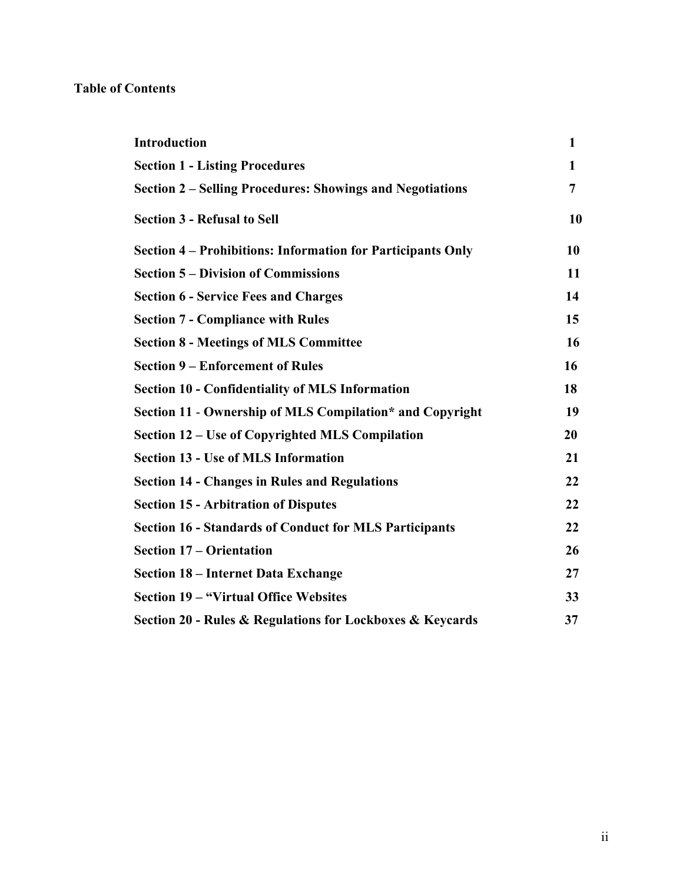**Table of Contents**

| | |
|---|---|
| **Introduction** | **1** |
| **Section 1 - Listing Procedures** | **1** |
| **Section 2 – Selling Procedures: Showings and Negotiations** | **7** |
| **Section 3 - Refusal to Sell** | **10** |
| **Section 4 – Prohibitions: Information for Participants Only** | **10** |
| **Section 5 – Division of Commissions** | **11** |
| **Section 6 - Service Fees and Charges** | **14** |
| **Section 7 - Compliance with Rules** | **15** |
| **Section 8 - Meetings of MLS Committee** | **16** |
| **Section 9 – Enforcement of Rules** | **16** |
| **Section 10 - Confidentiality of MLS Information** | **18** |
| **Section 11 - Ownership of MLS Compilation* and Copyright** | **19** |
| **Section 12 – Use of Copyrighted MLS Compilation** | **20** |
| **Section 13 - Use of MLS Information** | **21** |
| **Section 14 - Changes in Rules and Regulations** | **22** |
| **Section 15 - Arbitration of Disputes** | **22** |
| **Section 16 - Standards of Conduct for MLS Participants** | **22** |
| **Section 17 – Orientation** | **26** |
| **Section 18 – Internet Data Exchange** | **27** |
| **Section 19 – "Virtual Office Websites** | **33** |
| **Section 20 - Rules & Regulations for Lockboxes & Keycards** | **37** |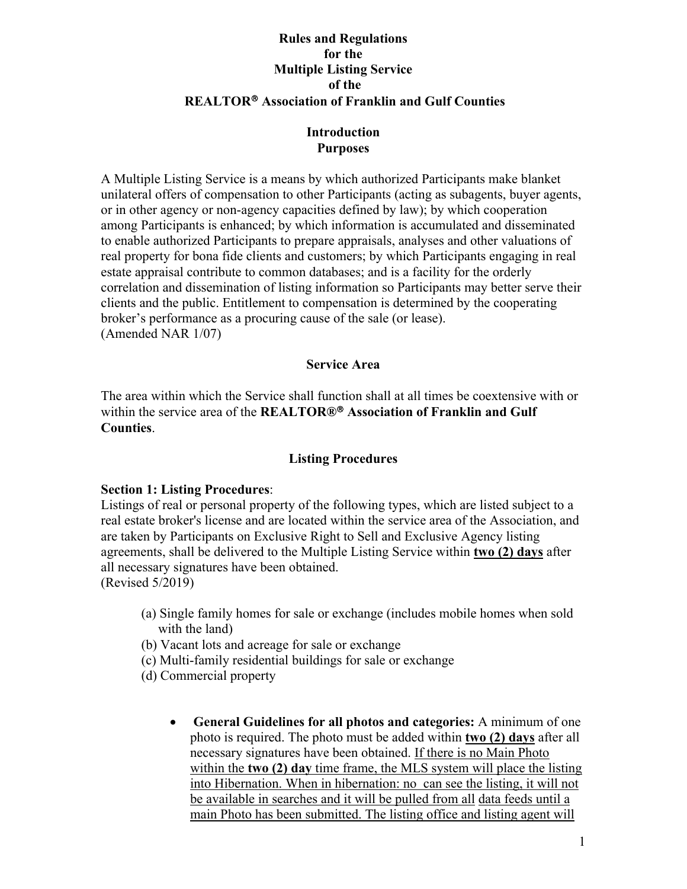**Rules and Regulations**
**for the**
**Multiple Listing Service**
**of the**
**REALTOR® Association of Franklin and Gulf Counties**

## Introduction
## Purposes

A Multiple Listing Service is a means by which authorized Participants make blanket unilateral offers of compensation to other Participants (acting as subagents, buyer agents, or in other agency or non-agency capacities defined by law); by which cooperation among Participants is enhanced; by which information is accumulated and disseminated to enable authorized Participants to prepare appraisals, analyses and other valuations of real property for bona fide clients and customers; by which Participants engaging in real estate appraisal contribute to common databases; and is a facility for the orderly correlation and dissemination of listing information so Participants may better serve their clients and the public. Entitlement to compensation is determined by the cooperating broker's performance as a procuring cause of the sale (or lease).
(Amended NAR 1/07)

## Service Area

The area within which the Service shall function shall at all times be coextensive with or within the service area of the **REALTOR®® Association of Franklin and Gulf Counties**.

## Listing Procedures

**Section 1: Listing Procedures**:
Listings of real or personal property of the following types, which are listed subject to a real estate broker's license and are located within the service area of the Association, and are taken by Participants on Exclusive Right to Sell and Exclusive Agency listing agreements, shall be delivered to the Multiple Listing Service within **two (2) days** after all necessary signatures have been obtained.
(Revised 5/2019)

(a) Single family homes for sale or exchange (includes mobile homes when sold with the land)
(b) Vacant lots and acreage for sale or exchange
(c) Multi-family residential buildings for sale or exchange
(d) Commercial property

- **General Guidelines for all photos and categories:** A minimum of one photo is required. The photo must be added within **two (2) days** after all necessary signatures have been obtained. If there is no Main Photo within the **two (2) day** time frame, the MLS system will place the listing into Hibernation. When in hibernation: no can see the listing, it will not be available in searches and it will be pulled from all data feeds until a main Photo has been submitted. The listing office and listing agent will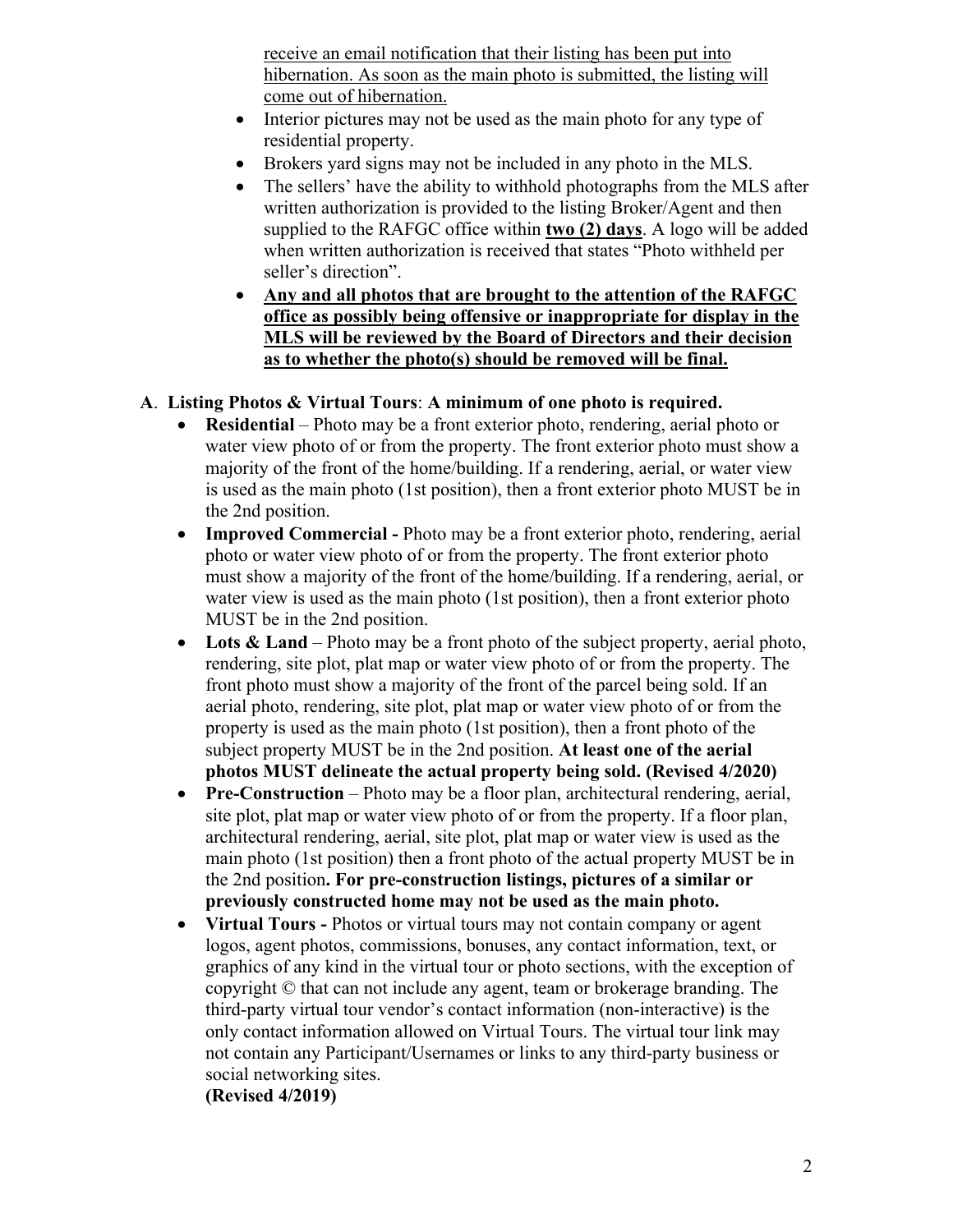receive an email notification that their listing has been put into hibernation. As soon as the main photo is submitted, the listing will come out of hibernation.

- Interior pictures may not be used as the main photo for any type of residential property.
- Brokers yard signs may not be included in any photo in the MLS.
- The sellers' have the ability to withhold photographs from the MLS after written authorization is provided to the listing Broker/Agent and then supplied to the RAFGC office within **two (2) days**. A logo will be added when written authorization is received that states "Photo withheld per seller's direction".
- **Any and all photos that are brought to the attention of the RAFGC office as possibly being offensive or inappropriate for display in the MLS will be reviewed by the Board of Directors and their decision as to whether the photo(s) should be removed will be final.**

**A**. **Listing Photos & Virtual Tours**: **A minimum of one photo is required.**

- **Residential** – Photo may be a front exterior photo, rendering, aerial photo or water view photo of or from the property. The front exterior photo must show a majority of the front of the home/building. If a rendering, aerial, or water view is used as the main photo (1st position), then a front exterior photo MUST be in the 2nd position.
- **Improved Commercial -** Photo may be a front exterior photo, rendering, aerial photo or water view photo of or from the property. The front exterior photo must show a majority of the front of the home/building. If a rendering, aerial, or water view is used as the main photo (1st position), then a front exterior photo MUST be in the 2nd position.
- **Lots & Land** – Photo may be a front photo of the subject property, aerial photo, rendering, site plot, plat map or water view photo of or from the property. The front photo must show a majority of the front of the parcel being sold. If an aerial photo, rendering, site plot, plat map or water view photo of or from the property is used as the main photo (1st position), then a front photo of the subject property MUST be in the 2nd position. **At least one of the aerial photos MUST delineate the actual property being sold. (Revised 4/2020)**
- **Pre-Construction** – Photo may be a floor plan, architectural rendering, aerial, site plot, plat map or water view photo of or from the property. If a floor plan, architectural rendering, aerial, site plot, plat map or water view is used as the main photo (1st position) then a front photo of the actual property MUST be in the 2nd position**. For pre-construction listings, pictures of a similar or previously constructed home may not be used as the main photo.**
- **Virtual Tours -** Photos or virtual tours may not contain company or agent logos, agent photos, commissions, bonuses, any contact information, text, or graphics of any kind in the virtual tour or photo sections, with the exception of copyright © that can not include any agent, team or brokerage branding. The third-party virtual tour vendor's contact information (non-interactive) is the only contact information allowed on Virtual Tours. The virtual tour link may not contain any Participant/Usernames or links to any third-party business or social networking sites.
  **(Revised 4/2019)**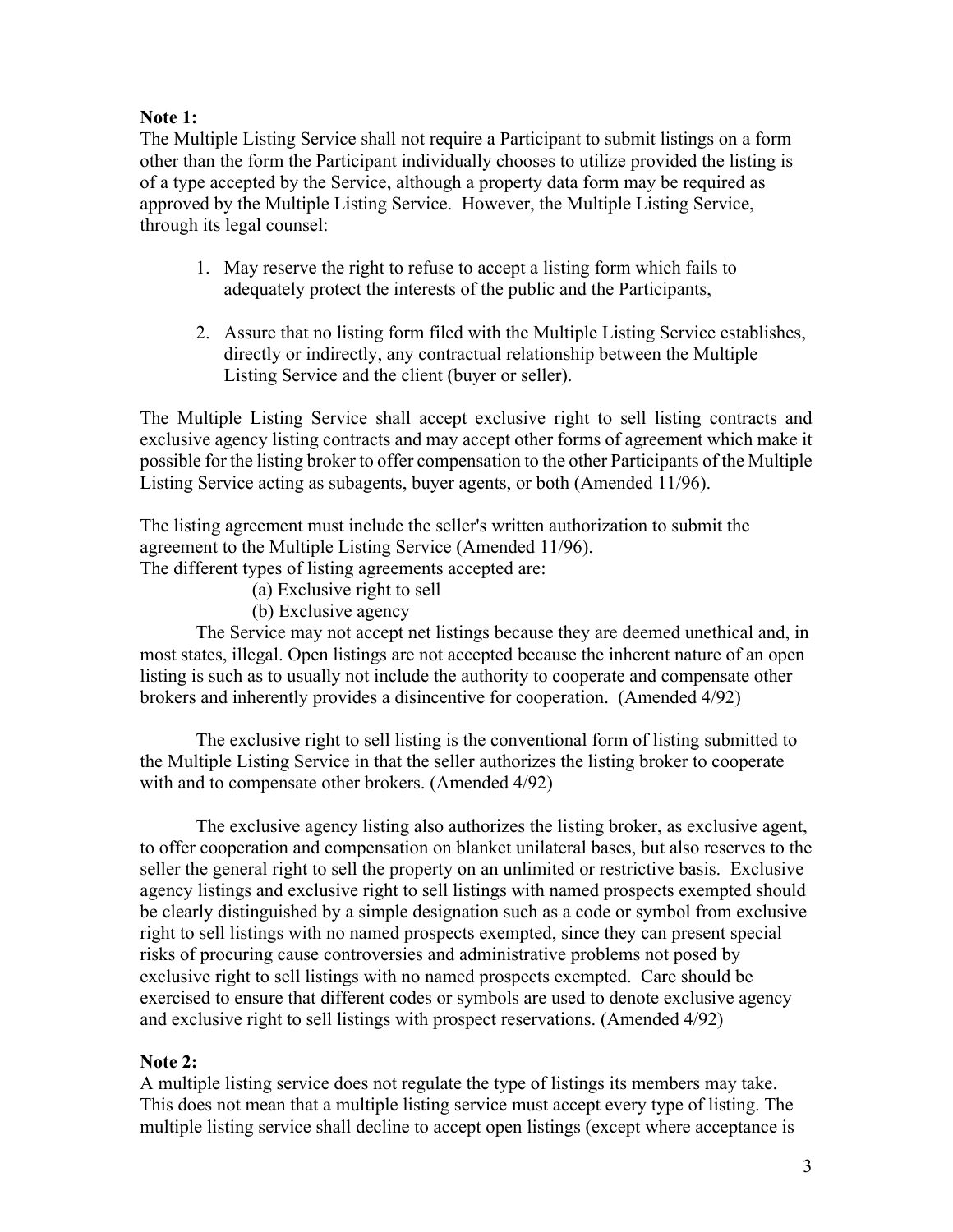**Note 1:**
The Multiple Listing Service shall not require a Participant to submit listings on a form other than the form the Participant individually chooses to utilize provided the listing is of a type accepted by the Service, although a property data form may be required as approved by the Multiple Listing Service. However, the Multiple Listing Service, through its legal counsel:

1. May reserve the right to refuse to accept a listing form which fails to adequately protect the interests of the public and the Participants,

2. Assure that no listing form filed with the Multiple Listing Service establishes, directly or indirectly, any contractual relationship between the Multiple Listing Service and the client (buyer or seller).

The Multiple Listing Service shall accept exclusive right to sell listing contracts and exclusive agency listing contracts and may accept other forms of agreement which make it possible for the listing broker to offer compensation to the other Participants of the Multiple Listing Service acting as subagents, buyer agents, or both (Amended 11/96).

The listing agreement must include the seller's written authorization to submit the agreement to the Multiple Listing Service (Amended 11/96).
The different types of listing agreements accepted are:

(a) Exclusive right to sell
(b) Exclusive agency

The Service may not accept net listings because they are deemed unethical and, in most states, illegal. Open listings are not accepted because the inherent nature of an open listing is such as to usually not include the authority to cooperate and compensate other brokers and inherently provides a disincentive for cooperation. (Amended 4/92)

The exclusive right to sell listing is the conventional form of listing submitted to the Multiple Listing Service in that the seller authorizes the listing broker to cooperate with and to compensate other brokers. (Amended 4/92)

The exclusive agency listing also authorizes the listing broker, as exclusive agent, to offer cooperation and compensation on blanket unilateral bases, but also reserves to the seller the general right to sell the property on an unlimited or restrictive basis. Exclusive agency listings and exclusive right to sell listings with named prospects exempted should be clearly distinguished by a simple designation such as a code or symbol from exclusive right to sell listings with no named prospects exempted, since they can present special risks of procuring cause controversies and administrative problems not posed by exclusive right to sell listings with no named prospects exempted. Care should be exercised to ensure that different codes or symbols are used to denote exclusive agency and exclusive right to sell listings with prospect reservations. (Amended 4/92)

**Note 2:**
A multiple listing service does not regulate the type of listings its members may take. This does not mean that a multiple listing service must accept every type of listing. The multiple listing service shall decline to accept open listings (except where acceptance is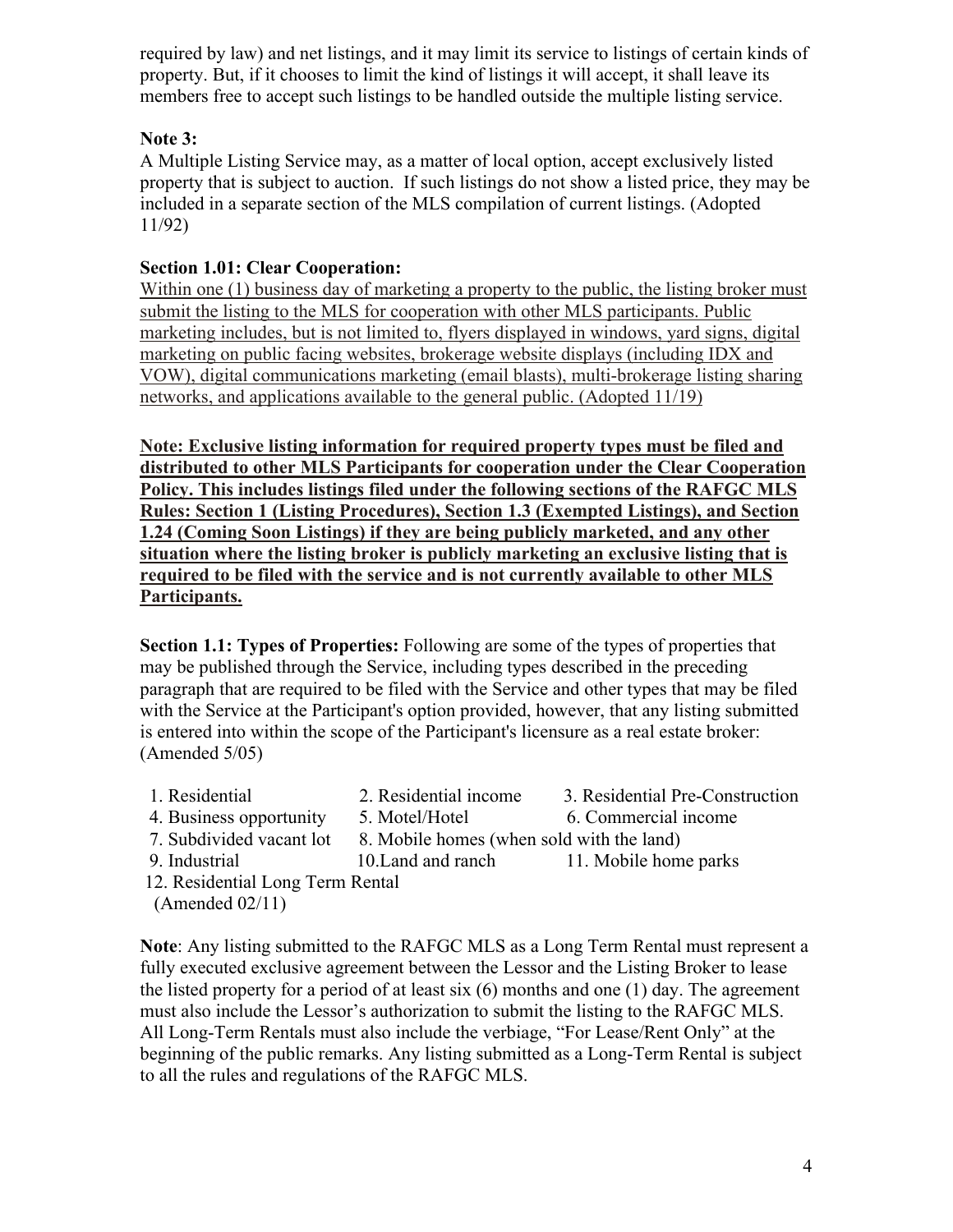required by law) and net listings, and it may limit its service to listings of certain kinds of property. But, if it chooses to limit the kind of listings it will accept, it shall leave its members free to accept such listings to be handled outside the multiple listing service.

**Note 3:**
A Multiple Listing Service may, as a matter of local option, accept exclusively listed property that is subject to auction. If such listings do not show a listed price, they may be included in a separate section of the MLS compilation of current listings. (Adopted 11/92)

**Section 1.01: Clear Cooperation:**
<u>Within one (1) business day of marketing a property to the public, the listing broker must submit the listing to the MLS for cooperation with other MLS participants. Public marketing includes, but is not limited to, flyers displayed in windows, yard signs, digital marketing on public facing websites, brokerage website displays (including IDX and VOW), digital communications marketing (email blasts), multi-brokerage listing sharing networks, and applications available to the general public. (Adopted 11/19)</u>

<u>**Note: Exclusive listing information for required property types must be filed and distributed to other MLS Participants for cooperation under the Clear Cooperation Policy. This includes listings filed under the following sections of the RAFGC MLS Rules: Section 1 (Listing Procedures), Section 1.3 (Exempted Listings), and Section 1.24 (Coming Soon Listings) if they are being publicly marketed, and any other situation where the listing broker is publicly marketing an exclusive listing that is required to be filed with the service and is not currently available to other MLS Participants.**</u>

**Section 1.1: Types of Properties:** Following are some of the types of properties that may be published through the Service, including types described in the preceding paragraph that are required to be filed with the Service and other types that may be filed with the Service at the Participant's option provided, however, that any listing submitted is entered into within the scope of the Participant's licensure as a real estate broker: (Amended 5/05)

1. Residential
2. Residential income
3. Residential Pre-Construction
4. Business opportunity
5. Motel/Hotel
6. Commercial income
7. Subdivided vacant lot
8. Mobile homes (when sold with the land)
9. Industrial
10. Land and ranch
11. Mobile home parks
12. Residential Long Term Rental

(Amended 02/11)

**Note**: Any listing submitted to the RAFGC MLS as a Long Term Rental must represent a fully executed exclusive agreement between the Lessor and the Listing Broker to lease the listed property for a period of at least six (6) months and one (1) day. The agreement must also include the Lessor's authorization to submit the listing to the RAFGC MLS. All Long-Term Rentals must also include the verbiage, "For Lease/Rent Only" at the beginning of the public remarks. Any listing submitted as a Long-Term Rental is subject to all the rules and regulations of the RAFGC MLS.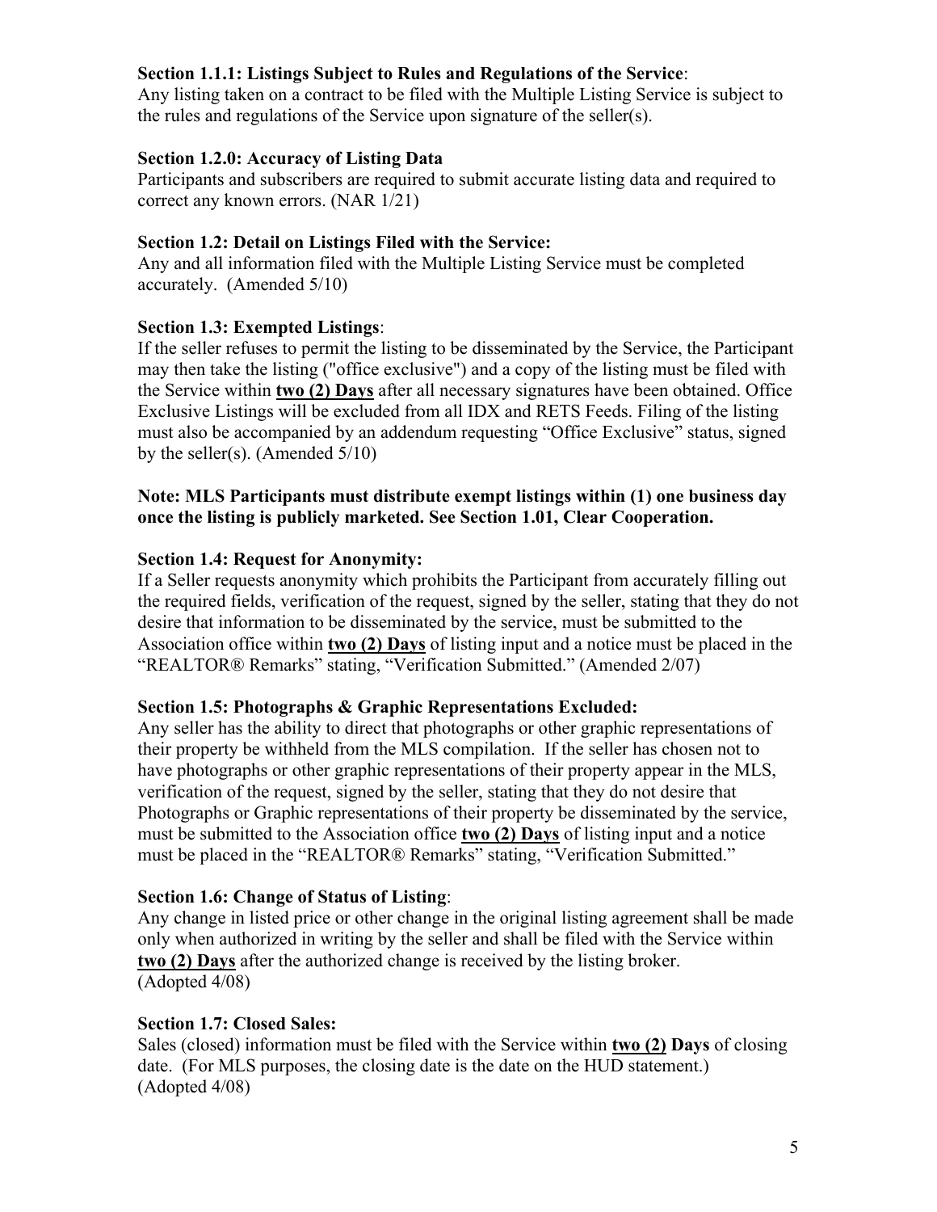**Section 1.1.1: Listings Subject to Rules and Regulations of the Service**:
Any listing taken on a contract to be filed with the Multiple Listing Service is subject to the rules and regulations of the Service upon signature of the seller(s).

**Section 1.2.0: Accuracy of Listing Data**
Participants and subscribers are required to submit accurate listing data and required to correct any known errors. (NAR 1/21)

**Section 1.2: Detail on Listings Filed with the Service:**
Any and all information filed with the Multiple Listing Service must be completed accurately. (Amended 5/10)

**Section 1.3: Exempted Listings**:
If the seller refuses to permit the listing to be disseminated by the Service, the Participant may then take the listing ("office exclusive") and a copy of the listing must be filed with the Service within **two (2) Days** after all necessary signatures have been obtained. Office Exclusive Listings will be excluded from all IDX and RETS Feeds. Filing of the listing must also be accompanied by an addendum requesting "Office Exclusive" status, signed by the seller(s). (Amended 5/10)

**Note: MLS Participants must distribute exempt listings within (1) one business day once the listing is publicly marketed. See Section 1.01, Clear Cooperation.**

**Section 1.4: Request for Anonymity:**
If a Seller requests anonymity which prohibits the Participant from accurately filling out the required fields, verification of the request, signed by the seller, stating that they do not desire that information to be disseminated by the service, must be submitted to the Association office within **two (2) Days** of listing input and a notice must be placed in the "REALTOR® Remarks" stating, "Verification Submitted." (Amended 2/07)

**Section 1.5: Photographs & Graphic Representations Excluded:**
Any seller has the ability to direct that photographs or other graphic representations of their property be withheld from the MLS compilation. If the seller has chosen not to have photographs or other graphic representations of their property appear in the MLS, verification of the request, signed by the seller, stating that they do not desire that Photographs or Graphic representations of their property be disseminated by the service, must be submitted to the Association office **two (2) Days** of listing input and a notice must be placed in the "REALTOR® Remarks" stating, "Verification Submitted."

**Section 1.6: Change of Status of Listing**:
Any change in listed price or other change in the original listing agreement shall be made only when authorized in writing by the seller and shall be filed with the Service within **two (2) Days** after the authorized change is received by the listing broker.
(Adopted 4/08)

**Section 1.7: Closed Sales:**
Sales (closed) information must be filed with the Service within **two (2) Days** of closing date. (For MLS purposes, the closing date is the date on the HUD statement.)
(Adopted 4/08)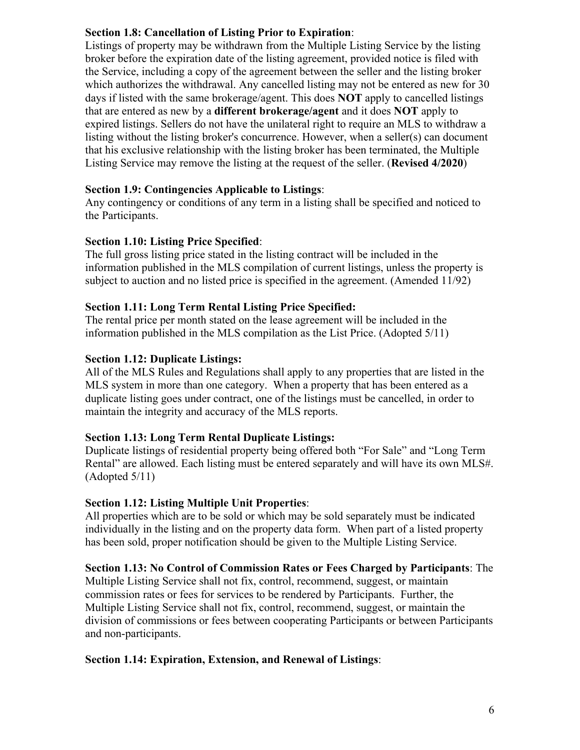**Section 1.8: Cancellation of Listing Prior to Expiration**:
Listings of property may be withdrawn from the Multiple Listing Service by the listing broker before the expiration date of the listing agreement, provided notice is filed with the Service, including a copy of the agreement between the seller and the listing broker which authorizes the withdrawal. Any cancelled listing may not be entered as new for 30 days if listed with the same brokerage/agent. This does **NOT** apply to cancelled listings that are entered as new by a **different brokerage/agent** and it does **NOT** apply to expired listings. Sellers do not have the unilateral right to require an MLS to withdraw a listing without the listing broker's concurrence. However, when a seller(s) can document that his exclusive relationship with the listing broker has been terminated, the Multiple Listing Service may remove the listing at the request of the seller. (**Revised 4/2020**)

**Section 1.9: Contingencies Applicable to Listings**:
Any contingency or conditions of any term in a listing shall be specified and noticed to the Participants.

**Section 1.10: Listing Price Specified**:
The full gross listing price stated in the listing contract will be included in the information published in the MLS compilation of current listings, unless the property is subject to auction and no listed price is specified in the agreement. (Amended 11/92)

**Section 1.11: Long Term Rental Listing Price Specified:**
The rental price per month stated on the lease agreement will be included in the information published in the MLS compilation as the List Price. (Adopted 5/11)

**Section 1.12: Duplicate Listings:**
All of the MLS Rules and Regulations shall apply to any properties that are listed in the MLS system in more than one category. When a property that has been entered as a duplicate listing goes under contract, one of the listings must be cancelled, in order to maintain the integrity and accuracy of the MLS reports.

**Section 1.13: Long Term Rental Duplicate Listings:**
Duplicate listings of residential property being offered both "For Sale" and "Long Term Rental" are allowed. Each listing must be entered separately and will have its own MLS#. (Adopted 5/11)

**Section 1.12: Listing Multiple Unit Properties**:
All properties which are to be sold or which may be sold separately must be indicated individually in the listing and on the property data form. When part of a listed property has been sold, proper notification should be given to the Multiple Listing Service.

**Section 1.13: No Control of Commission Rates or Fees Charged by Participants**: The Multiple Listing Service shall not fix, control, recommend, suggest, or maintain commission rates or fees for services to be rendered by Participants. Further, the Multiple Listing Service shall not fix, control, recommend, suggest, or maintain the division of commissions or fees between cooperating Participants or between Participants and non-participants.

**Section 1.14: Expiration, Extension, and Renewal of Listings**: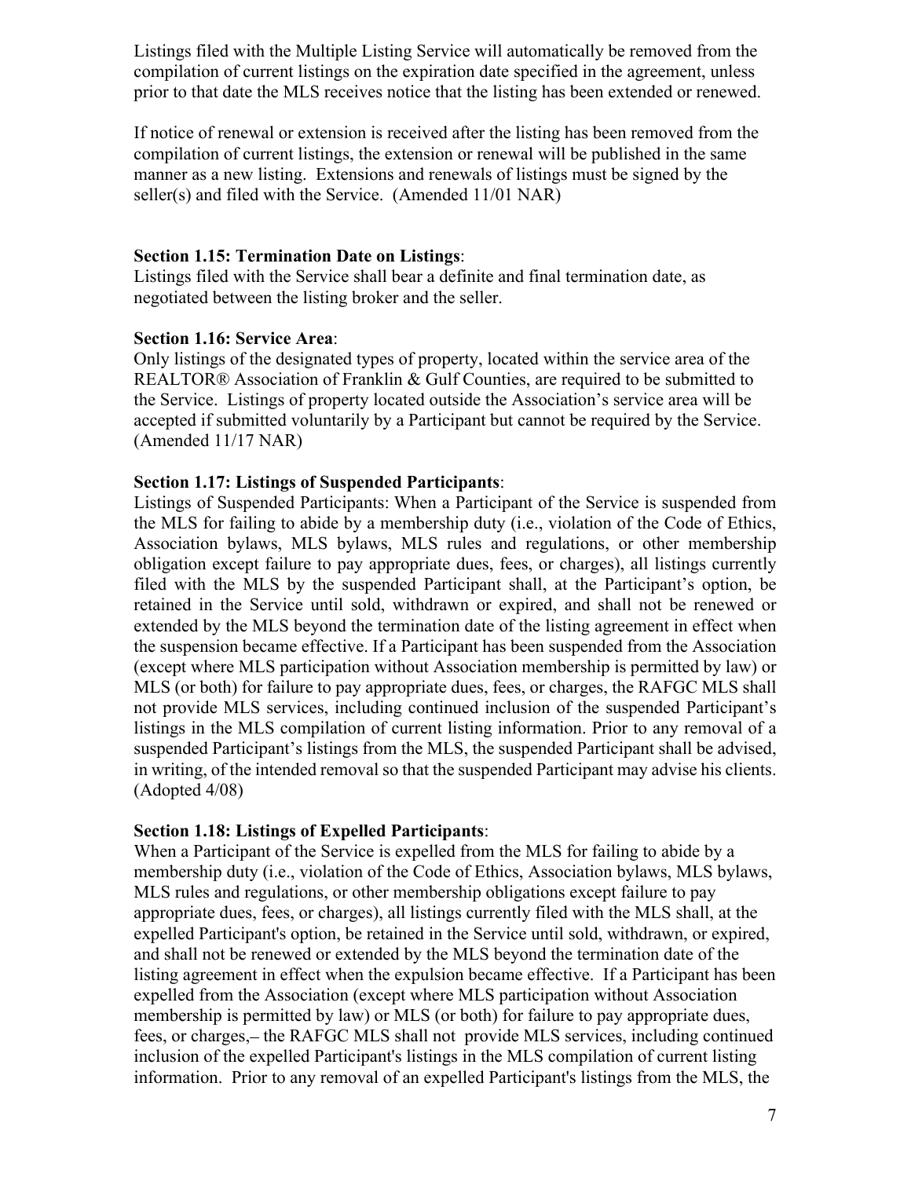Listings filed with the Multiple Listing Service will automatically be removed from the compilation of current listings on the expiration date specified in the agreement, unless prior to that date the MLS receives notice that the listing has been extended or renewed.

If notice of renewal or extension is received after the listing has been removed from the compilation of current listings, the extension or renewal will be published in the same manner as a new listing. Extensions and renewals of listings must be signed by the seller(s) and filed with the Service. (Amended 11/01 NAR)

**Section 1.15: Termination Date on Listings**:
Listings filed with the Service shall bear a definite and final termination date, as negotiated between the listing broker and the seller.

**Section 1.16: Service Area**:
Only listings of the designated types of property, located within the service area of the REALTOR® Association of Franklin & Gulf Counties, are required to be submitted to the Service. Listings of property located outside the Association's service area will be accepted if submitted voluntarily by a Participant but cannot be required by the Service. (Amended 11/17 NAR)

**Section 1.17: Listings of Suspended Participants**:
Listings of Suspended Participants: When a Participant of the Service is suspended from the MLS for failing to abide by a membership duty (i.e., violation of the Code of Ethics, Association bylaws, MLS bylaws, MLS rules and regulations, or other membership obligation except failure to pay appropriate dues, fees, or charges), all listings currently filed with the MLS by the suspended Participant shall, at the Participant's option, be retained in the Service until sold, withdrawn or expired, and shall not be renewed or extended by the MLS beyond the termination date of the listing agreement in effect when the suspension became effective. If a Participant has been suspended from the Association (except where MLS participation without Association membership is permitted by law) or MLS (or both) for failure to pay appropriate dues, fees, or charges, the RAFGC MLS shall not provide MLS services, including continued inclusion of the suspended Participant's listings in the MLS compilation of current listing information. Prior to any removal of a suspended Participant's listings from the MLS, the suspended Participant shall be advised, in writing, of the intended removal so that the suspended Participant may advise his clients. (Adopted 4/08)

**Section 1.18: Listings of Expelled Participants**:
When a Participant of the Service is expelled from the MLS for failing to abide by a membership duty (i.e., violation of the Code of Ethics, Association bylaws, MLS bylaws, MLS rules and regulations, or other membership obligations except failure to pay appropriate dues, fees, or charges), all listings currently filed with the MLS shall, at the expelled Participant's option, be retained in the Service until sold, withdrawn, or expired, and shall not be renewed or extended by the MLS beyond the termination date of the listing agreement in effect when the expulsion became effective. If a Participant has been expelled from the Association (except where MLS participation without Association membership is permitted by law) or MLS (or both) for failure to pay appropriate dues, fees, or charges,– the RAFGC MLS shall not provide MLS services, including continued inclusion of the expelled Participant's listings in the MLS compilation of current listing information. Prior to any removal of an expelled Participant's listings from the MLS, the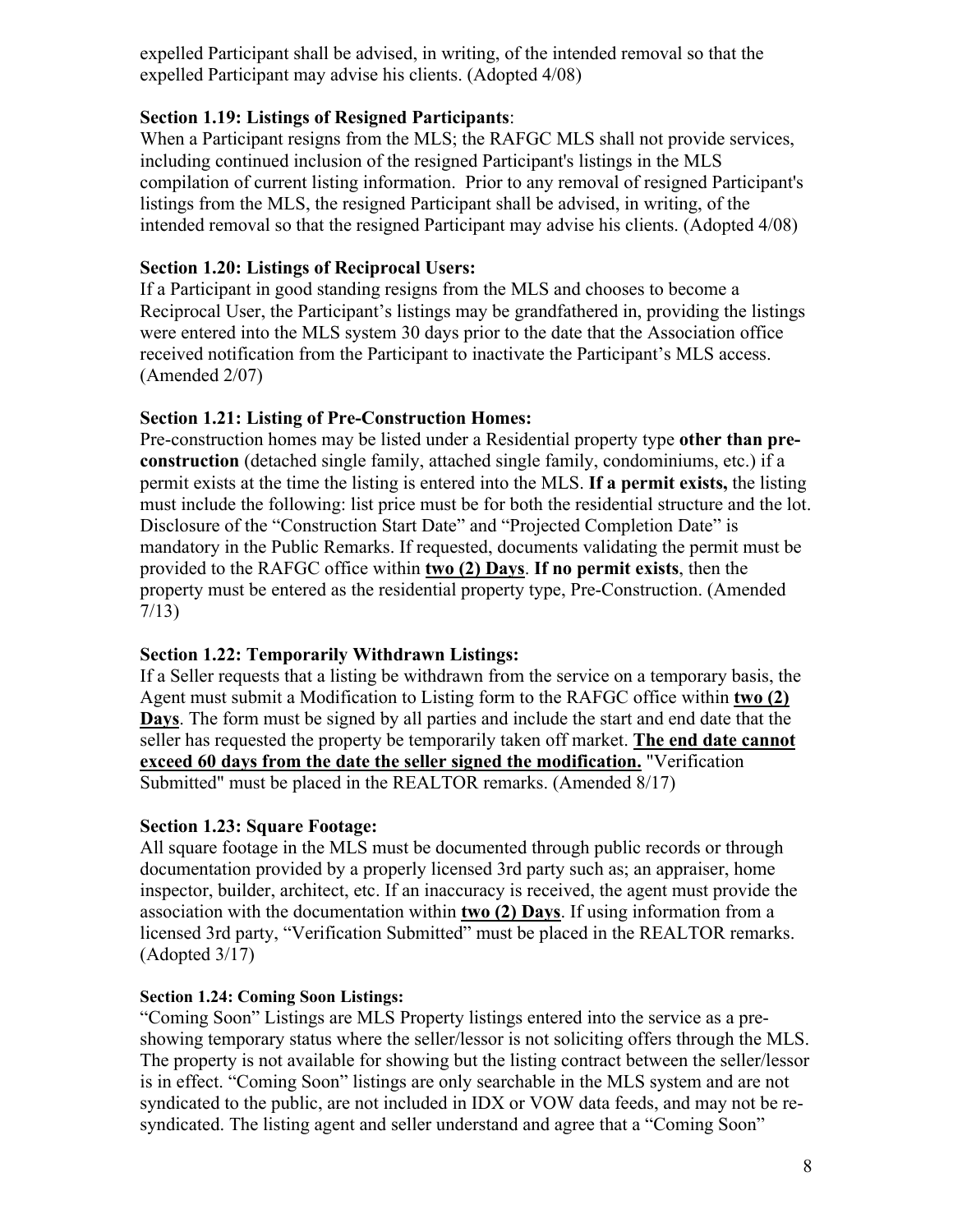expelled Participant shall be advised, in writing, of the intended removal so that the expelled Participant may advise his clients. (Adopted 4/08)

**Section 1.19: Listings of Resigned Participants**:

When a Participant resigns from the MLS; the RAFGC MLS shall not provide services, including continued inclusion of the resigned Participant's listings in the MLS compilation of current listing information. Prior to any removal of resigned Participant's listings from the MLS, the resigned Participant shall be advised, in writing, of the intended removal so that the resigned Participant may advise his clients. (Adopted 4/08)

**Section 1.20: Listings of Reciprocal Users:**

If a Participant in good standing resigns from the MLS and chooses to become a Reciprocal User, the Participant's listings may be grandfathered in, providing the listings were entered into the MLS system 30 days prior to the date that the Association office received notification from the Participant to inactivate the Participant's MLS access. (Amended 2/07)

**Section 1.21: Listing of Pre-Construction Homes:**

Pre-construction homes may be listed under a Residential property type **other than pre-construction** (detached single family, attached single family, condominiums, etc.) if a permit exists at the time the listing is entered into the MLS. **If a permit exists,** the listing must include the following: list price must be for both the residential structure and the lot. Disclosure of the "Construction Start Date" and "Projected Completion Date" is mandatory in the Public Remarks. If requested, documents validating the permit must be provided to the RAFGC office within **two (2) Days**. **If no permit exists**, then the property must be entered as the residential property type, Pre-Construction. (Amended 7/13)

**Section 1.22: Temporarily Withdrawn Listings:**

If a Seller requests that a listing be withdrawn from the service on a temporary basis, the Agent must submit a Modification to Listing form to the RAFGC office within **two (2) Days**. The form must be signed by all parties and include the start and end date that the seller has requested the property be temporarily taken off market. **The end date cannot exceed 60 days from the date the seller signed the modification.** "Verification Submitted" must be placed in the REALTOR remarks. (Amended 8/17)

**Section 1.23: Square Footage:**

All square footage in the MLS must be documented through public records or through documentation provided by a properly licensed 3rd party such as; an appraiser, home inspector, builder, architect, etc. If an inaccuracy is received, the agent must provide the association with the documentation within **two (2) Days**. If using information from a licensed 3rd party, "Verification Submitted" must be placed in the REALTOR remarks. (Adopted 3/17)

**Section 1.24: Coming Soon Listings:**

"Coming Soon" Listings are MLS Property listings entered into the service as a pre-showing temporary status where the seller/lessor is not soliciting offers through the MLS. The property is not available for showing but the listing contract between the seller/lessor is in effect. "Coming Soon" listings are only searchable in the MLS system and are not syndicated to the public, are not included in IDX or VOW data feeds, and may not be re-syndicated. The listing agent and seller understand and agree that a "Coming Soon"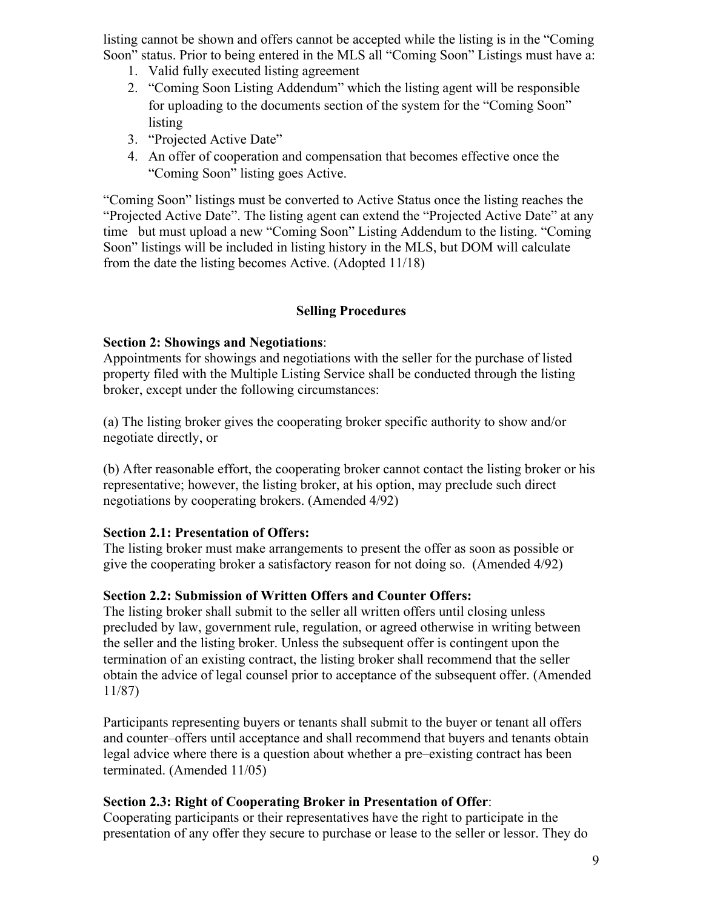listing cannot be shown and offers cannot be accepted while the listing is in the "Coming Soon" status. Prior to being entered in the MLS all "Coming Soon" Listings must have a:

1. Valid fully executed listing agreement
2. "Coming Soon Listing Addendum" which the listing agent will be responsible for uploading to the documents section of the system for the "Coming Soon" listing
3. "Projected Active Date"
4. An offer of cooperation and compensation that becomes effective once the "Coming Soon" listing goes Active.

"Coming Soon" listings must be converted to Active Status once the listing reaches the "Projected Active Date". The listing agent can extend the "Projected Active Date" at any time but must upload a new "Coming Soon" Listing Addendum to the listing. "Coming Soon" listings will be included in listing history in the MLS, but DOM will calculate from the date the listing becomes Active. (Adopted 11/18)

## Selling Procedures

**Section 2: Showings and Negotiations**:
Appointments for showings and negotiations with the seller for the purchase of listed property filed with the Multiple Listing Service shall be conducted through the listing broker, except under the following circumstances:

(a) The listing broker gives the cooperating broker specific authority to show and/or negotiate directly, or

(b) After reasonable effort, the cooperating broker cannot contact the listing broker or his representative; however, the listing broker, at his option, may preclude such direct negotiations by cooperating brokers. (Amended 4/92)

**Section 2.1: Presentation of Offers:**
The listing broker must make arrangements to present the offer as soon as possible or give the cooperating broker a satisfactory reason for not doing so. (Amended 4/92)

**Section 2.2: Submission of Written Offers and Counter Offers:**
The listing broker shall submit to the seller all written offers until closing unless precluded by law, government rule, regulation, or agreed otherwise in writing between the seller and the listing broker. Unless the subsequent offer is contingent upon the termination of an existing contract, the listing broker shall recommend that the seller obtain the advice of legal counsel prior to acceptance of the subsequent offer. (Amended 11/87)

Participants representing buyers or tenants shall submit to the buyer or tenant all offers and counter–offers until acceptance and shall recommend that buyers and tenants obtain legal advice where there is a question about whether a pre–existing contract has been terminated. (Amended 11/05)

**Section 2.3: Right of Cooperating Broker in Presentation of Offer**:
Cooperating participants or their representatives have the right to participate in the presentation of any offer they secure to purchase or lease to the seller or lessor. They do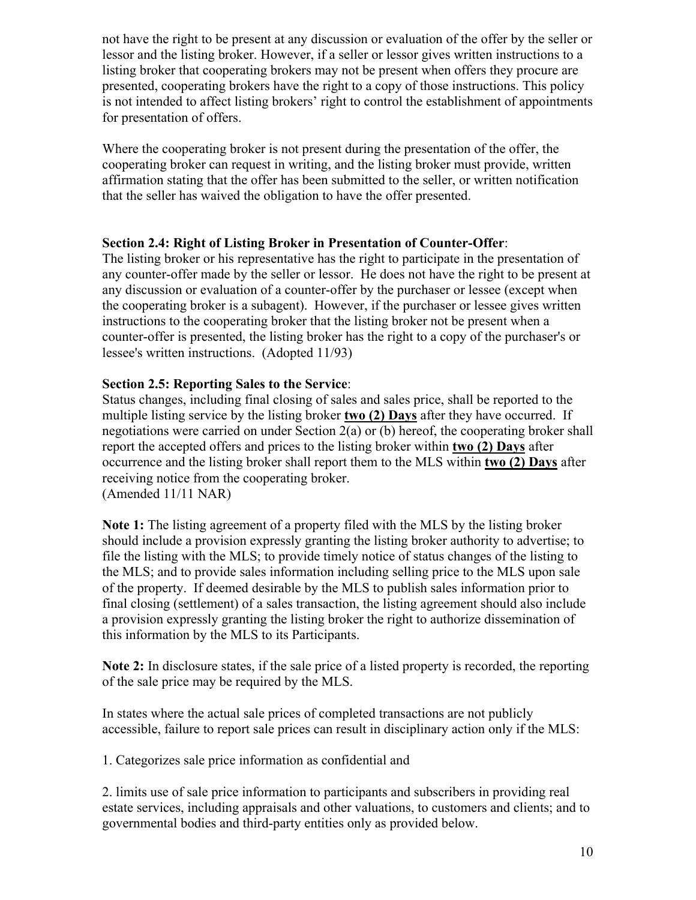not have the right to be present at any discussion or evaluation of the offer by the seller or lessor and the listing broker. However, if a seller or lessor gives written instructions to a listing broker that cooperating brokers may not be present when offers they procure are presented, cooperating brokers have the right to a copy of those instructions. This policy is not intended to affect listing brokers' right to control the establishment of appointments for presentation of offers.

Where the cooperating broker is not present during the presentation of the offer, the cooperating broker can request in writing, and the listing broker must provide, written affirmation stating that the offer has been submitted to the seller, or written notification that the seller has waived the obligation to have the offer presented.

**Section 2.4: Right of Listing Broker in Presentation of Counter-Offer**:
The listing broker or his representative has the right to participate in the presentation of any counter-offer made by the seller or lessor. He does not have the right to be present at any discussion or evaluation of a counter-offer by the purchaser or lessee (except when the cooperating broker is a subagent). However, if the purchaser or lessee gives written instructions to the cooperating broker that the listing broker not be present when a counter-offer is presented, the listing broker has the right to a copy of the purchaser's or lessee's written instructions. (Adopted 11/93)

**Section 2.5: Reporting Sales to the Service**:
Status changes, including final closing of sales and sales price, shall be reported to the multiple listing service by the listing broker **two (2) Days** after they have occurred. If negotiations were carried on under Section 2(a) or (b) hereof, the cooperating broker shall report the accepted offers and prices to the listing broker within **two (2) Days** after occurrence and the listing broker shall report them to the MLS within **two (2) Days** after receiving notice from the cooperating broker.
(Amended 11/11 NAR)

**Note 1:** The listing agreement of a property filed with the MLS by the listing broker should include a provision expressly granting the listing broker authority to advertise; to file the listing with the MLS; to provide timely notice of status changes of the listing to the MLS; and to provide sales information including selling price to the MLS upon sale of the property. If deemed desirable by the MLS to publish sales information prior to final closing (settlement) of a sales transaction, the listing agreement should also include a provision expressly granting the listing broker the right to authorize dissemination of this information by the MLS to its Participants.

**Note 2:** In disclosure states, if the sale price of a listed property is recorded, the reporting of the sale price may be required by the MLS.

In states where the actual sale prices of completed transactions are not publicly accessible, failure to report sale prices can result in disciplinary action only if the MLS:

1. Categorizes sale price information as confidential and

2. limits use of sale price information to participants and subscribers in providing real estate services, including appraisals and other valuations, to customers and clients; and to governmental bodies and third-party entities only as provided below.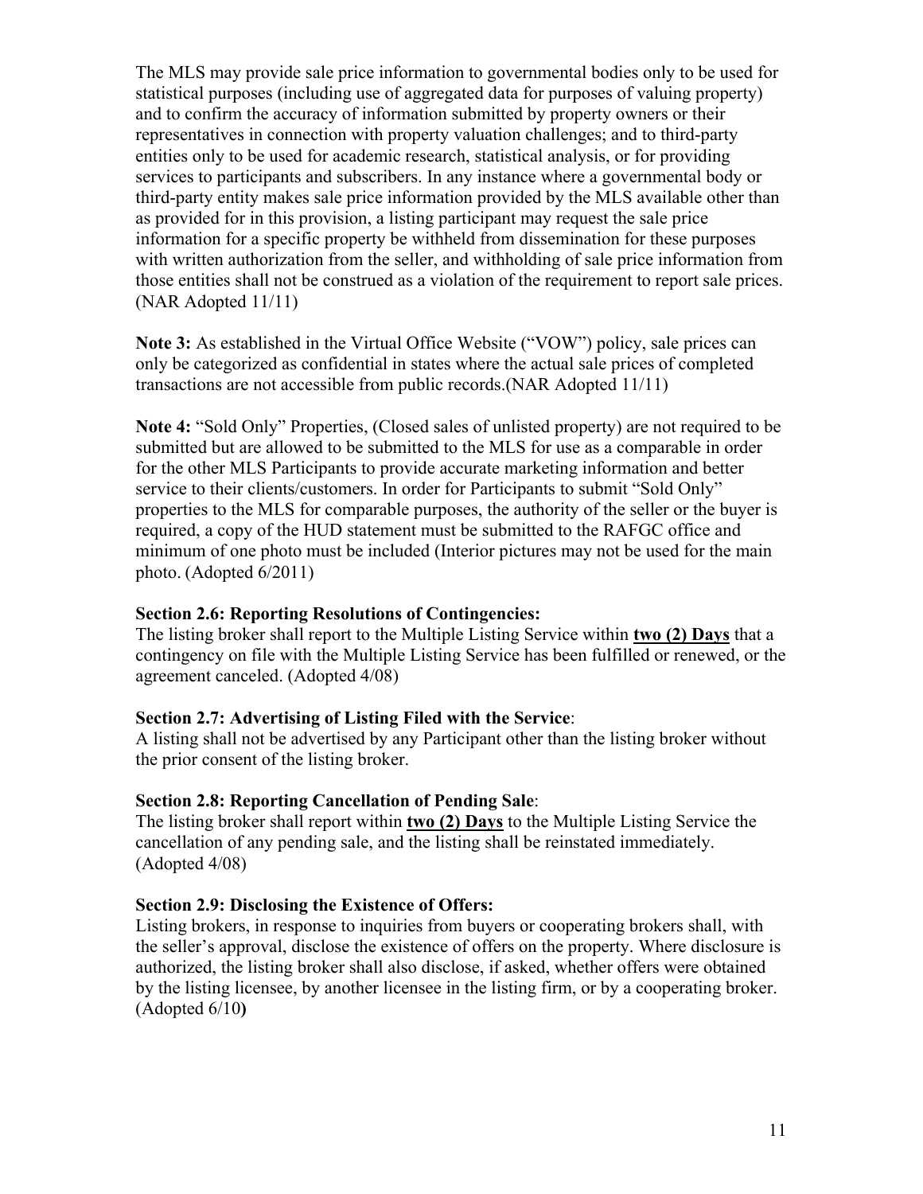The MLS may provide sale price information to governmental bodies only to be used for statistical purposes (including use of aggregated data for purposes of valuing property) and to confirm the accuracy of information submitted by property owners or their representatives in connection with property valuation challenges; and to third-party entities only to be used for academic research, statistical analysis, or for providing services to participants and subscribers. In any instance where a governmental body or third-party entity makes sale price information provided by the MLS available other than as provided for in this provision, a listing participant may request the sale price information for a specific property be withheld from dissemination for these purposes with written authorization from the seller, and withholding of sale price information from those entities shall not be construed as a violation of the requirement to report sale prices. (NAR Adopted 11/11)

**Note 3:** As established in the Virtual Office Website ("VOW") policy, sale prices can only be categorized as confidential in states where the actual sale prices of completed transactions are not accessible from public records.(NAR Adopted 11/11)

**Note 4:** "Sold Only" Properties, (Closed sales of unlisted property) are not required to be submitted but are allowed to be submitted to the MLS for use as a comparable in order for the other MLS Participants to provide accurate marketing information and better service to their clients/customers. In order for Participants to submit "Sold Only" properties to the MLS for comparable purposes, the authority of the seller or the buyer is required, a copy of the HUD statement must be submitted to the RAFGC office and minimum of one photo must be included (Interior pictures may not be used for the main photo. (Adopted 6/2011)

**Section 2.6: Reporting Resolutions of Contingencies:**
The listing broker shall report to the Multiple Listing Service within **two (2) Days** that a contingency on file with the Multiple Listing Service has been fulfilled or renewed, or the agreement canceled. (Adopted 4/08)

**Section 2.7: Advertising of Listing Filed with the Service**:
A listing shall not be advertised by any Participant other than the listing broker without the prior consent of the listing broker.

**Section 2.8: Reporting Cancellation of Pending Sale**:
The listing broker shall report within **two (2) Days** to the Multiple Listing Service the cancellation of any pending sale, and the listing shall be reinstated immediately. (Adopted 4/08)

**Section 2.9: Disclosing the Existence of Offers:**
Listing brokers, in response to inquiries from buyers or cooperating brokers shall, with the seller's approval, disclose the existence of offers on the property. Where disclosure is authorized, the listing broker shall also disclose, if asked, whether offers were obtained by the listing licensee, by another licensee in the listing firm, or by a cooperating broker. (Adopted 6/10)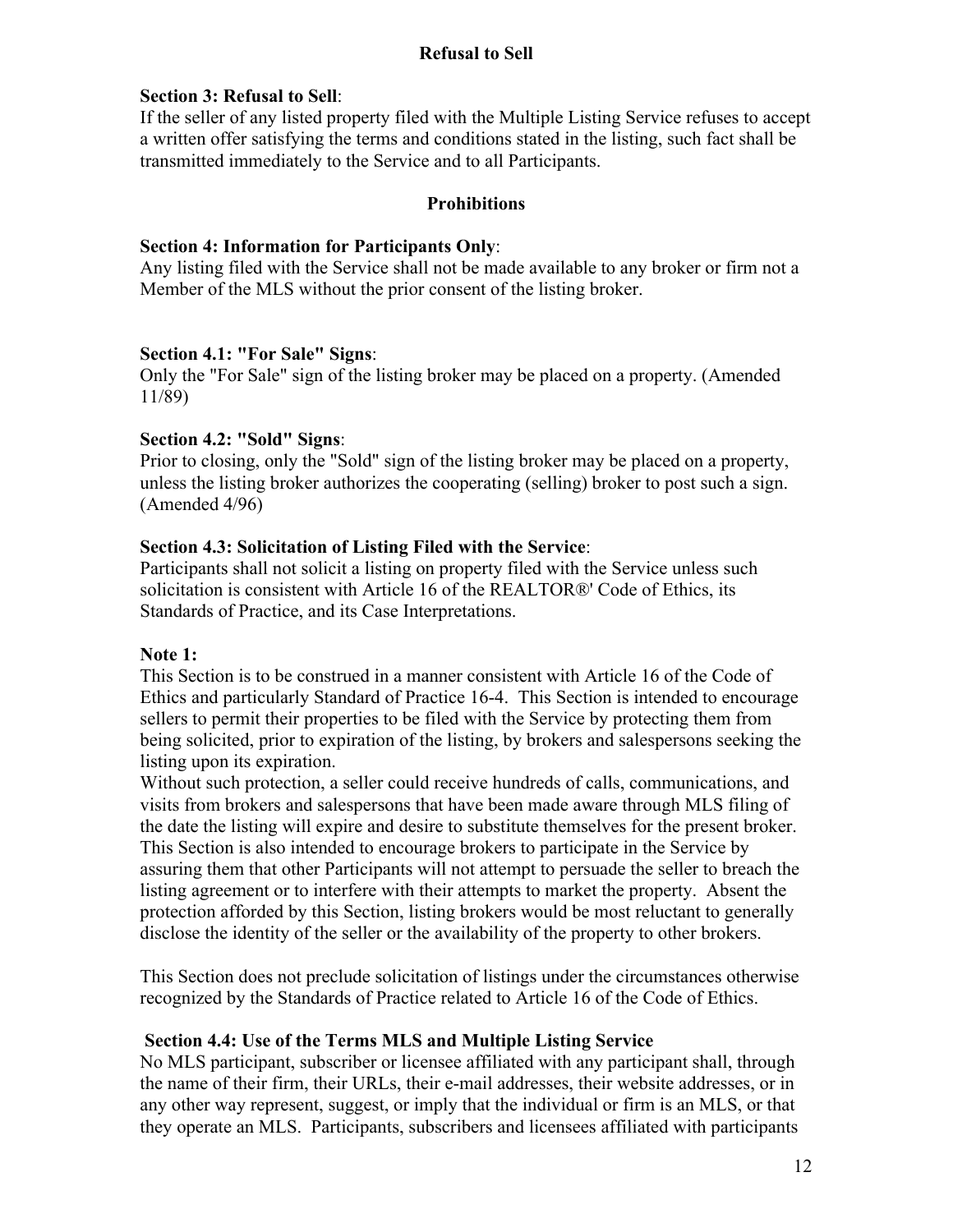## Refusal to Sell

**Section 3: Refusal to Sell**:
If the seller of any listed property filed with the Multiple Listing Service refuses to accept a written offer satisfying the terms and conditions stated in the listing, such fact shall be transmitted immediately to the Service and to all Participants.

## Prohibitions

**Section 4: Information for Participants Only**:
Any listing filed with the Service shall not be made available to any broker or firm not a Member of the MLS without the prior consent of the listing broker.

**Section 4.1: "For Sale" Signs**:
Only the "For Sale" sign of the listing broker may be placed on a property. (Amended 11/89)

**Section 4.2: "Sold" Signs**:
Prior to closing, only the "Sold" sign of the listing broker may be placed on a property, unless the listing broker authorizes the cooperating (selling) broker to post such a sign. (Amended 4/96)

**Section 4.3: Solicitation of Listing Filed with the Service**:
Participants shall not solicit a listing on property filed with the Service unless such solicitation is consistent with Article 16 of the REALTOR®' Code of Ethics, its Standards of Practice, and its Case Interpretations.

**Note 1:**
This Section is to be construed in a manner consistent with Article 16 of the Code of Ethics and particularly Standard of Practice 16-4. This Section is intended to encourage sellers to permit their properties to be filed with the Service by protecting them from being solicited, prior to expiration of the listing, by brokers and salespersons seeking the listing upon its expiration.
Without such protection, a seller could receive hundreds of calls, communications, and visits from brokers and salespersons that have been made aware through MLS filing of the date the listing will expire and desire to substitute themselves for the present broker. This Section is also intended to encourage brokers to participate in the Service by assuring them that other Participants will not attempt to persuade the seller to breach the listing agreement or to interfere with their attempts to market the property. Absent the protection afforded by this Section, listing brokers would be most reluctant to generally disclose the identity of the seller or the availability of the property to other brokers.

This Section does not preclude solicitation of listings under the circumstances otherwise recognized by the Standards of Practice related to Article 16 of the Code of Ethics.

**Section 4.4: Use of the Terms MLS and Multiple Listing Service**
No MLS participant, subscriber or licensee affiliated with any participant shall, through the name of their firm, their URLs, their e-mail addresses, their website addresses, or in any other way represent, suggest, or imply that the individual or firm is an MLS, or that they operate an MLS. Participants, subscribers and licensees affiliated with participants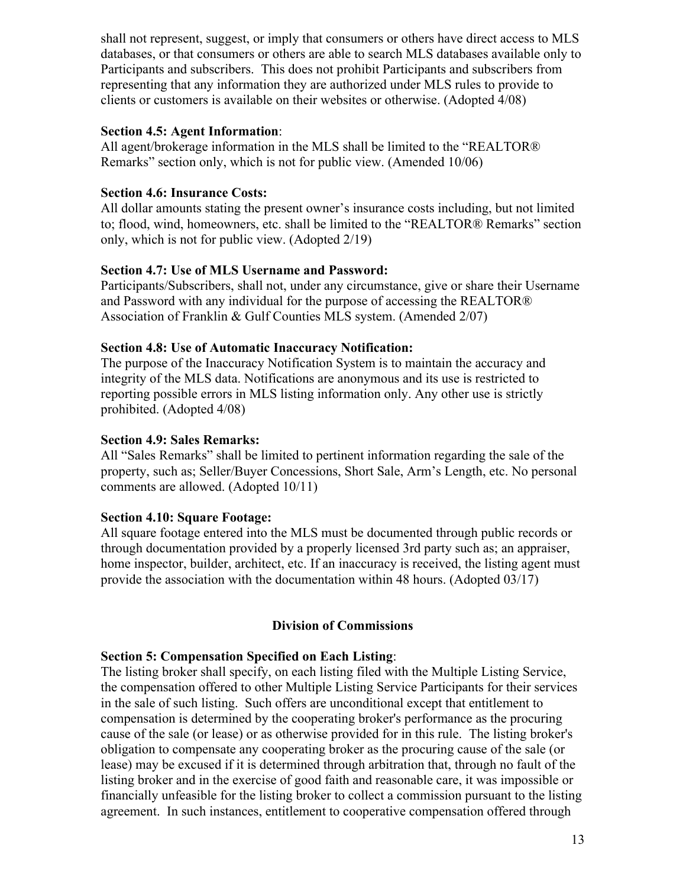shall not represent, suggest, or imply that consumers or others have direct access to MLS databases, or that consumers or others are able to search MLS databases available only to Participants and subscribers. This does not prohibit Participants and subscribers from representing that any information they are authorized under MLS rules to provide to clients or customers is available on their websites or otherwise. (Adopted 4/08)

**Section 4.5: Agent Information**:
All agent/brokerage information in the MLS shall be limited to the "REALTOR® Remarks" section only, which is not for public view. (Amended 10/06)

**Section 4.6: Insurance Costs:**
All dollar amounts stating the present owner's insurance costs including, but not limited to; flood, wind, homeowners, etc. shall be limited to the "REALTOR® Remarks" section only, which is not for public view. (Adopted 2/19)

**Section 4.7: Use of MLS Username and Password:**
Participants/Subscribers, shall not, under any circumstance, give or share their Username and Password with any individual for the purpose of accessing the REALTOR® Association of Franklin & Gulf Counties MLS system. (Amended 2/07)

**Section 4.8: Use of Automatic Inaccuracy Notification:**
The purpose of the Inaccuracy Notification System is to maintain the accuracy and integrity of the MLS data. Notifications are anonymous and its use is restricted to reporting possible errors in MLS listing information only. Any other use is strictly prohibited. (Adopted 4/08)

**Section 4.9: Sales Remarks:**
All "Sales Remarks" shall be limited to pertinent information regarding the sale of the property, such as; Seller/Buyer Concessions, Short Sale, Arm's Length, etc. No personal comments are allowed. (Adopted 10/11)

**Section 4.10: Square Footage:**
All square footage entered into the MLS must be documented through public records or through documentation provided by a properly licensed 3rd party such as; an appraiser, home inspector, builder, architect, etc. If an inaccuracy is received, the listing agent must provide the association with the documentation within 48 hours. (Adopted 03/17)

## Division of Commissions

**Section 5: Compensation Specified on Each Listing**:
The listing broker shall specify, on each listing filed with the Multiple Listing Service, the compensation offered to other Multiple Listing Service Participants for their services in the sale of such listing. Such offers are unconditional except that entitlement to compensation is determined by the cooperating broker's performance as the procuring cause of the sale (or lease) or as otherwise provided for in this rule. The listing broker's obligation to compensate any cooperating broker as the procuring cause of the sale (or lease) may be excused if it is determined through arbitration that, through no fault of the listing broker and in the exercise of good faith and reasonable care, it was impossible or financially unfeasible for the listing broker to collect a commission pursuant to the listing agreement. In such instances, entitlement to cooperative compensation offered through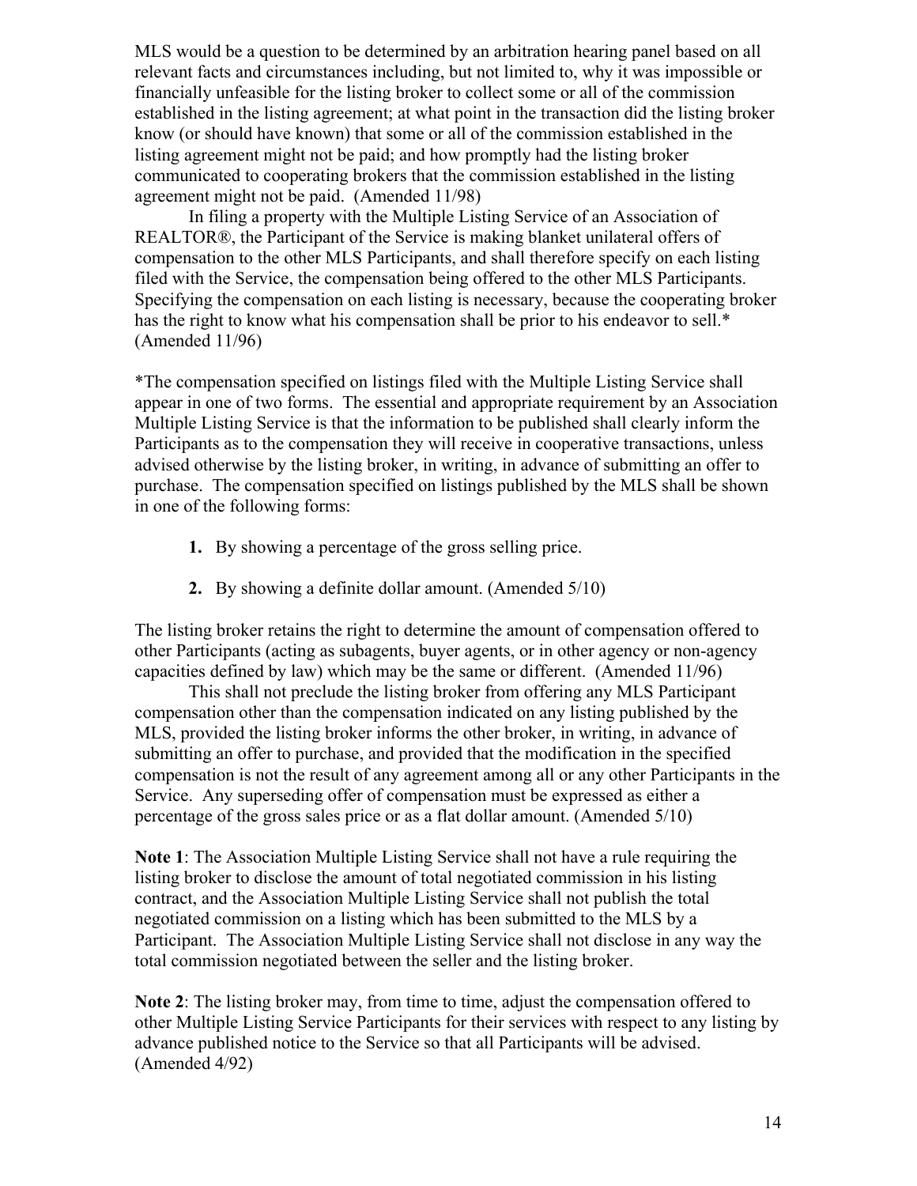MLS would be a question to be determined by an arbitration hearing panel based on all relevant facts and circumstances including, but not limited to, why it was impossible or financially unfeasible for the listing broker to collect some or all of the commission established in the listing agreement; at what point in the transaction did the listing broker know (or should have known) that some or all of the commission established in the listing agreement might not be paid; and how promptly had the listing broker communicated to cooperating brokers that the commission established in the listing agreement might not be paid. (Amended 11/98)

In filing a property with the Multiple Listing Service of an Association of REALTOR®, the Participant of the Service is making blanket unilateral offers of compensation to the other MLS Participants, and shall therefore specify on each listing filed with the Service, the compensation being offered to the other MLS Participants. Specifying the compensation on each listing is necessary, because the cooperating broker has the right to know what his compensation shall be prior to his endeavor to sell.* (Amended 11/96)

*The compensation specified on listings filed with the Multiple Listing Service shall appear in one of two forms. The essential and appropriate requirement by an Association Multiple Listing Service is that the information to be published shall clearly inform the Participants as to the compensation they will receive in cooperative transactions, unless advised otherwise by the listing broker, in writing, in advance of submitting an offer to purchase. The compensation specified on listings published by the MLS shall be shown in one of the following forms:

1. By showing a percentage of the gross selling price.
2. By showing a definite dollar amount. (Amended 5/10)

The listing broker retains the right to determine the amount of compensation offered to other Participants (acting as subagents, buyer agents, or in other agency or non-agency capacities defined by law) which may be the same or different. (Amended 11/96)

This shall not preclude the listing broker from offering any MLS Participant compensation other than the compensation indicated on any listing published by the MLS, provided the listing broker informs the other broker, in writing, in advance of submitting an offer to purchase, and provided that the modification in the specified compensation is not the result of any agreement among all or any other Participants in the Service. Any superseding offer of compensation must be expressed as either a percentage of the gross sales price or as a flat dollar amount. (Amended 5/10)

**Note 1**: The Association Multiple Listing Service shall not have a rule requiring the listing broker to disclose the amount of total negotiated commission in his listing contract, and the Association Multiple Listing Service shall not publish the total negotiated commission on a listing which has been submitted to the MLS by a Participant. The Association Multiple Listing Service shall not disclose in any way the total commission negotiated between the seller and the listing broker.

**Note 2**: The listing broker may, from time to time, adjust the compensation offered to other Multiple Listing Service Participants for their services with respect to any listing by advance published notice to the Service so that all Participants will be advised. (Amended 4/92)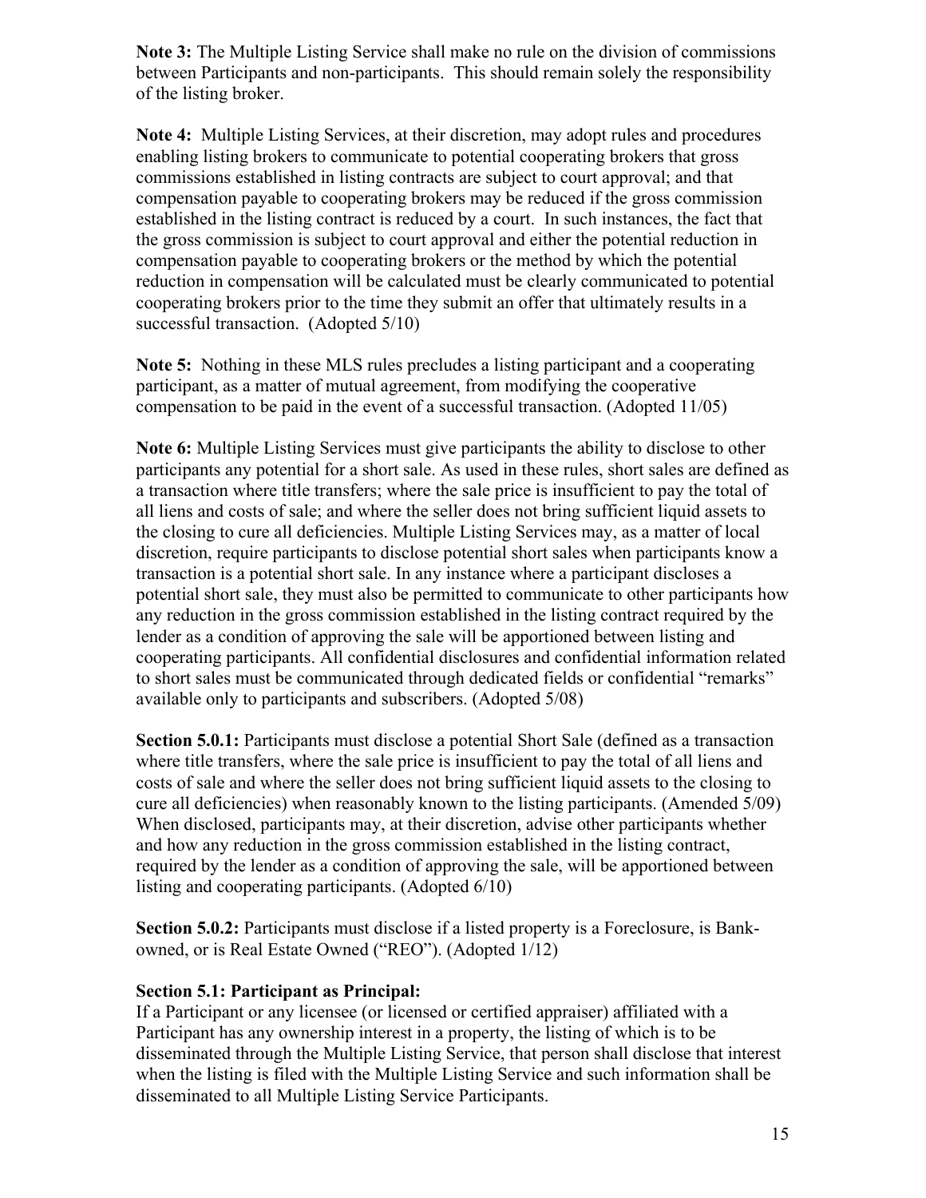**Note 3:** The Multiple Listing Service shall make no rule on the division of commissions between Participants and non-participants. This should remain solely the responsibility of the listing broker.

**Note 4:** Multiple Listing Services, at their discretion, may adopt rules and procedures enabling listing brokers to communicate to potential cooperating brokers that gross commissions established in listing contracts are subject to court approval; and that compensation payable to cooperating brokers may be reduced if the gross commission established in the listing contract is reduced by a court. In such instances, the fact that the gross commission is subject to court approval and either the potential reduction in compensation payable to cooperating brokers or the method by which the potential reduction in compensation will be calculated must be clearly communicated to potential cooperating brokers prior to the time they submit an offer that ultimately results in a successful transaction. (Adopted 5/10)

**Note 5:** Nothing in these MLS rules precludes a listing participant and a cooperating participant, as a matter of mutual agreement, from modifying the cooperative compensation to be paid in the event of a successful transaction. (Adopted 11/05)

**Note 6:** Multiple Listing Services must give participants the ability to disclose to other participants any potential for a short sale. As used in these rules, short sales are defined as a transaction where title transfers; where the sale price is insufficient to pay the total of all liens and costs of sale; and where the seller does not bring sufficient liquid assets to the closing to cure all deficiencies. Multiple Listing Services may, as a matter of local discretion, require participants to disclose potential short sales when participants know a transaction is a potential short sale. In any instance where a participant discloses a potential short sale, they must also be permitted to communicate to other participants how any reduction in the gross commission established in the listing contract required by the lender as a condition of approving the sale will be apportioned between listing and cooperating participants. All confidential disclosures and confidential information related to short sales must be communicated through dedicated fields or confidential "remarks" available only to participants and subscribers. (Adopted 5/08)

**Section 5.0.1:** Participants must disclose a potential Short Sale (defined as a transaction where title transfers, where the sale price is insufficient to pay the total of all liens and costs of sale and where the seller does not bring sufficient liquid assets to the closing to cure all deficiencies) when reasonably known to the listing participants. (Amended 5/09) When disclosed, participants may, at their discretion, advise other participants whether and how any reduction in the gross commission established in the listing contract, required by the lender as a condition of approving the sale, will be apportioned between listing and cooperating participants. (Adopted 6/10)

**Section 5.0.2:** Participants must disclose if a listed property is a Foreclosure, is Bank-owned, or is Real Estate Owned ("REO"). (Adopted 1/12)

**Section 5.1: Participant as Principal:**
If a Participant or any licensee (or licensed or certified appraiser) affiliated with a Participant has any ownership interest in a property, the listing of which is to be disseminated through the Multiple Listing Service, that person shall disclose that interest when the listing is filed with the Multiple Listing Service and such information shall be disseminated to all Multiple Listing Service Participants.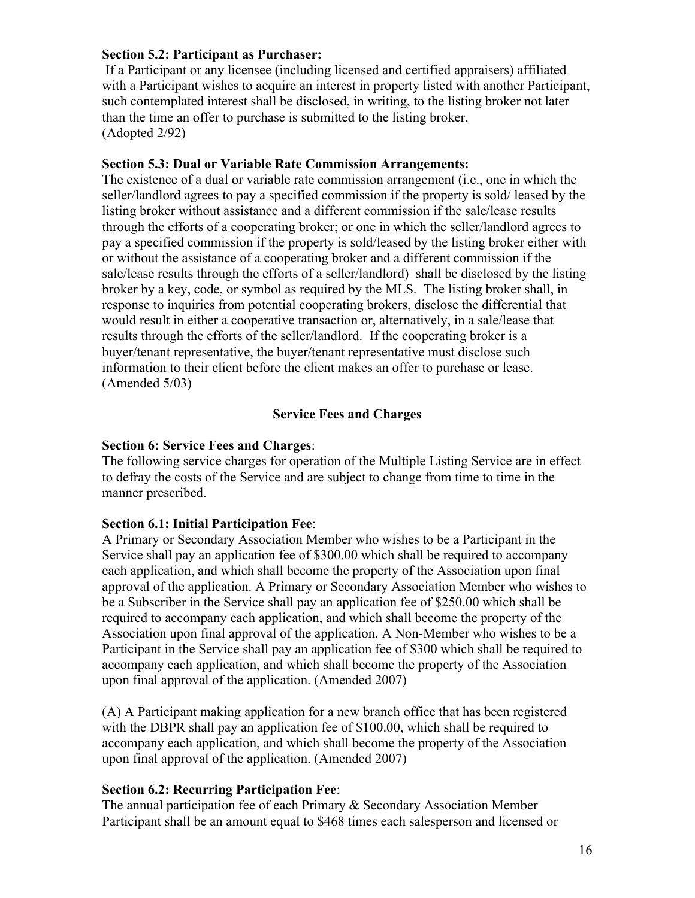**Section 5.2: Participant as Purchaser:**

If a Participant or any licensee (including licensed and certified appraisers) affiliated with a Participant wishes to acquire an interest in property listed with another Participant, such contemplated interest shall be disclosed, in writing, to the listing broker not later than the time an offer to purchase is submitted to the listing broker.
(Adopted 2/92)

**Section 5.3: Dual or Variable Rate Commission Arrangements:**

The existence of a dual or variable rate commission arrangement (i.e., one in which the seller/landlord agrees to pay a specified commission if the property is sold/ leased by the listing broker without assistance and a different commission if the sale/lease results through the efforts of a cooperating broker; or one in which the seller/landlord agrees to pay a specified commission if the property is sold/leased by the listing broker either with or without the assistance of a cooperating broker and a different commission if the sale/lease results through the efforts of a seller/landlord) shall be disclosed by the listing broker by a key, code, or symbol as required by the MLS. The listing broker shall, in response to inquiries from potential cooperating brokers, disclose the differential that would result in either a cooperative transaction or, alternatively, in a sale/lease that results through the efforts of the seller/landlord. If the cooperating broker is a buyer/tenant representative, the buyer/tenant representative must disclose such information to their client before the client makes an offer to purchase or lease.
(Amended 5/03)

## Service Fees and Charges

**Section 6: Service Fees and Charges**:

The following service charges for operation of the Multiple Listing Service are in effect to defray the costs of the Service and are subject to change from time to time in the manner prescribed.

**Section 6.1: Initial Participation Fee**:

A Primary or Secondary Association Member who wishes to be a Participant in the Service shall pay an application fee of $300.00 which shall be required to accompany each application, and which shall become the property of the Association upon final approval of the application. A Primary or Secondary Association Member who wishes to be a Subscriber in the Service shall pay an application fee of $250.00 which shall be required to accompany each application, and which shall become the property of the Association upon final approval of the application. A Non-Member who wishes to be a Participant in the Service shall pay an application fee of $300 which shall be required to accompany each application, and which shall become the property of the Association upon final approval of the application. (Amended 2007)

(A) A Participant making application for a new branch office that has been registered with the DBPR shall pay an application fee of $100.00, which shall be required to accompany each application, and which shall become the property of the Association upon final approval of the application. (Amended 2007)

**Section 6.2: Recurring Participation Fee**:

The annual participation fee of each Primary & Secondary Association Member Participant shall be an amount equal to $468 times each salesperson and licensed or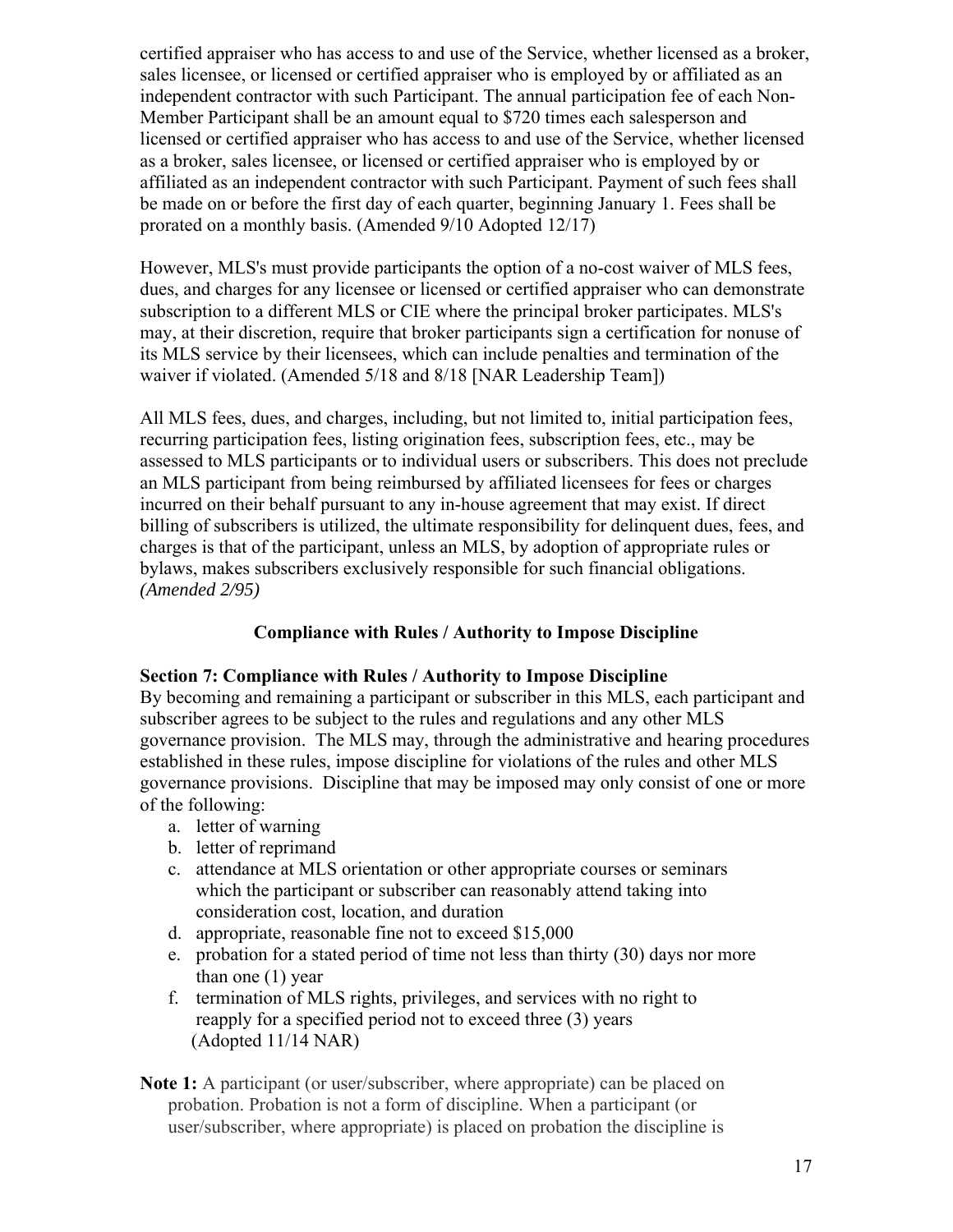certified appraiser who has access to and use of the Service, whether licensed as a broker, sales licensee, or licensed or certified appraiser who is employed by or affiliated as an independent contractor with such Participant. The annual participation fee of each Non-Member Participant shall be an amount equal to $720 times each salesperson and licensed or certified appraiser who has access to and use of the Service, whether licensed as a broker, sales licensee, or licensed or certified appraiser who is employed by or affiliated as an independent contractor with such Participant. Payment of such fees shall be made on or before the first day of each quarter, beginning January 1. Fees shall be prorated on a monthly basis. (Amended 9/10 Adopted 12/17)

However, MLS's must provide participants the option of a no-cost waiver of MLS fees, dues, and charges for any licensee or licensed or certified appraiser who can demonstrate subscription to a different MLS or CIE where the principal broker participates. MLS's may, at their discretion, require that broker participants sign a certification for nonuse of its MLS service by their licensees, which can include penalties and termination of the waiver if violated. (Amended 5/18 and 8/18 [NAR Leadership Team])

All MLS fees, dues, and charges, including, but not limited to, initial participation fees, recurring participation fees, listing origination fees, subscription fees, etc., may be assessed to MLS participants or to individual users or subscribers. This does not preclude an MLS participant from being reimbursed by affiliated licensees for fees or charges incurred on their behalf pursuant to any in-house agreement that may exist. If direct billing of subscribers is utilized, the ultimate responsibility for delinquent dues, fees, and charges is that of the participant, unless an MLS, by adoption of appropriate rules or bylaws, makes subscribers exclusively responsible for such financial obligations. *(Amended 2/95)*

## Compliance with Rules / Authority to Impose Discipline

### Section 7: Compliance with Rules / Authority to Impose Discipline

By becoming and remaining a participant or subscriber in this MLS, each participant and subscriber agrees to be subject to the rules and regulations and any other MLS governance provision. The MLS may, through the administrative and hearing procedures established in these rules, impose discipline for violations of the rules and other MLS governance provisions. Discipline that may be imposed may only consist of one or more of the following:

a. letter of warning
b. letter of reprimand
c. attendance at MLS orientation or other appropriate courses or seminars which the participant or subscriber can reasonably attend taking into consideration cost, location, and duration
d. appropriate, reasonable fine not to exceed $15,000
e. probation for a stated period of time not less than thirty (30) days nor more than one (1) year
f. termination of MLS rights, privileges, and services with no right to reapply for a specified period not to exceed three (3) years
(Adopted 11/14 NAR)

**Note 1:** A participant (or user/subscriber, where appropriate) can be placed on probation. Probation is not a form of discipline. When a participant (or user/subscriber, where appropriate) is placed on probation the discipline is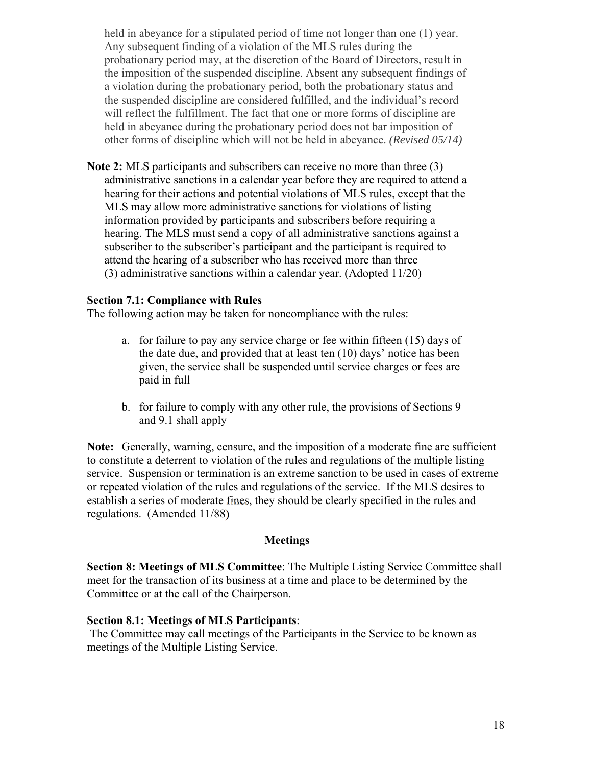held in abeyance for a stipulated period of time not longer than one (1) year. Any subsequent finding of a violation of the MLS rules during the probationary period may, at the discretion of the Board of Directors, result in the imposition of the suspended discipline. Absent any subsequent findings of a violation during the probationary period, both the probationary status and the suspended discipline are considered fulfilled, and the individual's record will reflect the fulfillment. The fact that one or more forms of discipline are held in abeyance during the probationary period does not bar imposition of other forms of discipline which will not be held in abeyance. *(Revised 05/14)*

**Note 2:** MLS participants and subscribers can receive no more than three (3) administrative sanctions in a calendar year before they are required to attend a hearing for their actions and potential violations of MLS rules, except that the MLS may allow more administrative sanctions for violations of listing information provided by participants and subscribers before requiring a hearing. The MLS must send a copy of all administrative sanctions against a subscriber to the subscriber's participant and the participant is required to attend the hearing of a subscriber who has received more than three (3) administrative sanctions within a calendar year. (Adopted 11/20)

**Section 7.1: Compliance with Rules**

The following action may be taken for noncompliance with the rules:

a. for failure to pay any service charge or fee within fifteen (15) days of the date due, and provided that at least ten (10) days' notice has been given, the service shall be suspended until service charges or fees are paid in full

b. for failure to comply with any other rule, the provisions of Sections 9 and 9.1 shall apply

**Note:** Generally, warning, censure, and the imposition of a moderate fine are sufficient to constitute a deterrent to violation of the rules and regulations of the multiple listing service. Suspension or termination is an extreme sanction to be used in cases of extreme or repeated violation of the rules and regulations of the service. If the MLS desires to establish a series of moderate fines, they should be clearly specified in the rules and regulations. (Amended 11/88)

## Meetings

**Section 8: Meetings of MLS Committee**: The Multiple Listing Service Committee shall meet for the transaction of its business at a time and place to be determined by the Committee or at the call of the Chairperson.

**Section 8.1: Meetings of MLS Participants**:

The Committee may call meetings of the Participants in the Service to be known as meetings of the Multiple Listing Service.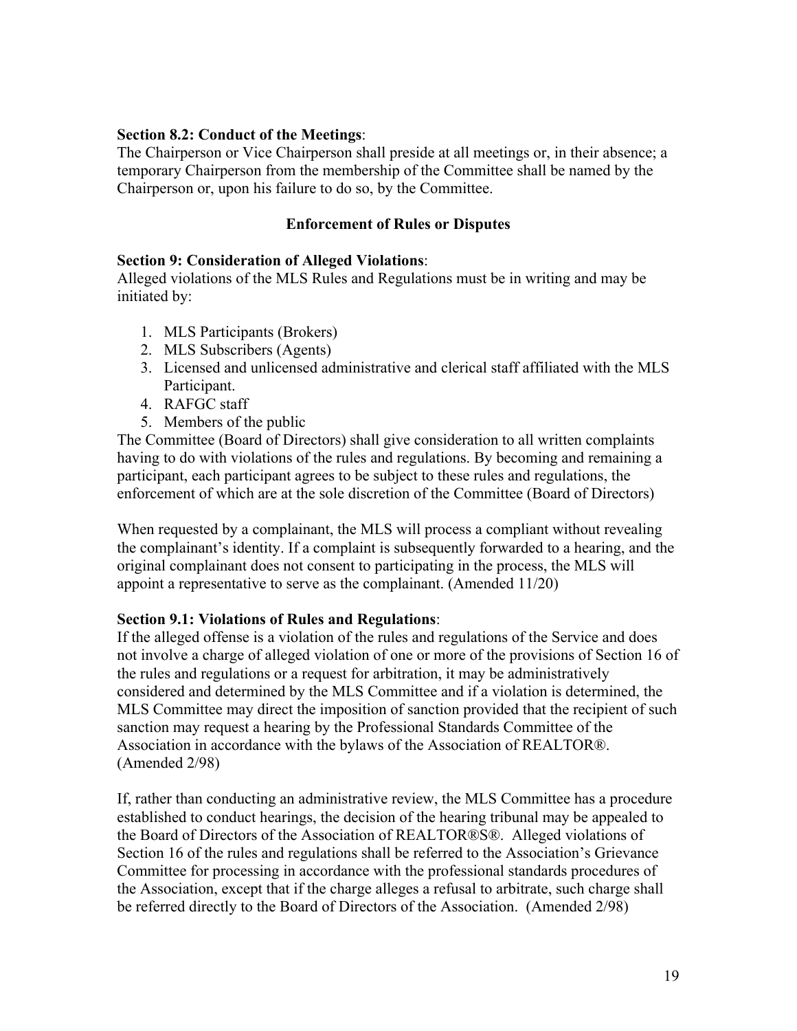**Section 8.2: Conduct of the Meetings**:
The Chairperson or Vice Chairperson shall preside at all meetings or, in their absence; a temporary Chairperson from the membership of the Committee shall be named by the Chairperson or, upon his failure to do so, by the Committee.

## Enforcement of Rules or Disputes

**Section 9: Consideration of Alleged Violations**:
Alleged violations of the MLS Rules and Regulations must be in writing and may be initiated by:

1. MLS Participants (Brokers)
2. MLS Subscribers (Agents)
3. Licensed and unlicensed administrative and clerical staff affiliated with the MLS Participant.
4. RAFGC staff
5. Members of the public

The Committee (Board of Directors) shall give consideration to all written complaints having to do with violations of the rules and regulations. By becoming and remaining a participant, each participant agrees to be subject to these rules and regulations, the enforcement of which are at the sole discretion of the Committee (Board of Directors)

When requested by a complainant, the MLS will process a compliant without revealing the complainant's identity. If a complaint is subsequently forwarded to a hearing, and the original complainant does not consent to participating in the process, the MLS will appoint a representative to serve as the complainant. (Amended 11/20)

**Section 9.1: Violations of Rules and Regulations**:
If the alleged offense is a violation of the rules and regulations of the Service and does not involve a charge of alleged violation of one or more of the provisions of Section 16 of the rules and regulations or a request for arbitration, it may be administratively considered and determined by the MLS Committee and if a violation is determined, the MLS Committee may direct the imposition of sanction provided that the recipient of such sanction may request a hearing by the Professional Standards Committee of the Association in accordance with the bylaws of the Association of REALTOR®. (Amended 2/98)

If, rather than conducting an administrative review, the MLS Committee has a procedure established to conduct hearings, the decision of the hearing tribunal may be appealed to the Board of Directors of the Association of REALTOR®S®. Alleged violations of Section 16 of the rules and regulations shall be referred to the Association's Grievance Committee for processing in accordance with the professional standards procedures of the Association, except that if the charge alleges a refusal to arbitrate, such charge shall be referred directly to the Board of Directors of the Association. (Amended 2/98)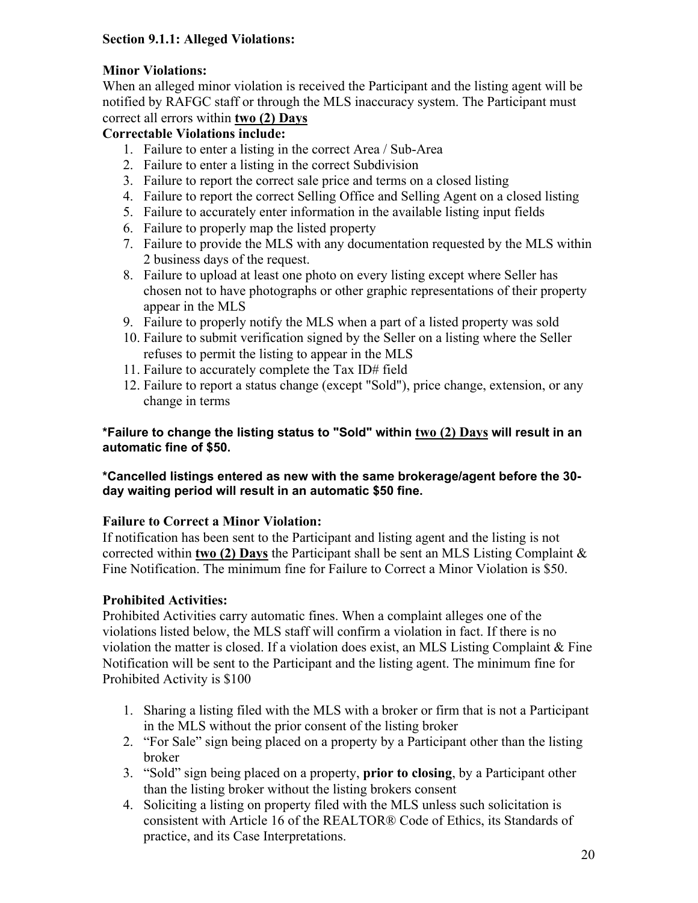**Section 9.1.1: Alleged Violations:**

**Minor Violations:**
When an alleged minor violation is received the Participant and the listing agent will be notified by RAFGC staff or through the MLS inaccuracy system. The Participant must correct all errors within **two (2) Days**

**Correctable Violations include:**

1. Failure to enter a listing in the correct Area / Sub-Area
2. Failure to enter a listing in the correct Subdivision
3. Failure to report the correct sale price and terms on a closed listing
4. Failure to report the correct Selling Office and Selling Agent on a closed listing
5. Failure to accurately enter information in the available listing input fields
6. Failure to properly map the listed property
7. Failure to provide the MLS with any documentation requested by the MLS within 2 business days of the request.
8. Failure to upload at least one photo on every listing except where Seller has chosen not to have photographs or other graphic representations of their property appear in the MLS
9. Failure to properly notify the MLS when a part of a listed property was sold
10. Failure to submit verification signed by the Seller on a listing where the Seller refuses to permit the listing to appear in the MLS
11. Failure to accurately complete the Tax ID# field
12. Failure to report a status change (except "Sold"), price change, extension, or any change in terms

**\*Failure to change the listing status to "Sold" within two (2) Days will result in an automatic fine of $50.**

**\*Cancelled listings entered as new with the same brokerage/agent before the 30-day waiting period will result in an automatic $50 fine.**

**Failure to Correct a Minor Violation:**
If notification has been sent to the Participant and listing agent and the listing is not corrected within **two (2) Days** the Participant shall be sent an MLS Listing Complaint & Fine Notification. The minimum fine for Failure to Correct a Minor Violation is $50.

**Prohibited Activities:**
Prohibited Activities carry automatic fines. When a complaint alleges one of the violations listed below, the MLS staff will confirm a violation in fact. If there is no violation the matter is closed. If a violation does exist, an MLS Listing Complaint & Fine Notification will be sent to the Participant and the listing agent. The minimum fine for Prohibited Activity is $100

1. Sharing a listing filed with the MLS with a broker or firm that is not a Participant in the MLS without the prior consent of the listing broker
2. "For Sale" sign being placed on a property by a Participant other than the listing broker
3. "Sold" sign being placed on a property, **prior to closing**, by a Participant other than the listing broker without the listing brokers consent
4. Soliciting a listing on property filed with the MLS unless such solicitation is consistent with Article 16 of the REALTOR® Code of Ethics, its Standards of practice, and its Case Interpretations.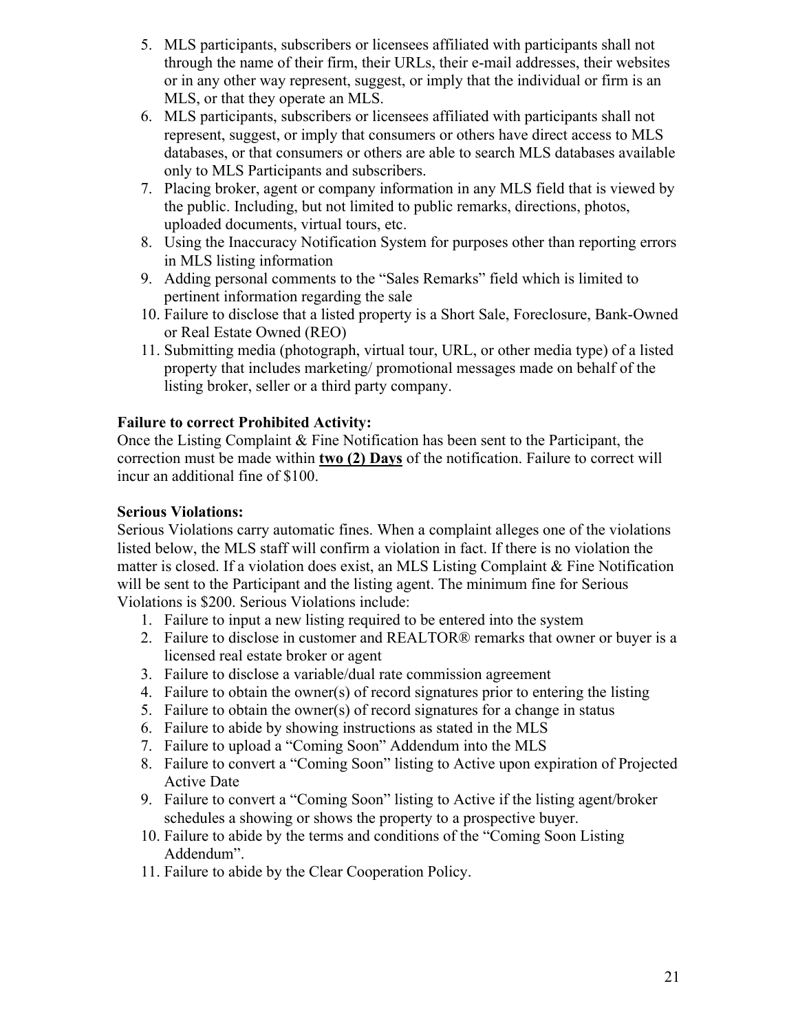5. MLS participants, subscribers or licensees affiliated with participants shall not through the name of their firm, their URLs, their e-mail addresses, their websites or in any other way represent, suggest, or imply that the individual or firm is an MLS, or that they operate an MLS.
6. MLS participants, subscribers or licensees affiliated with participants shall not represent, suggest, or imply that consumers or others have direct access to MLS databases, or that consumers or others are able to search MLS databases available only to MLS Participants and subscribers.
7. Placing broker, agent or company information in any MLS field that is viewed by the public. Including, but not limited to public remarks, directions, photos, uploaded documents, virtual tours, etc.
8. Using the Inaccuracy Notification System for purposes other than reporting errors in MLS listing information
9. Adding personal comments to the "Sales Remarks" field which is limited to pertinent information regarding the sale
10. Failure to disclose that a listed property is a Short Sale, Foreclosure, Bank-Owned or Real Estate Owned (REO)
11. Submitting media (photograph, virtual tour, URL, or other media type) of a listed property that includes marketing/ promotional messages made on behalf of the listing broker, seller or a third party company.

**Failure to correct Prohibited Activity:**
Once the Listing Complaint & Fine Notification has been sent to the Participant, the correction must be made within **two (2) Days** of the notification. Failure to correct will incur an additional fine of $100.

**Serious Violations:**
Serious Violations carry automatic fines. When a complaint alleges one of the violations listed below, the MLS staff will confirm a violation in fact. If there is no violation the matter is closed. If a violation does exist, an MLS Listing Complaint & Fine Notification will be sent to the Participant and the listing agent. The minimum fine for Serious Violations is $200. Serious Violations include:

1. Failure to input a new listing required to be entered into the system
2. Failure to disclose in customer and REALTOR® remarks that owner or buyer is a licensed real estate broker or agent
3. Failure to disclose a variable/dual rate commission agreement
4. Failure to obtain the owner(s) of record signatures prior to entering the listing
5. Failure to obtain the owner(s) of record signatures for a change in status
6. Failure to abide by showing instructions as stated in the MLS
7. Failure to upload a "Coming Soon" Addendum into the MLS
8. Failure to convert a "Coming Soon" listing to Active upon expiration of Projected Active Date
9. Failure to convert a "Coming Soon" listing to Active if the listing agent/broker schedules a showing or shows the property to a prospective buyer.
10. Failure to abide by the terms and conditions of the "Coming Soon Listing Addendum".
11. Failure to abide by the Clear Cooperation Policy.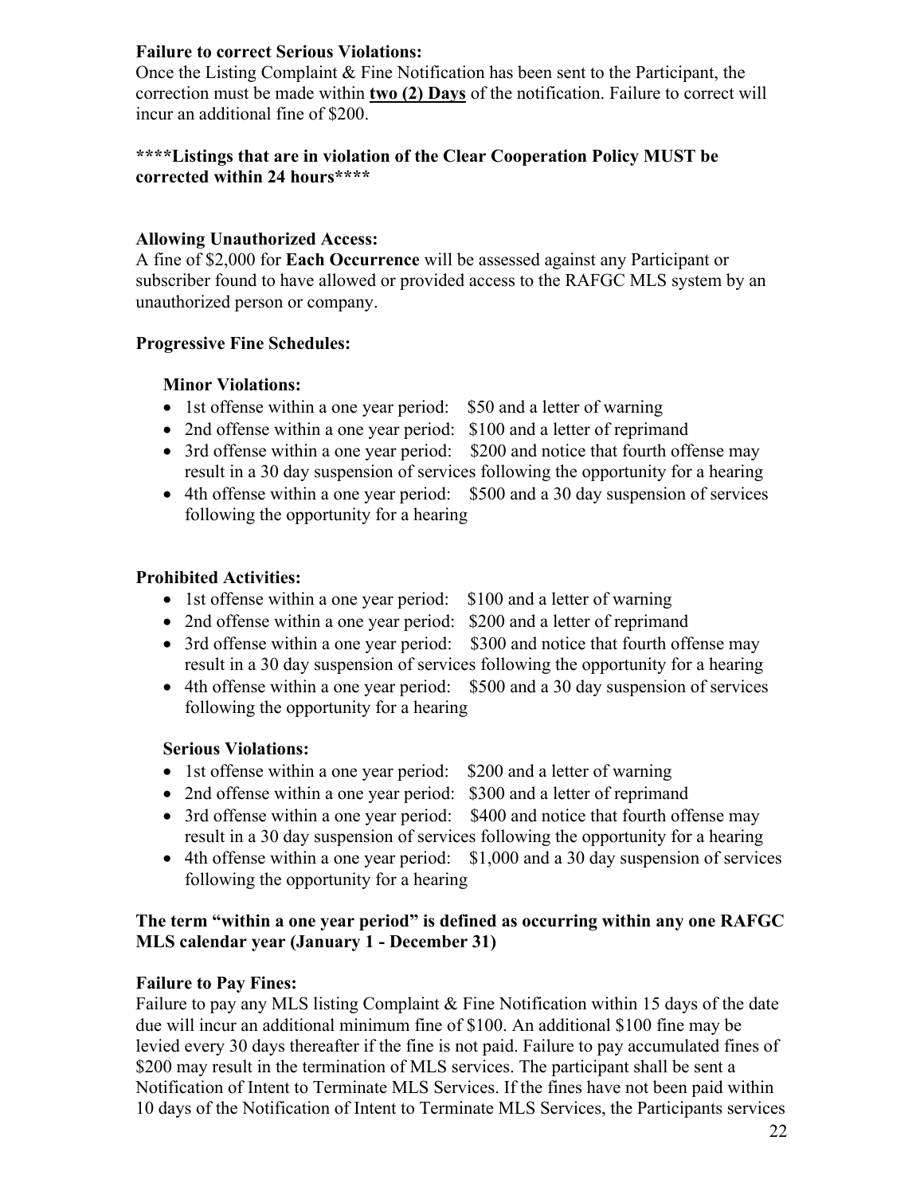**Failure to correct Serious Violations:**
Once the Listing Complaint & Fine Notification has been sent to the Participant, the correction must be made within **two (2) Days** of the notification. Failure to correct will incur an additional fine of $200.

**\*\*\*\*Listings that are in violation of the Clear Cooperation Policy MUST be corrected within 24 hours\*\*\*\***

**Allowing Unauthorized Access:**
A fine of $2,000 for **Each Occurrence** will be assessed against any Participant or subscriber found to have allowed or provided access to the RAFGC MLS system by an unauthorized person or company.

**Progressive Fine Schedules:**

**Minor Violations:**

- 1st offense within a one year period: $50 and a letter of warning
- 2nd offense within a one year period: $100 and a letter of reprimand
- 3rd offense within a one year period: $200 and notice that fourth offense may result in a 30 day suspension of services following the opportunity for a hearing
- 4th offense within a one year period: $500 and a 30 day suspension of services following the opportunity for a hearing

**Prohibited Activities:**

- 1st offense within a one year period: $100 and a letter of warning
- 2nd offense within a one year period: $200 and a letter of reprimand
- 3rd offense within a one year period: $300 and notice that fourth offense may result in a 30 day suspension of services following the opportunity for a hearing
- 4th offense within a one year period: $500 and a 30 day suspension of services following the opportunity for a hearing

**Serious Violations:**

- 1st offense within a one year period: $200 and a letter of warning
- 2nd offense within a one year period: $300 and a letter of reprimand
- 3rd offense within a one year period: $400 and notice that fourth offense may result in a 30 day suspension of services following the opportunity for a hearing
- 4th offense within a one year period: $1,000 and a 30 day suspension of services following the opportunity for a hearing

**The term "within a one year period" is defined as occurring within any one RAFGC MLS calendar year (January 1 - December 31)**

**Failure to Pay Fines:**
Failure to pay any MLS listing Complaint & Fine Notification within 15 days of the date due will incur an additional minimum fine of $100. An additional $100 fine may be levied every 30 days thereafter if the fine is not paid. Failure to pay accumulated fines of $200 may result in the termination of MLS services. The participant shall be sent a Notification of Intent to Terminate MLS Services. If the fines have not been paid within 10 days of the Notification of Intent to Terminate MLS Services, the Participants services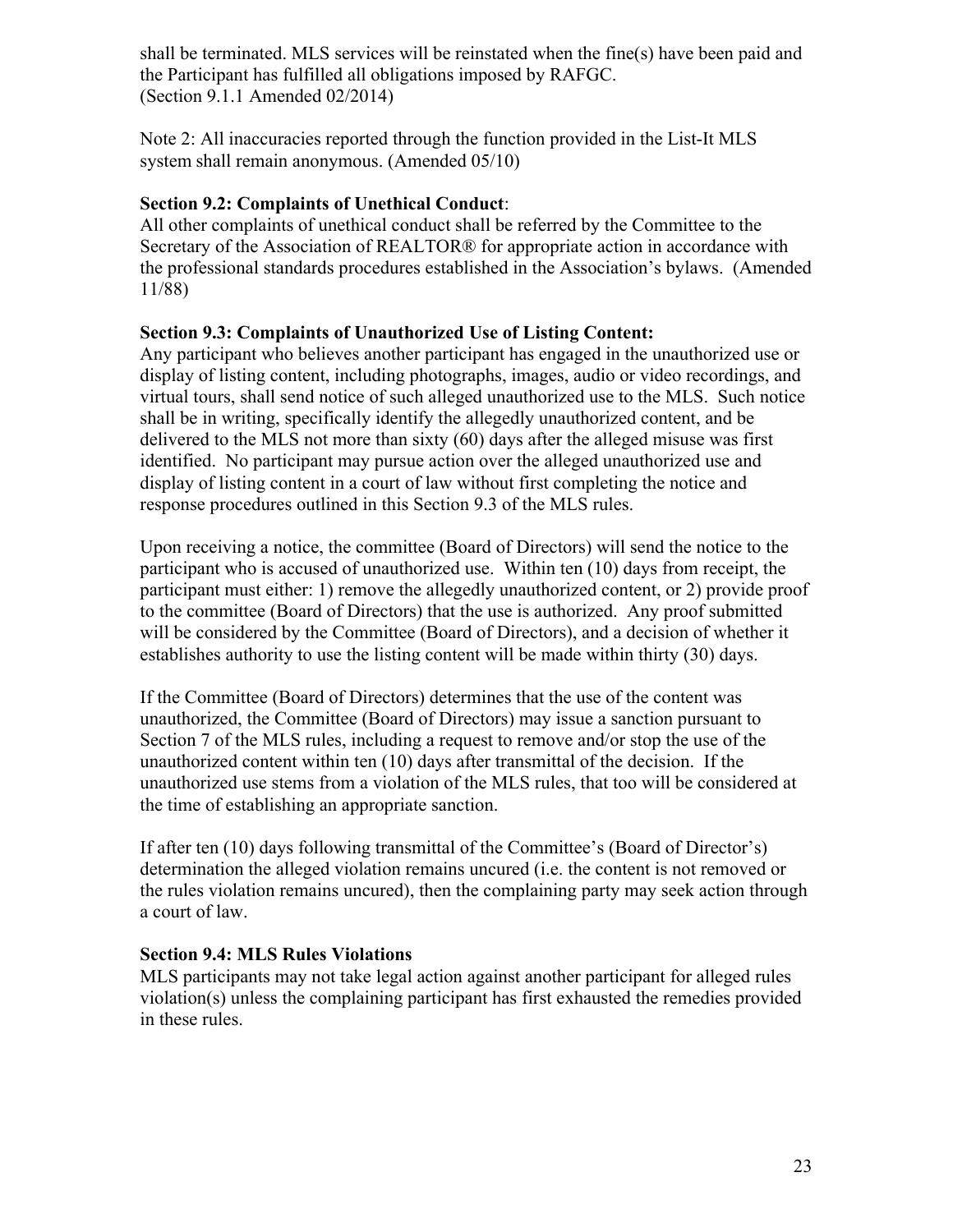shall be terminated. MLS services will be reinstated when the fine(s) have been paid and the Participant has fulfilled all obligations imposed by RAFGC.
(Section 9.1.1 Amended 02/2014)

Note 2: All inaccuracies reported through the function provided in the List-It MLS system shall remain anonymous. (Amended 05/10)

**Section 9.2: Complaints of Unethical Conduct**:
All other complaints of unethical conduct shall be referred by the Committee to the Secretary of the Association of REALTOR® for appropriate action in accordance with the professional standards procedures established in the Association's bylaws. (Amended 11/88)

**Section 9.3: Complaints of Unauthorized Use of Listing Content:**
Any participant who believes another participant has engaged in the unauthorized use or display of listing content, including photographs, images, audio or video recordings, and virtual tours, shall send notice of such alleged unauthorized use to the MLS. Such notice shall be in writing, specifically identify the allegedly unauthorized content, and be delivered to the MLS not more than sixty (60) days after the alleged misuse was first identified. No participant may pursue action over the alleged unauthorized use and display of listing content in a court of law without first completing the notice and response procedures outlined in this Section 9.3 of the MLS rules.

Upon receiving a notice, the committee (Board of Directors) will send the notice to the participant who is accused of unauthorized use. Within ten (10) days from receipt, the participant must either: 1) remove the allegedly unauthorized content, or 2) provide proof to the committee (Board of Directors) that the use is authorized. Any proof submitted will be considered by the Committee (Board of Directors), and a decision of whether it establishes authority to use the listing content will be made within thirty (30) days.

If the Committee (Board of Directors) determines that the use of the content was unauthorized, the Committee (Board of Directors) may issue a sanction pursuant to Section 7 of the MLS rules, including a request to remove and/or stop the use of the unauthorized content within ten (10) days after transmittal of the decision. If the unauthorized use stems from a violation of the MLS rules, that too will be considered at the time of establishing an appropriate sanction.

If after ten (10) days following transmittal of the Committee's (Board of Director's) determination the alleged violation remains uncured (i.e. the content is not removed or the rules violation remains uncured), then the complaining party may seek action through a court of law.

**Section 9.4: MLS Rules Violations**
MLS participants may not take legal action against another participant for alleged rules violation(s) unless the complaining participant has first exhausted the remedies provided in these rules.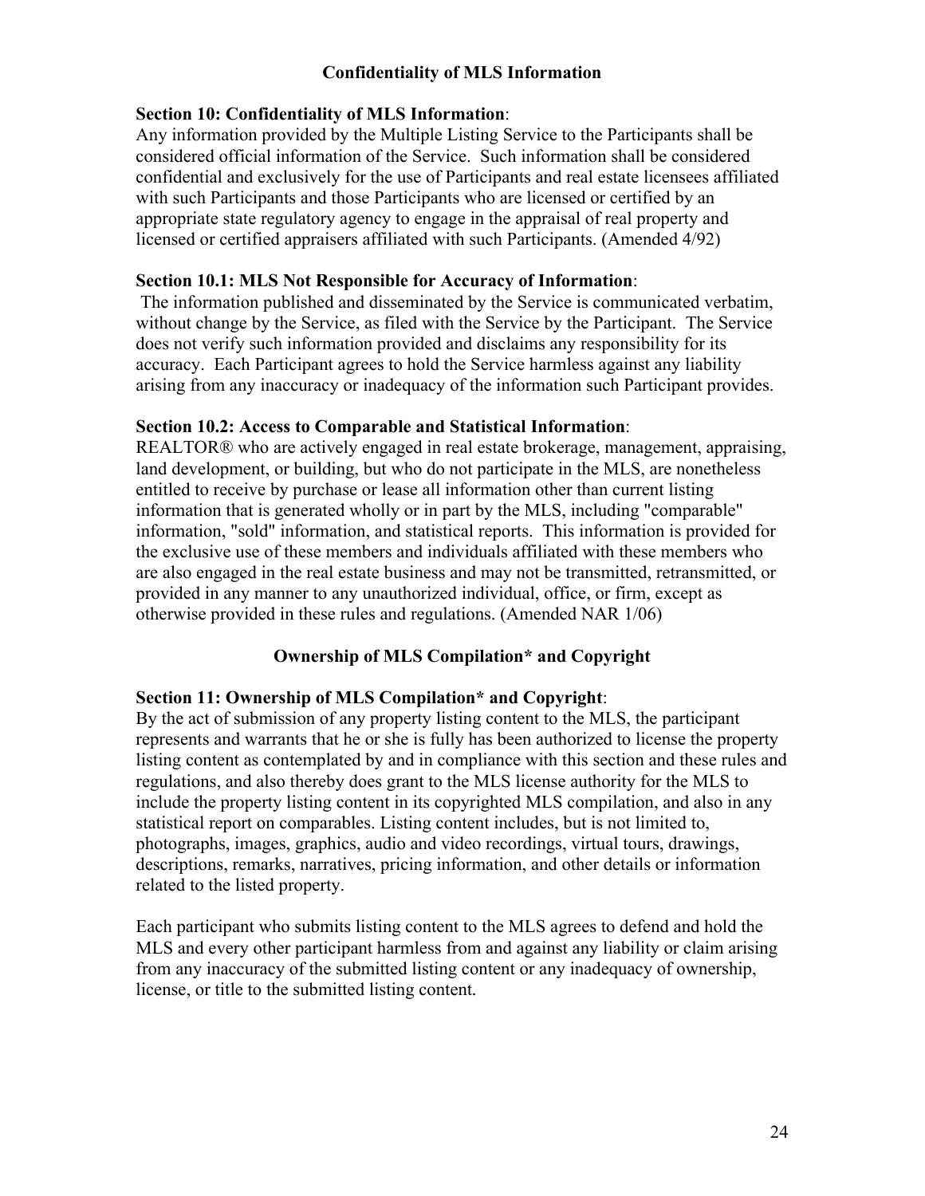## Confidentiality of MLS Information

**Section 10: Confidentiality of MLS Information**:
Any information provided by the Multiple Listing Service to the Participants shall be considered official information of the Service. Such information shall be considered confidential and exclusively for the use of Participants and real estate licensees affiliated with such Participants and those Participants who are licensed or certified by an appropriate state regulatory agency to engage in the appraisal of real property and licensed or certified appraisers affiliated with such Participants. (Amended 4/92)

**Section 10.1: MLS Not Responsible for Accuracy of Information**:
The information published and disseminated by the Service is communicated verbatim, without change by the Service, as filed with the Service by the Participant. The Service does not verify such information provided and disclaims any responsibility for its accuracy. Each Participant agrees to hold the Service harmless against any liability arising from any inaccuracy or inadequacy of the information such Participant provides.

**Section 10.2: Access to Comparable and Statistical Information**:
REALTOR® who are actively engaged in real estate brokerage, management, appraising, land development, or building, but who do not participate in the MLS, are nonetheless entitled to receive by purchase or lease all information other than current listing information that is generated wholly or in part by the MLS, including "comparable" information, "sold" information, and statistical reports. This information is provided for the exclusive use of these members and individuals affiliated with these members who are also engaged in the real estate business and may not be transmitted, retransmitted, or provided in any manner to any unauthorized individual, office, or firm, except as otherwise provided in these rules and regulations. (Amended NAR 1/06)

## Ownership of MLS Compilation* and Copyright

**Section 11: Ownership of MLS Compilation* and Copyright**:
By the act of submission of any property listing content to the MLS, the participant represents and warrants that he or she is fully has been authorized to license the property listing content as contemplated by and in compliance with this section and these rules and regulations, and also thereby does grant to the MLS license authority for the MLS to include the property listing content in its copyrighted MLS compilation, and also in any statistical report on comparables. Listing content includes, but is not limited to, photographs, images, graphics, audio and video recordings, virtual tours, drawings, descriptions, remarks, narratives, pricing information, and other details or information related to the listed property.

Each participant who submits listing content to the MLS agrees to defend and hold the MLS and every other participant harmless from and against any liability or claim arising from any inaccuracy of the submitted listing content or any inadequacy of ownership, license, or title to the submitted listing content.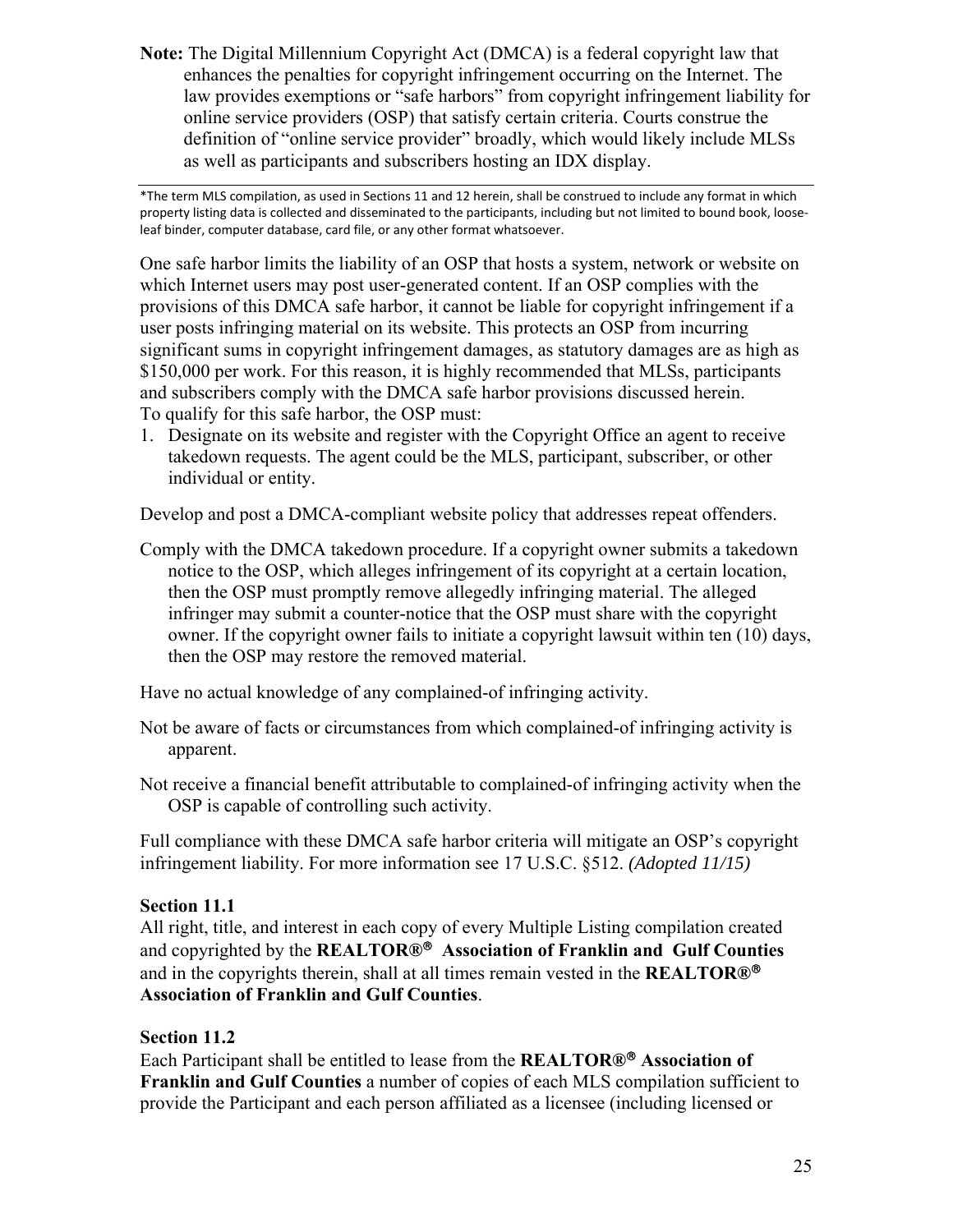**Note:** The Digital Millennium Copyright Act (DMCA) is a federal copyright law that enhances the penalties for copyright infringement occurring on the Internet. The law provides exemptions or "safe harbors" from copyright infringement liability for online service providers (OSP) that satisfy certain criteria. Courts construe the definition of "online service provider" broadly, which would likely include MLSs as well as participants and subscribers hosting an IDX display.

---

*The term MLS compilation, as used in Sections 11 and 12 herein, shall be construed to include any format in which property listing data is collected and disseminated to the participants, including but not limited to bound book, loose-leaf binder, computer database, card file, or any other format whatsoever.

One safe harbor limits the liability of an OSP that hosts a system, network or website on which Internet users may post user-generated content. If an OSP complies with the provisions of this DMCA safe harbor, it cannot be liable for copyright infringement if a user posts infringing material on its website. This protects an OSP from incurring significant sums in copyright infringement damages, as statutory damages are as high as $150,000 per work. For this reason, it is highly recommended that MLSs, participants and subscribers comply with the DMCA safe harbor provisions discussed herein.
To qualify for this safe harbor, the OSP must:

1. Designate on its website and register with the Copyright Office an agent to receive takedown requests. The agent could be the MLS, participant, subscriber, or other individual or entity.

Develop and post a DMCA-compliant website policy that addresses repeat offenders.

Comply with the DMCA takedown procedure. If a copyright owner submits a takedown notice to the OSP, which alleges infringement of its copyright at a certain location, then the OSP must promptly remove allegedly infringing material. The alleged infringer may submit a counter-notice that the OSP must share with the copyright owner. If the copyright owner fails to initiate a copyright lawsuit within ten (10) days, then the OSP may restore the removed material.

Have no actual knowledge of any complained-of infringing activity.

Not be aware of facts or circumstances from which complained-of infringing activity is apparent.

Not receive a financial benefit attributable to complained-of infringing activity when the OSP is capable of controlling such activity.

Full compliance with these DMCA safe harbor criteria will mitigate an OSP's copyright infringement liability. For more information see 17 U.S.C. §512. *(Adopted 11/15)*

**Section 11.1**
All right, title, and interest in each copy of every Multiple Listing compilation created and copyrighted by the **REALTOR®® Association of Franklin and Gulf Counties** and in the copyrights therein, shall at all times remain vested in the **REALTOR®® Association of Franklin and Gulf Counties**.

**Section 11.2**
Each Participant shall be entitled to lease from the **REALTOR®® Association of Franklin and Gulf Counties** a number of copies of each MLS compilation sufficient to provide the Participant and each person affiliated as a licensee (including licensed or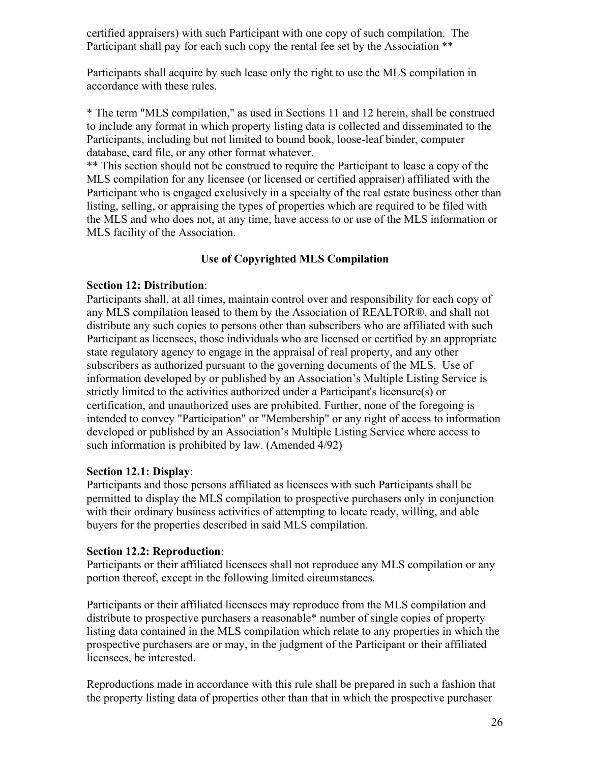certified appraisers) with such Participant with one copy of such compilation. The Participant shall pay for each such copy the rental fee set by the Association **

Participants shall acquire by such lease only the right to use the MLS compilation in accordance with these rules.

* The term "MLS compilation," as used in Sections 11 and 12 herein, shall be construed to include any format in which property listing data is collected and disseminated to the Participants, including but not limited to bound book, loose-leaf binder, computer database, card file, or any other format whatever.

** This section should not be construed to require the Participant to lease a copy of the MLS compilation for any licensee (or licensed or certified appraiser) affiliated with the Participant who is engaged exclusively in a specialty of the real estate business other than listing, selling, or appraising the types of properties which are required to be filed with the MLS and who does not, at any time, have access to or use of the MLS information or MLS facility of the Association.

### Use of Copyrighted MLS Compilation

**Section 12: Distribution**:

Participants shall, at all times, maintain control over and responsibility for each copy of any MLS compilation leased to them by the Association of REALTOR®, and shall not distribute any such copies to persons other than subscribers who are affiliated with such Participant as licensees, those individuals who are licensed or certified by an appropriate state regulatory agency to engage in the appraisal of real property, and any other subscribers as authorized pursuant to the governing documents of the MLS. Use of information developed by or published by an Association's Multiple Listing Service is strictly limited to the activities authorized under a Participant's licensure(s) or certification, and unauthorized uses are prohibited. Further, none of the foregoing is intended to convey "Participation" or "Membership" or any right of access to information developed or published by an Association's Multiple Listing Service where access to such information is prohibited by law. (Amended 4/92)

**Section 12.1: Display**:

Participants and those persons affiliated as licensees with such Participants shall be permitted to display the MLS compilation to prospective purchasers only in conjunction with their ordinary business activities of attempting to locate ready, willing, and able buyers for the properties described in said MLS compilation.

**Section 12.2: Reproduction**:

Participants or their affiliated licensees shall not reproduce any MLS compilation or any portion thereof, except in the following limited circumstances.

Participants or their affiliated licensees may reproduce from the MLS compilation and distribute to prospective purchasers a reasonable* number of single copies of property listing data contained in the MLS compilation which relate to any properties in which the prospective purchasers are or may, in the judgment of the Participant or their affiliated licensees, be interested.

Reproductions made in accordance with this rule shall be prepared in such a fashion that the property listing data of properties other than that in which the prospective purchaser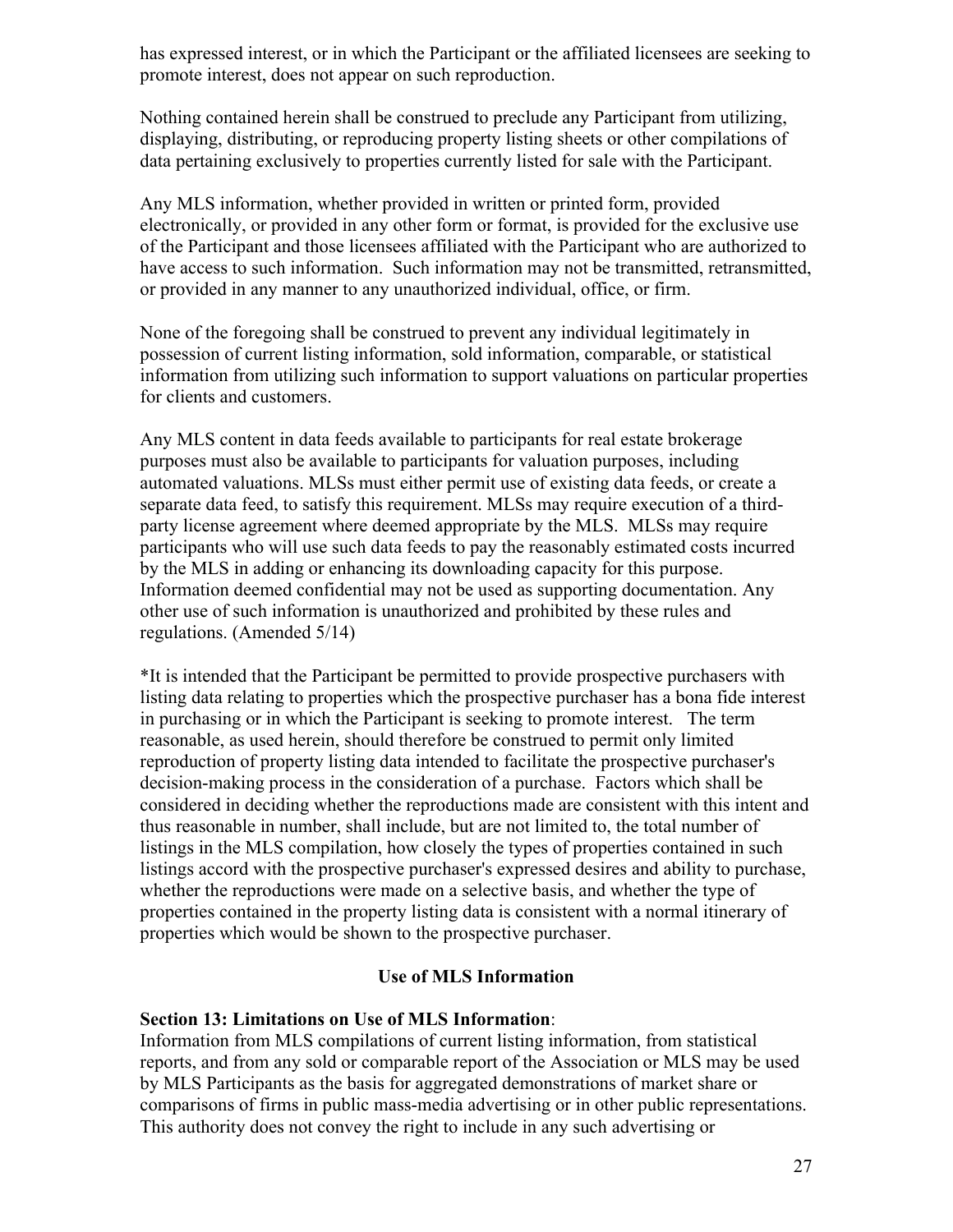has expressed interest, or in which the Participant or the affiliated licensees are seeking to promote interest, does not appear on such reproduction.

Nothing contained herein shall be construed to preclude any Participant from utilizing, displaying, distributing, or reproducing property listing sheets or other compilations of data pertaining exclusively to properties currently listed for sale with the Participant.

Any MLS information, whether provided in written or printed form, provided electronically, or provided in any other form or format, is provided for the exclusive use of the Participant and those licensees affiliated with the Participant who are authorized to have access to such information. Such information may not be transmitted, retransmitted, or provided in any manner to any unauthorized individual, office, or firm.

None of the foregoing shall be construed to prevent any individual legitimately in possession of current listing information, sold information, comparable, or statistical information from utilizing such information to support valuations on particular properties for clients and customers.

Any MLS content in data feeds available to participants for real estate brokerage purposes must also be available to participants for valuation purposes, including automated valuations. MLSs must either permit use of existing data feeds, or create a separate data feed, to satisfy this requirement. MLSs may require execution of a third-party license agreement where deemed appropriate by the MLS. MLSs may require participants who will use such data feeds to pay the reasonably estimated costs incurred by the MLS in adding or enhancing its downloading capacity for this purpose. Information deemed confidential may not be used as supporting documentation. Any other use of such information is unauthorized and prohibited by these rules and regulations. (Amended 5/14)

*It is intended that the Participant be permitted to provide prospective purchasers with listing data relating to properties which the prospective purchaser has a bona fide interest in purchasing or in which the Participant is seeking to promote interest. The term reasonable, as used herein, should therefore be construed to permit only limited reproduction of property listing data intended to facilitate the prospective purchaser's decision-making process in the consideration of a purchase. Factors which shall be considered in deciding whether the reproductions made are consistent with this intent and thus reasonable in number, shall include, but are not limited to, the total number of listings in the MLS compilation, how closely the types of properties contained in such listings accord with the prospective purchaser's expressed desires and ability to purchase, whether the reproductions were made on a selective basis, and whether the type of properties contained in the property listing data is consistent with a normal itinerary of properties which would be shown to the prospective purchaser.

## Use of MLS Information

**Section 13: Limitations on Use of MLS Information**:
Information from MLS compilations of current listing information, from statistical reports, and from any sold or comparable report of the Association or MLS may be used by MLS Participants as the basis for aggregated demonstrations of market share or comparisons of firms in public mass-media advertising or in other public representations. This authority does not convey the right to include in any such advertising or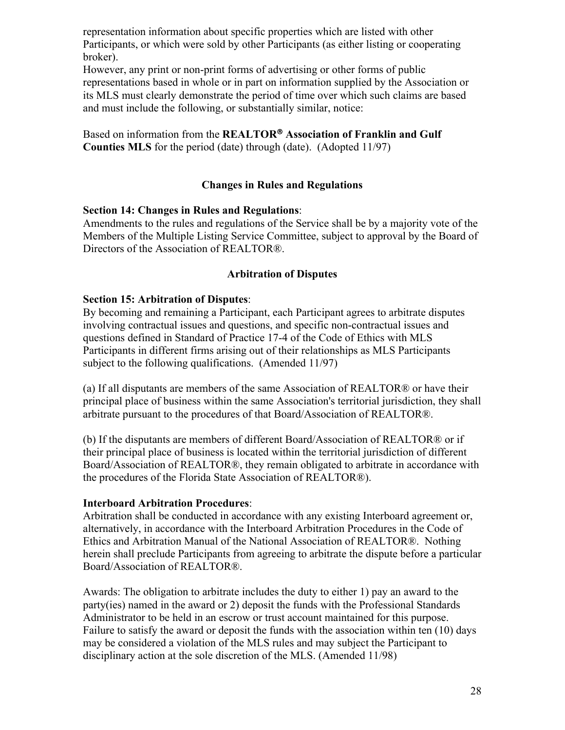representation information about specific properties which are listed with other Participants, or which were sold by other Participants (as either listing or cooperating broker).
However, any print or non-print forms of advertising or other forms of public representations based in whole or in part on information supplied by the Association or its MLS must clearly demonstrate the period of time over which such claims are based and must include the following, or substantially similar, notice:

Based on information from the **REALTOR® Association of Franklin and Gulf Counties MLS** for the period (date) through (date). (Adopted 11/97)

## Changes in Rules and Regulations

**Section 14: Changes in Rules and Regulations**:
Amendments to the rules and regulations of the Service shall be by a majority vote of the Members of the Multiple Listing Service Committee, subject to approval by the Board of Directors of the Association of REALTOR®.

## Arbitration of Disputes

**Section 15: Arbitration of Disputes**:
By becoming and remaining a Participant, each Participant agrees to arbitrate disputes involving contractual issues and questions, and specific non-contractual issues and questions defined in Standard of Practice 17-4 of the Code of Ethics with MLS Participants in different firms arising out of their relationships as MLS Participants subject to the following qualifications. (Amended 11/97)

(a) If all disputants are members of the same Association of REALTOR® or have their principal place of business within the same Association's territorial jurisdiction, they shall arbitrate pursuant to the procedures of that Board/Association of REALTOR®.

(b) If the disputants are members of different Board/Association of REALTOR® or if their principal place of business is located within the territorial jurisdiction of different Board/Association of REALTOR®, they remain obligated to arbitrate in accordance with the procedures of the Florida State Association of REALTOR®).

**Interboard Arbitration Procedures**:
Arbitration shall be conducted in accordance with any existing Interboard agreement or, alternatively, in accordance with the Interboard Arbitration Procedures in the Code of Ethics and Arbitration Manual of the National Association of REALTOR®. Nothing herein shall preclude Participants from agreeing to arbitrate the dispute before a particular Board/Association of REALTOR®.

Awards: The obligation to arbitrate includes the duty to either 1) pay an award to the party(ies) named in the award or 2) deposit the funds with the Professional Standards Administrator to be held in an escrow or trust account maintained for this purpose. Failure to satisfy the award or deposit the funds with the association within ten (10) days may be considered a violation of the MLS rules and may subject the Participant to disciplinary action at the sole discretion of the MLS. (Amended 11/98)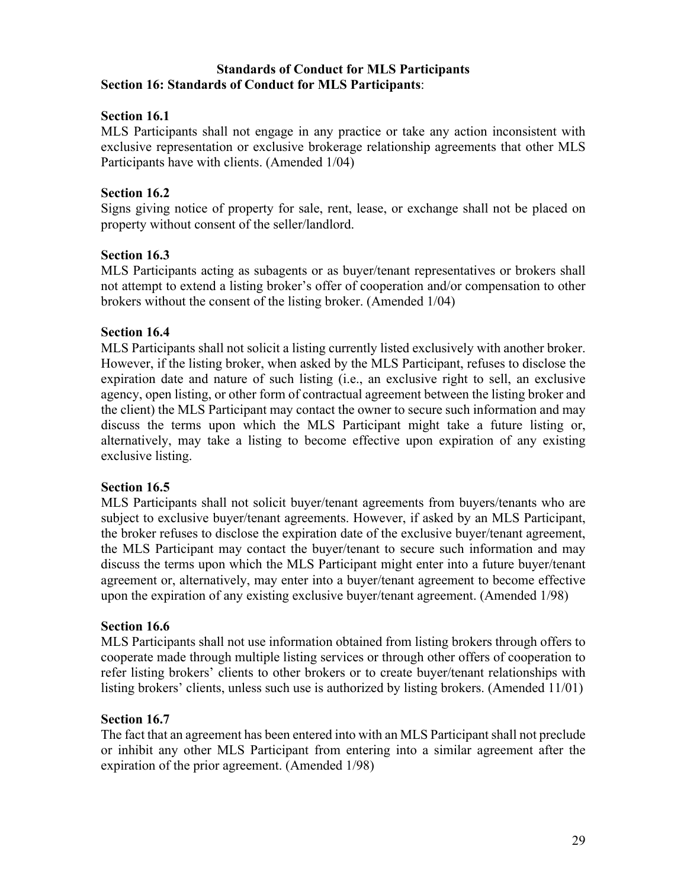## Standards of Conduct for MLS Participants

### Section 16: Standards of Conduct for MLS Participants:

**Section 16.1**

MLS Participants shall not engage in any practice or take any action inconsistent with exclusive representation or exclusive brokerage relationship agreements that other MLS Participants have with clients. (Amended 1/04)

**Section 16.2**

Signs giving notice of property for sale, rent, lease, or exchange shall not be placed on property without consent of the seller/landlord.

**Section 16.3**

MLS Participants acting as subagents or as buyer/tenant representatives or brokers shall not attempt to extend a listing broker's offer of cooperation and/or compensation to other brokers without the consent of the listing broker. (Amended 1/04)

**Section 16.4**

MLS Participants shall not solicit a listing currently listed exclusively with another broker. However, if the listing broker, when asked by the MLS Participant, refuses to disclose the expiration date and nature of such listing (i.e., an exclusive right to sell, an exclusive agency, open listing, or other form of contractual agreement between the listing broker and the client) the MLS Participant may contact the owner to secure such information and may discuss the terms upon which the MLS Participant might take a future listing or, alternatively, may take a listing to become effective upon expiration of any existing exclusive listing.

**Section 16.5**

MLS Participants shall not solicit buyer/tenant agreements from buyers/tenants who are subject to exclusive buyer/tenant agreements. However, if asked by an MLS Participant, the broker refuses to disclose the expiration date of the exclusive buyer/tenant agreement, the MLS Participant may contact the buyer/tenant to secure such information and may discuss the terms upon which the MLS Participant might enter into a future buyer/tenant agreement or, alternatively, may enter into a buyer/tenant agreement to become effective upon the expiration of any existing exclusive buyer/tenant agreement. (Amended 1/98)

**Section 16.6**

MLS Participants shall not use information obtained from listing brokers through offers to cooperate made through multiple listing services or through other offers of cooperation to refer listing brokers' clients to other brokers or to create buyer/tenant relationships with listing brokers' clients, unless such use is authorized by listing brokers. (Amended 11/01)

**Section 16.7**

The fact that an agreement has been entered into with an MLS Participant shall not preclude or inhibit any other MLS Participant from entering into a similar agreement after the expiration of the prior agreement. (Amended 1/98)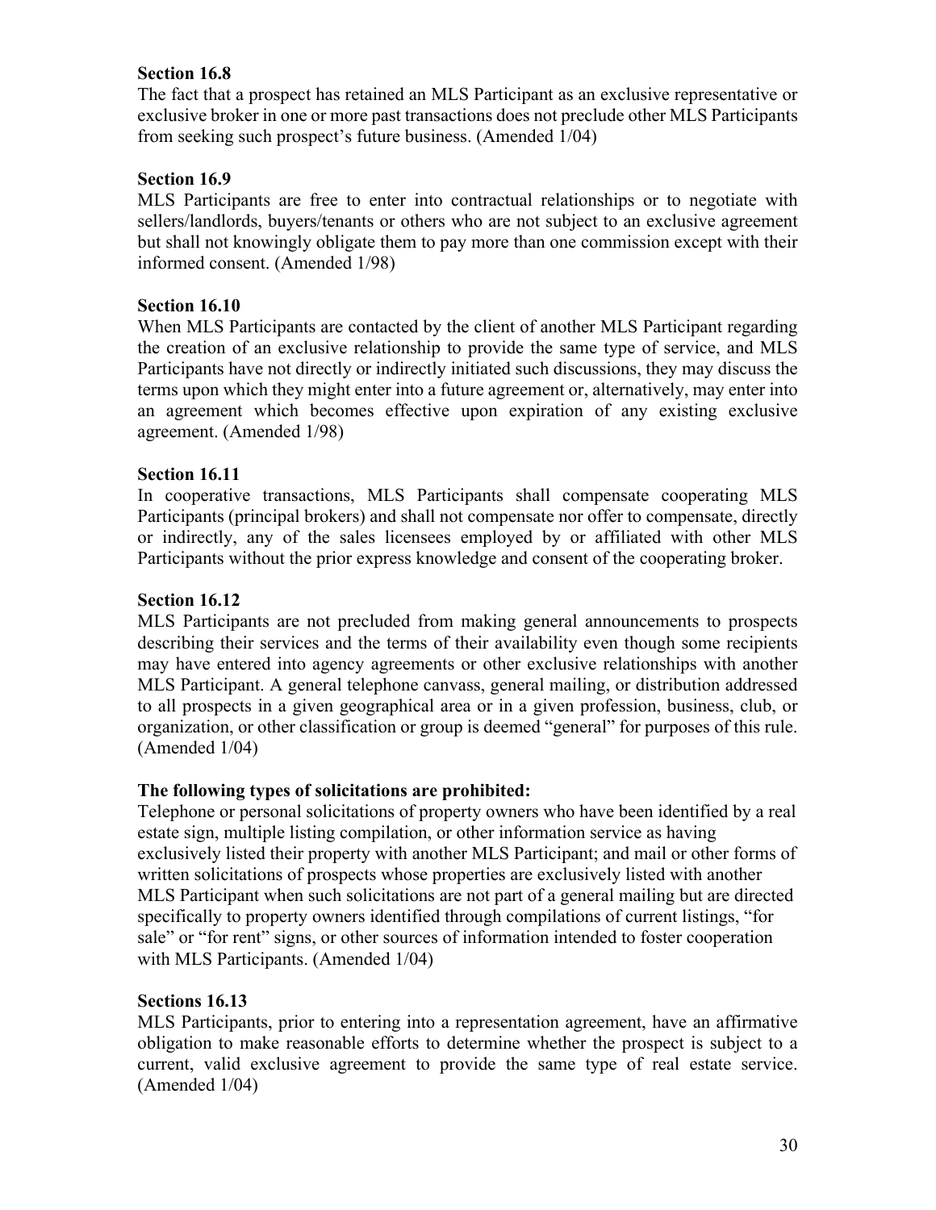**Section 16.8**
The fact that a prospect has retained an MLS Participant as an exclusive representative or exclusive broker in one or more past transactions does not preclude other MLS Participants from seeking such prospect's future business. (Amended 1/04)

**Section 16.9**
MLS Participants are free to enter into contractual relationships or to negotiate with sellers/landlords, buyers/tenants or others who are not subject to an exclusive agreement but shall not knowingly obligate them to pay more than one commission except with their informed consent. (Amended 1/98)

**Section 16.10**
When MLS Participants are contacted by the client of another MLS Participant regarding the creation of an exclusive relationship to provide the same type of service, and MLS Participants have not directly or indirectly initiated such discussions, they may discuss the terms upon which they might enter into a future agreement or, alternatively, may enter into an agreement which becomes effective upon expiration of any existing exclusive agreement. (Amended 1/98)

**Section 16.11**
In cooperative transactions, MLS Participants shall compensate cooperating MLS Participants (principal brokers) and shall not compensate nor offer to compensate, directly or indirectly, any of the sales licensees employed by or affiliated with other MLS Participants without the prior express knowledge and consent of the cooperating broker.

**Section 16.12**
MLS Participants are not precluded from making general announcements to prospects describing their services and the terms of their availability even though some recipients may have entered into agency agreements or other exclusive relationships with another MLS Participant. A general telephone canvass, general mailing, or distribution addressed to all prospects in a given geographical area or in a given profession, business, club, or organization, or other classification or group is deemed "general" for purposes of this rule. (Amended 1/04)

**The following types of solicitations are prohibited:**
Telephone or personal solicitations of property owners who have been identified by a real estate sign, multiple listing compilation, or other information service as having exclusively listed their property with another MLS Participant; and mail or other forms of written solicitations of prospects whose properties are exclusively listed with another MLS Participant when such solicitations are not part of a general mailing but are directed specifically to property owners identified through compilations of current listings, "for sale" or "for rent" signs, or other sources of information intended to foster cooperation with MLS Participants. (Amended 1/04)

**Sections 16.13**
MLS Participants, prior to entering into a representation agreement, have an affirmative obligation to make reasonable efforts to determine whether the prospect is subject to a current, valid exclusive agreement to provide the same type of real estate service. (Amended 1/04)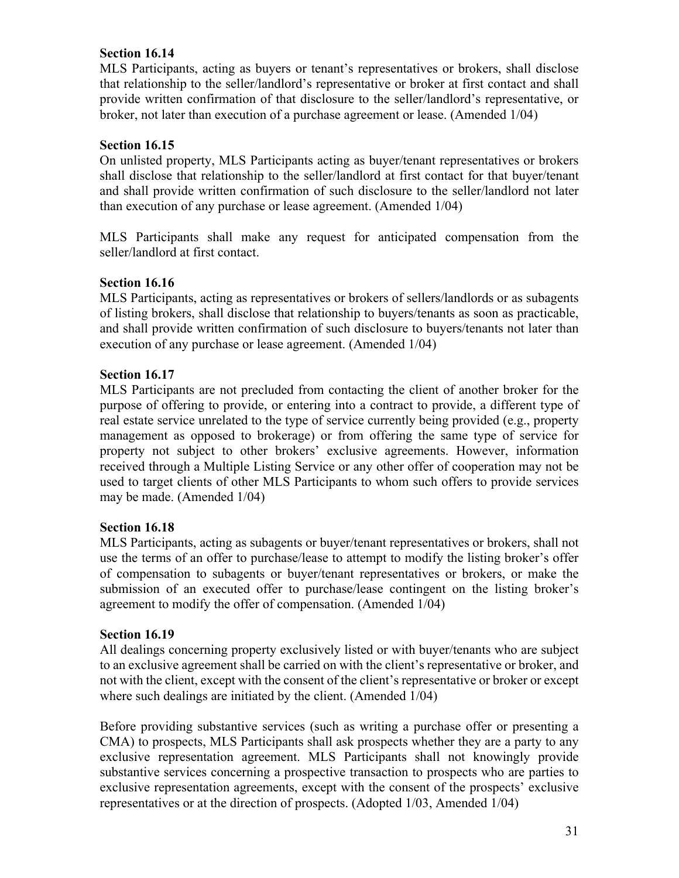**Section 16.14**

MLS Participants, acting as buyers or tenant's representatives or brokers, shall disclose that relationship to the seller/landlord's representative or broker at first contact and shall provide written confirmation of that disclosure to the seller/landlord's representative, or broker, not later than execution of a purchase agreement or lease. (Amended 1/04)

**Section 16.15**

On unlisted property, MLS Participants acting as buyer/tenant representatives or brokers shall disclose that relationship to the seller/landlord at first contact for that buyer/tenant and shall provide written confirmation of such disclosure to the seller/landlord not later than execution of any purchase or lease agreement. (Amended 1/04)

MLS Participants shall make any request for anticipated compensation from the seller/landlord at first contact.

**Section 16.16**

MLS Participants, acting as representatives or brokers of sellers/landlords or as subagents of listing brokers, shall disclose that relationship to buyers/tenants as soon as practicable, and shall provide written confirmation of such disclosure to buyers/tenants not later than execution of any purchase or lease agreement. (Amended 1/04)

**Section 16.17**

MLS Participants are not precluded from contacting the client of another broker for the purpose of offering to provide, or entering into a contract to provide, a different type of real estate service unrelated to the type of service currently being provided (e.g., property management as opposed to brokerage) or from offering the same type of service for property not subject to other brokers' exclusive agreements. However, information received through a Multiple Listing Service or any other offer of cooperation may not be used to target clients of other MLS Participants to whom such offers to provide services may be made. (Amended 1/04)

**Section 16.18**

MLS Participants, acting as subagents or buyer/tenant representatives or brokers, shall not use the terms of an offer to purchase/lease to attempt to modify the listing broker's offer of compensation to subagents or buyer/tenant representatives or brokers, or make the submission of an executed offer to purchase/lease contingent on the listing broker's agreement to modify the offer of compensation. (Amended 1/04)

**Section 16.19**

All dealings concerning property exclusively listed or with buyer/tenants who are subject to an exclusive agreement shall be carried on with the client's representative or broker, and not with the client, except with the consent of the client's representative or broker or except where such dealings are initiated by the client. (Amended 1/04)

Before providing substantive services (such as writing a purchase offer or presenting a CMA) to prospects, MLS Participants shall ask prospects whether they are a party to any exclusive representation agreement. MLS Participants shall not knowingly provide substantive services concerning a prospective transaction to prospects who are parties to exclusive representation agreements, except with the consent of the prospects' exclusive representatives or at the direction of prospects. (Adopted 1/03, Amended 1/04)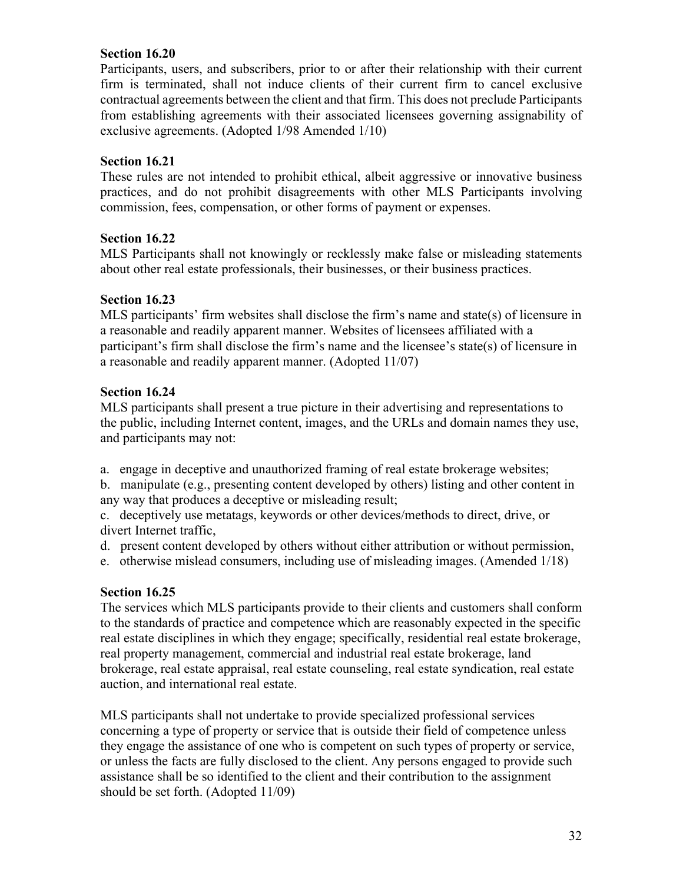**Section 16.20**
Participants, users, and subscribers, prior to or after their relationship with their current firm is terminated, shall not induce clients of their current firm to cancel exclusive contractual agreements between the client and that firm. This does not preclude Participants from establishing agreements with their associated licensees governing assignability of exclusive agreements. (Adopted 1/98 Amended 1/10)

**Section 16.21**
These rules are not intended to prohibit ethical, albeit aggressive or innovative business practices, and do not prohibit disagreements with other MLS Participants involving commission, fees, compensation, or other forms of payment or expenses.

**Section 16.22**
MLS Participants shall not knowingly or recklessly make false or misleading statements about other real estate professionals, their businesses, or their business practices.

**Section 16.23**
MLS participants' firm websites shall disclose the firm's name and state(s) of licensure in a reasonable and readily apparent manner. Websites of licensees affiliated with a participant's firm shall disclose the firm's name and the licensee's state(s) of licensure in a reasonable and readily apparent manner. (Adopted 11/07)

**Section 16.24**
MLS participants shall present a true picture in their advertising and representations to the public, including Internet content, images, and the URLs and domain names they use, and participants may not:

a. engage in deceptive and unauthorized framing of real estate brokerage websites;
b. manipulate (e.g., presenting content developed by others) listing and other content in any way that produces a deceptive or misleading result;
c. deceptively use metatags, keywords or other devices/methods to direct, drive, or divert Internet traffic,
d. present content developed by others without either attribution or without permission,
e. otherwise mislead consumers, including use of misleading images. (Amended 1/18)

**Section 16.25**
The services which MLS participants provide to their clients and customers shall conform to the standards of practice and competence which are reasonably expected in the specific real estate disciplines in which they engage; specifically, residential real estate brokerage, real property management, commercial and industrial real estate brokerage, land brokerage, real estate appraisal, real estate counseling, real estate syndication, real estate auction, and international real estate.

MLS participants shall not undertake to provide specialized professional services concerning a type of property or service that is outside their field of competence unless they engage the assistance of one who is competent on such types of property or service, or unless the facts are fully disclosed to the client. Any persons engaged to provide such assistance shall be so identified to the client and their contribution to the assignment should be set forth. (Adopted 11/09)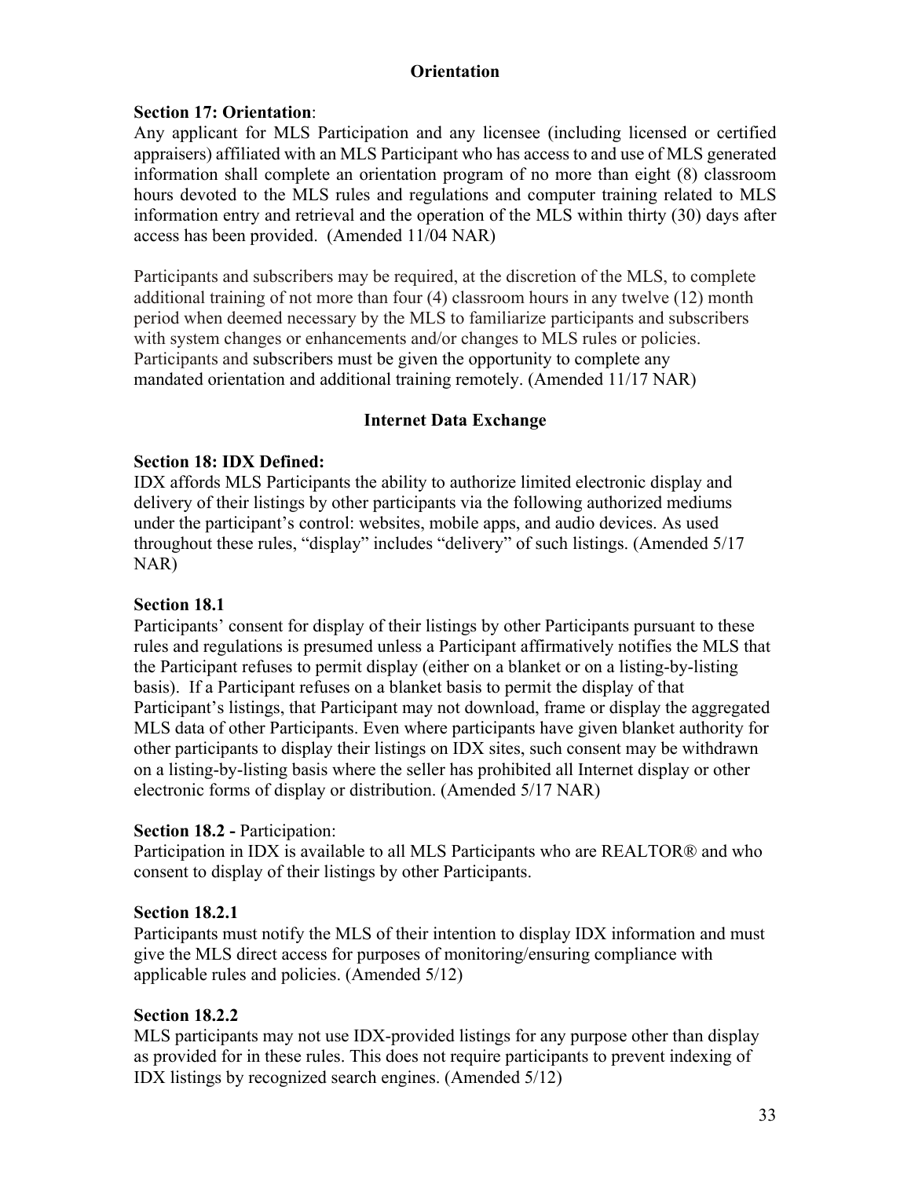## Orientation

**Section 17: Orientation**:
Any applicant for MLS Participation and any licensee (including licensed or certified appraisers) affiliated with an MLS Participant who has access to and use of MLS generated information shall complete an orientation program of no more than eight (8) classroom hours devoted to the MLS rules and regulations and computer training related to MLS information entry and retrieval and the operation of the MLS within thirty (30) days after access has been provided. (Amended 11/04 NAR)

Participants and subscribers may be required, at the discretion of the MLS, to complete additional training of not more than four (4) classroom hours in any twelve (12) month period when deemed necessary by the MLS to familiarize participants and subscribers with system changes or enhancements and/or changes to MLS rules or policies. Participants and subscribers must be given the opportunity to complete any mandated orientation and additional training remotely. (Amended 11/17 NAR)

## Internet Data Exchange

**Section 18: IDX Defined:**
IDX affords MLS Participants the ability to authorize limited electronic display and delivery of their listings by other participants via the following authorized mediums under the participant's control: websites, mobile apps, and audio devices. As used throughout these rules, "display" includes "delivery" of such listings. (Amended 5/17 NAR)

**Section 18.1**
Participants' consent for display of their listings by other Participants pursuant to these rules and regulations is presumed unless a Participant affirmatively notifies the MLS that the Participant refuses to permit display (either on a blanket or on a listing-by-listing basis). If a Participant refuses on a blanket basis to permit the display of that Participant's listings, that Participant may not download, frame or display the aggregated MLS data of other Participants. Even where participants have given blanket authority for other participants to display their listings on IDX sites, such consent may be withdrawn on a listing-by-listing basis where the seller has prohibited all Internet display or other electronic forms of display or distribution. (Amended 5/17 NAR)

**Section 18.2 -** Participation:
Participation in IDX is available to all MLS Participants who are REALTOR® and who consent to display of their listings by other Participants.

**Section 18.2.1**
Participants must notify the MLS of their intention to display IDX information and must give the MLS direct access for purposes of monitoring/ensuring compliance with applicable rules and policies. (Amended 5/12)

**Section 18.2.2**
MLS participants may not use IDX-provided listings for any purpose other than display as provided for in these rules. This does not require participants to prevent indexing of IDX listings by recognized search engines. (Amended 5/12)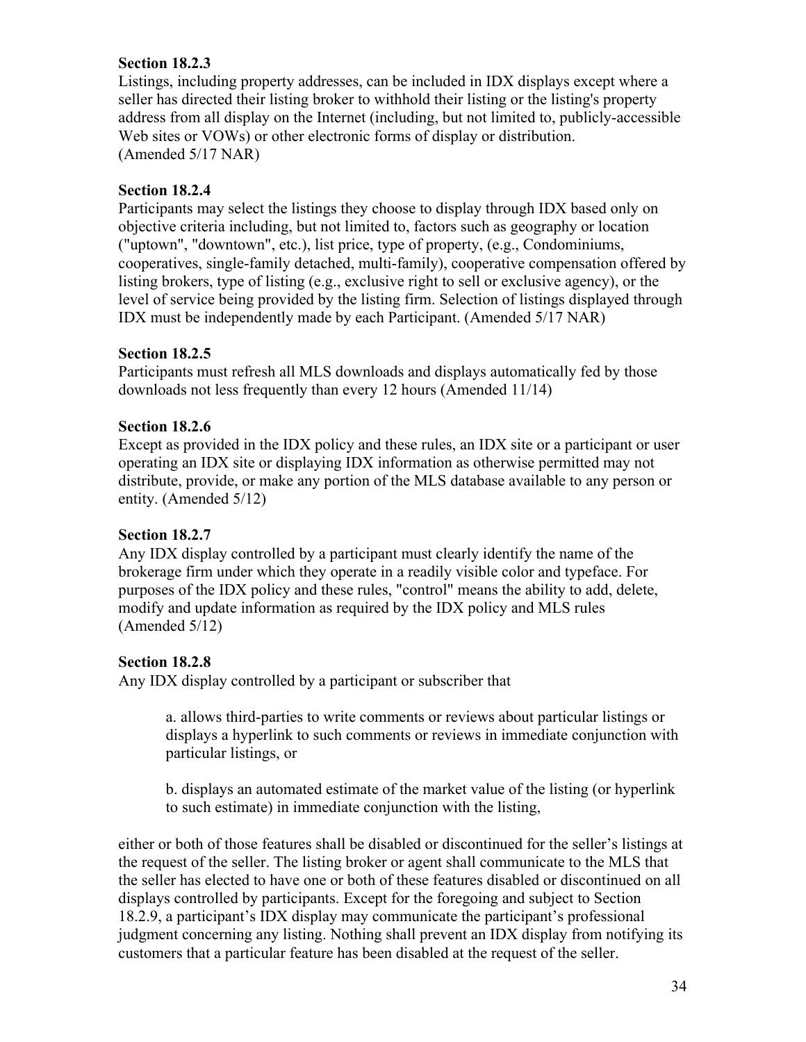**Section 18.2.3**
Listings, including property addresses, can be included in IDX displays except where a seller has directed their listing broker to withhold their listing or the listing's property address from all display on the Internet (including, but not limited to, publicly-accessible Web sites or VOWs) or other electronic forms of display or distribution.
(Amended 5/17 NAR)

**Section 18.2.4**
Participants may select the listings they choose to display through IDX based only on objective criteria including, but not limited to, factors such as geography or location ("uptown", "downtown", etc.), list price, type of property, (e.g., Condominiums, cooperatives, single-family detached, multi-family), cooperative compensation offered by listing brokers, type of listing (e.g., exclusive right to sell or exclusive agency), or the level of service being provided by the listing firm. Selection of listings displayed through IDX must be independently made by each Participant. (Amended 5/17 NAR)

**Section 18.2.5**
Participants must refresh all MLS downloads and displays automatically fed by those downloads not less frequently than every 12 hours (Amended 11/14)

**Section 18.2.6**
Except as provided in the IDX policy and these rules, an IDX site or a participant or user operating an IDX site or displaying IDX information as otherwise permitted may not distribute, provide, or make any portion of the MLS database available to any person or entity. (Amended 5/12)

**Section 18.2.7**
Any IDX display controlled by a participant must clearly identify the name of the brokerage firm under which they operate in a readily visible color and typeface. For purposes of the IDX policy and these rules, "control" means the ability to add, delete, modify and update information as required by the IDX policy and MLS rules (Amended 5/12)

**Section 18.2.8**
Any IDX display controlled by a participant or subscriber that

> a. allows third-parties to write comments or reviews about particular listings or displays a hyperlink to such comments or reviews in immediate conjunction with particular listings, or
>
> b. displays an automated estimate of the market value of the listing (or hyperlink to such estimate) in immediate conjunction with the listing,

either or both of those features shall be disabled or discontinued for the seller's listings at the request of the seller. The listing broker or agent shall communicate to the MLS that the seller has elected to have one or both of these features disabled or discontinued on all displays controlled by participants. Except for the foregoing and subject to Section 18.2.9, a participant's IDX display may communicate the participant's professional judgment concerning any listing. Nothing shall prevent an IDX display from notifying its customers that a particular feature has been disabled at the request of the seller.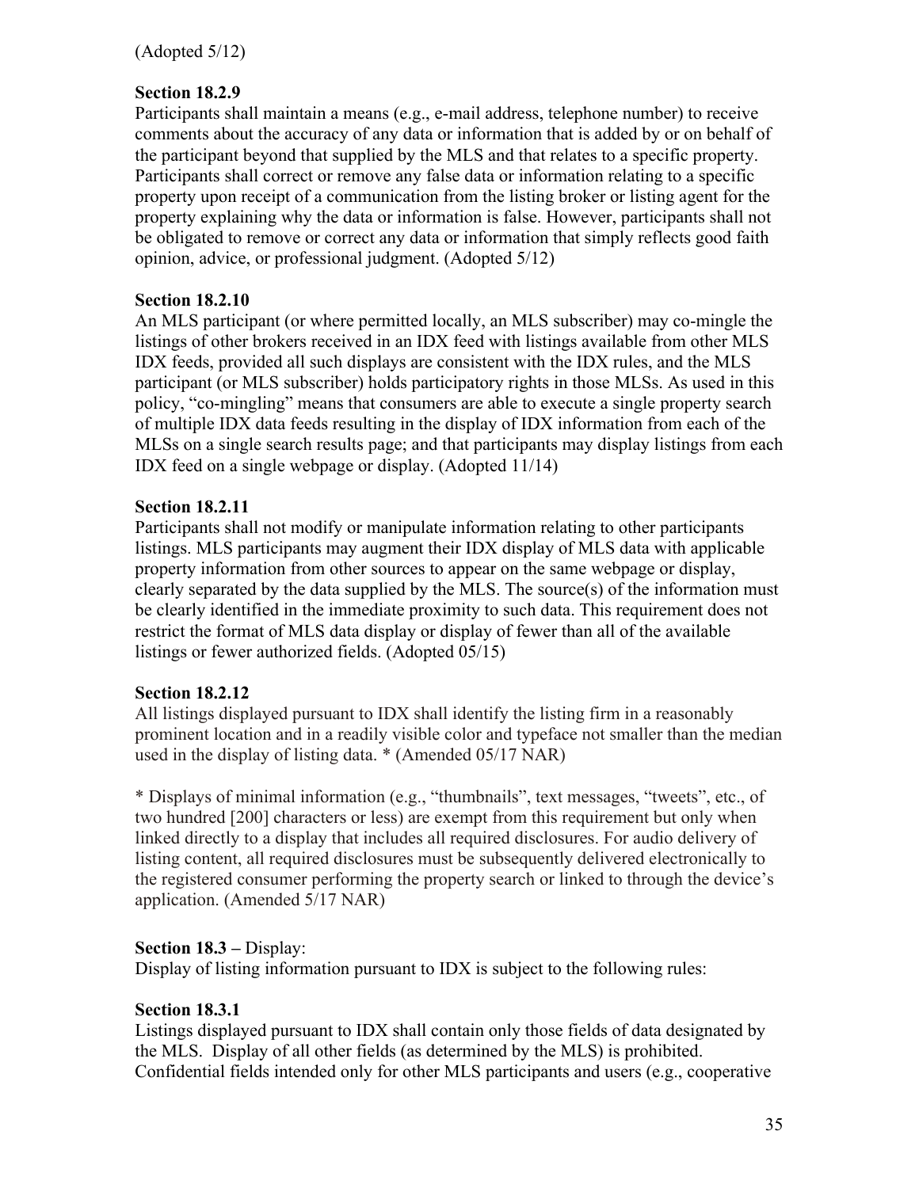(Adopted 5/12)

**Section 18.2.9**
Participants shall maintain a means (e.g., e-mail address, telephone number) to receive comments about the accuracy of any data or information that is added by or on behalf of the participant beyond that supplied by the MLS and that relates to a specific property. Participants shall correct or remove any false data or information relating to a specific property upon receipt of a communication from the listing broker or listing agent for the property explaining why the data or information is false. However, participants shall not be obligated to remove or correct any data or information that simply reflects good faith opinion, advice, or professional judgment. (Adopted 5/12)

**Section 18.2.10**
An MLS participant (or where permitted locally, an MLS subscriber) may co-mingle the listings of other brokers received in an IDX feed with listings available from other MLS IDX feeds, provided all such displays are consistent with the IDX rules, and the MLS participant (or MLS subscriber) holds participatory rights in those MLSs. As used in this policy, "co-mingling" means that consumers are able to execute a single property search of multiple IDX data feeds resulting in the display of IDX information from each of the MLSs on a single search results page; and that participants may display listings from each IDX feed on a single webpage or display. (Adopted 11/14)

**Section 18.2.11**
Participants shall not modify or manipulate information relating to other participants listings. MLS participants may augment their IDX display of MLS data with applicable property information from other sources to appear on the same webpage or display, clearly separated by the data supplied by the MLS. The source(s) of the information must be clearly identified in the immediate proximity to such data. This requirement does not restrict the format of MLS data display or display of fewer than all of the available listings or fewer authorized fields. (Adopted 05/15)

**Section 18.2.12**
All listings displayed pursuant to IDX shall identify the listing firm in a reasonably prominent location and in a readily visible color and typeface not smaller than the median used in the display of listing data. * (Amended 05/17 NAR)

* Displays of minimal information (e.g., "thumbnails", text messages, "tweets", etc., of two hundred [200] characters or less) are exempt from this requirement but only when linked directly to a display that includes all required disclosures. For audio delivery of listing content, all required disclosures must be subsequently delivered electronically to the registered consumer performing the property search or linked to through the device's application. (Amended 5/17 NAR)

**Section 18.3 –** Display:
Display of listing information pursuant to IDX is subject to the following rules:

**Section 18.3.1**
Listings displayed pursuant to IDX shall contain only those fields of data designated by the MLS. Display of all other fields (as determined by the MLS) is prohibited. Confidential fields intended only for other MLS participants and users (e.g., cooperative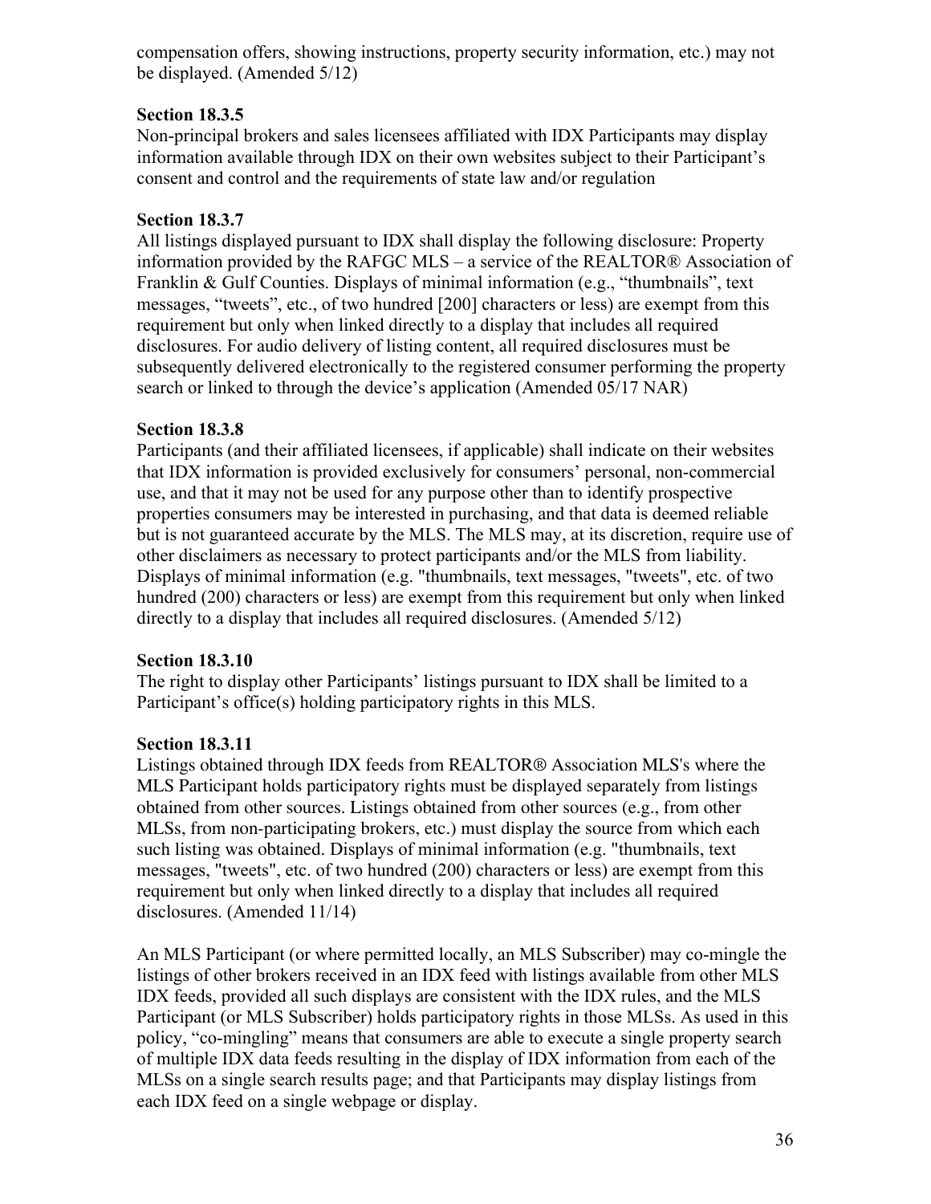compensation offers, showing instructions, property security information, etc.) may not be displayed. (Amended 5/12)

**Section 18.3.5**
Non-principal brokers and sales licensees affiliated with IDX Participants may display information available through IDX on their own websites subject to their Participant's consent and control and the requirements of state law and/or regulation

**Section 18.3.7**
All listings displayed pursuant to IDX shall display the following disclosure: Property information provided by the RAFGC MLS – a service of the REALTOR® Association of Franklin & Gulf Counties. Displays of minimal information (e.g., "thumbnails", text messages, "tweets", etc., of two hundred [200] characters or less) are exempt from this requirement but only when linked directly to a display that includes all required disclosures. For audio delivery of listing content, all required disclosures must be subsequently delivered electronically to the registered consumer performing the property search or linked to through the device's application (Amended 05/17 NAR)

**Section 18.3.8**
Participants (and their affiliated licensees, if applicable) shall indicate on their websites that IDX information is provided exclusively for consumers' personal, non-commercial use, and that it may not be used for any purpose other than to identify prospective properties consumers may be interested in purchasing, and that data is deemed reliable but is not guaranteed accurate by the MLS. The MLS may, at its discretion, require use of other disclaimers as necessary to protect participants and/or the MLS from liability. Displays of minimal information (e.g. "thumbnails, text messages, "tweets", etc. of two hundred (200) characters or less) are exempt from this requirement but only when linked directly to a display that includes all required disclosures. (Amended 5/12)

**Section 18.3.10**
The right to display other Participants' listings pursuant to IDX shall be limited to a Participant's office(s) holding participatory rights in this MLS.

**Section 18.3.11**
Listings obtained through IDX feeds from REALTOR® Association MLS's where the MLS Participant holds participatory rights must be displayed separately from listings obtained from other sources. Listings obtained from other sources (e.g., from other MLSs, from non-participating brokers, etc.) must display the source from which each such listing was obtained. Displays of minimal information (e.g. "thumbnails, text messages, "tweets", etc. of two hundred (200) characters or less) are exempt from this requirement but only when linked directly to a display that includes all required disclosures. (Amended 11/14)

An MLS Participant (or where permitted locally, an MLS Subscriber) may co-mingle the listings of other brokers received in an IDX feed with listings available from other MLS IDX feeds, provided all such displays are consistent with the IDX rules, and the MLS Participant (or MLS Subscriber) holds participatory rights in those MLSs. As used in this policy, "co-mingling" means that consumers are able to execute a single property search of multiple IDX data feeds resulting in the display of IDX information from each of the MLSs on a single search results page; and that Participants may display listings from each IDX feed on a single webpage or display.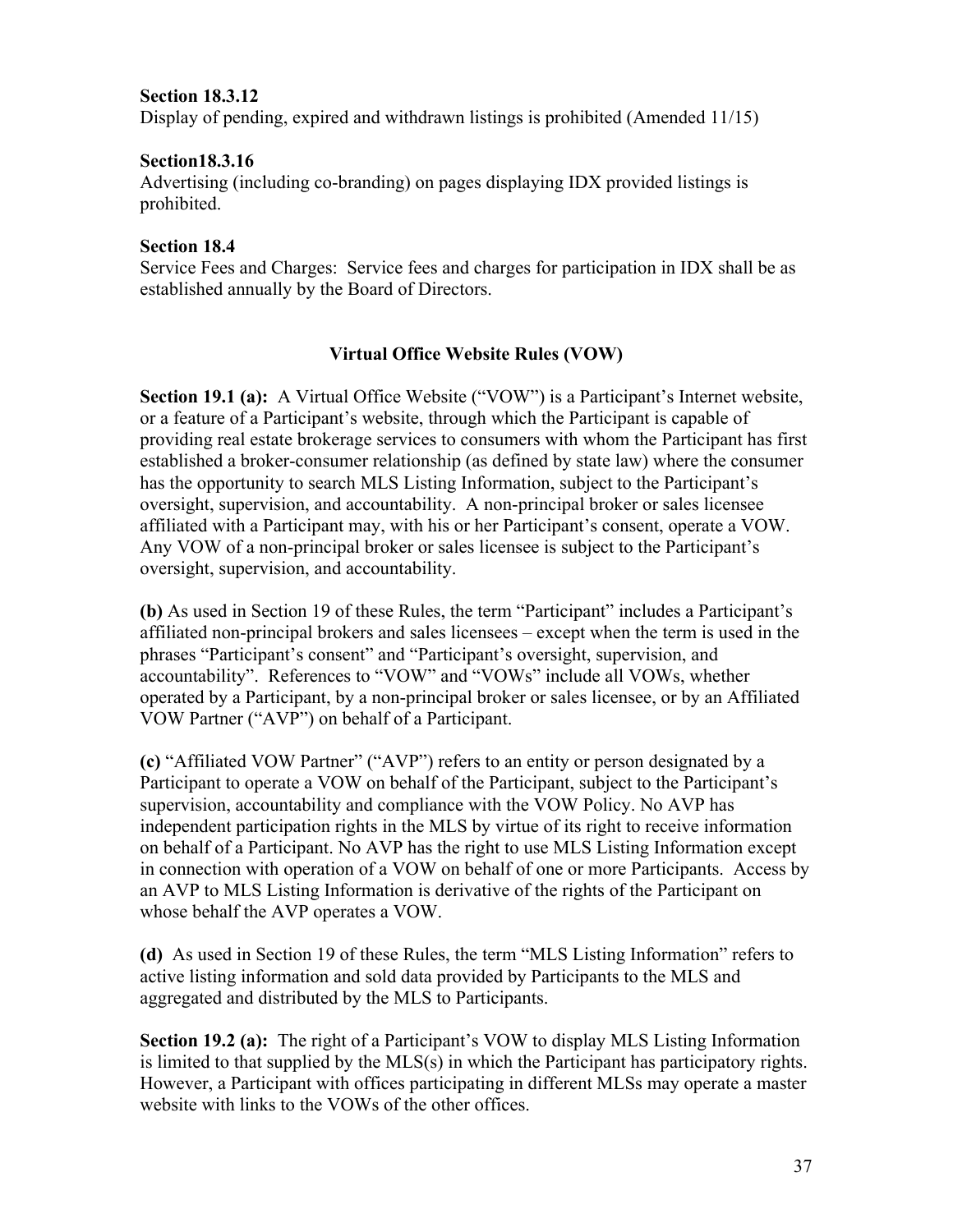**Section 18.3.12**
Display of pending, expired and withdrawn listings is prohibited (Amended 11/15)

**Section18.3.16**
Advertising (including co-branding) on pages displaying IDX provided listings is prohibited.

**Section 18.4**
Service Fees and Charges: Service fees and charges for participation in IDX shall be as established annually by the Board of Directors.

## Virtual Office Website Rules (VOW)

**Section 19.1 (a):** A Virtual Office Website ("VOW") is a Participant's Internet website, or a feature of a Participant's website, through which the Participant is capable of providing real estate brokerage services to consumers with whom the Participant has first established a broker-consumer relationship (as defined by state law) where the consumer has the opportunity to search MLS Listing Information, subject to the Participant's oversight, supervision, and accountability. A non-principal broker or sales licensee affiliated with a Participant may, with his or her Participant's consent, operate a VOW. Any VOW of a non-principal broker or sales licensee is subject to the Participant's oversight, supervision, and accountability.

**(b)** As used in Section 19 of these Rules, the term "Participant" includes a Participant's affiliated non-principal brokers and sales licensees – except when the term is used in the phrases "Participant's consent" and "Participant's oversight, supervision, and accountability". References to "VOW" and "VOWs" include all VOWs, whether operated by a Participant, by a non-principal broker or sales licensee, or by an Affiliated VOW Partner ("AVP") on behalf of a Participant.

**(c)** "Affiliated VOW Partner" ("AVP") refers to an entity or person designated by a Participant to operate a VOW on behalf of the Participant, subject to the Participant's supervision, accountability and compliance with the VOW Policy. No AVP has independent participation rights in the MLS by virtue of its right to receive information on behalf of a Participant. No AVP has the right to use MLS Listing Information except in connection with operation of a VOW on behalf of one or more Participants. Access by an AVP to MLS Listing Information is derivative of the rights of the Participant on whose behalf the AVP operates a VOW.

**(d)** As used in Section 19 of these Rules, the term "MLS Listing Information" refers to active listing information and sold data provided by Participants to the MLS and aggregated and distributed by the MLS to Participants.

**Section 19.2 (a):** The right of a Participant's VOW to display MLS Listing Information is limited to that supplied by the MLS(s) in which the Participant has participatory rights. However, a Participant with offices participating in different MLSs may operate a master website with links to the VOWs of the other offices.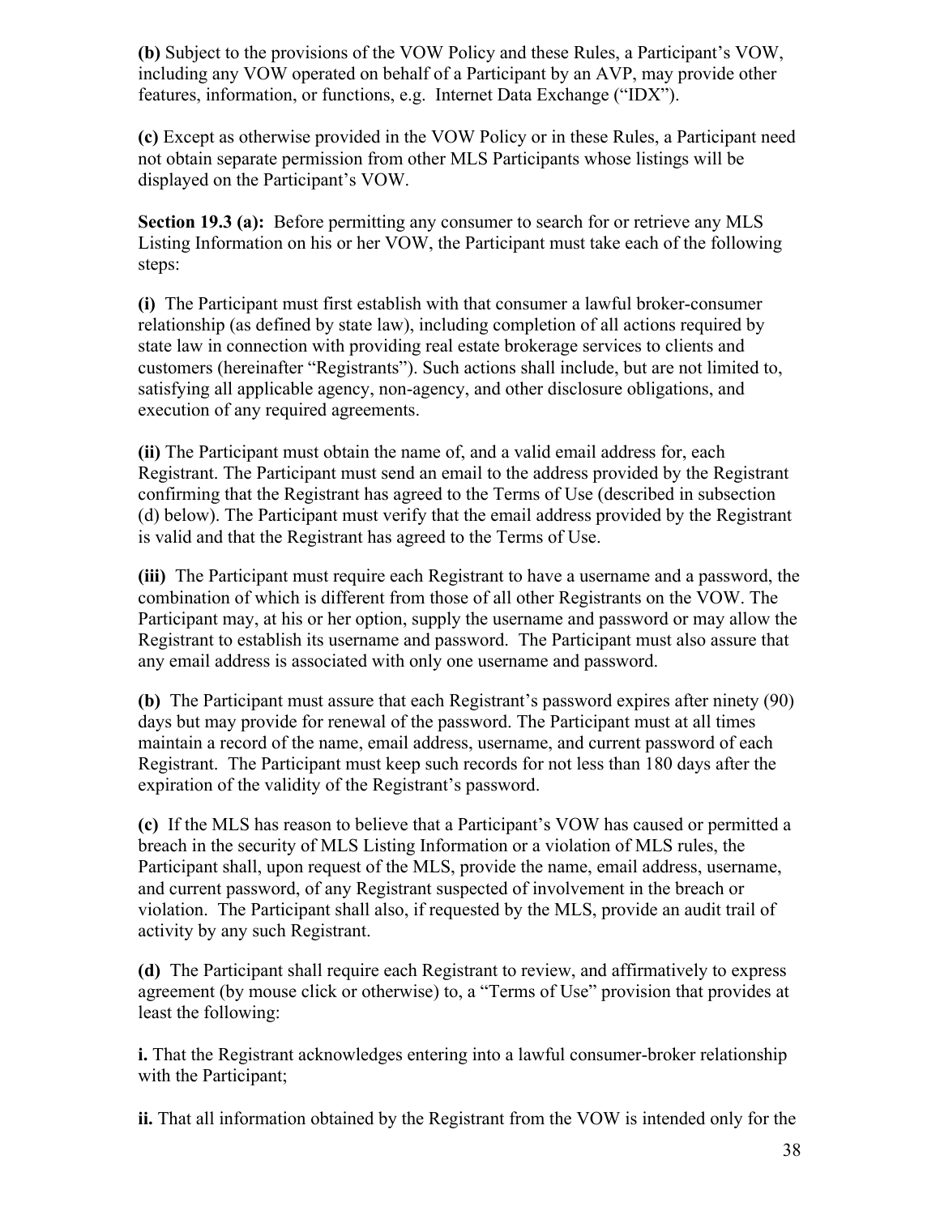**(b)** Subject to the provisions of the VOW Policy and these Rules, a Participant's VOW, including any VOW operated on behalf of a Participant by an AVP, may provide other features, information, or functions, e.g. Internet Data Exchange ("IDX").

**(c)** Except as otherwise provided in the VOW Policy or in these Rules, a Participant need not obtain separate permission from other MLS Participants whose listings will be displayed on the Participant's VOW.

**Section 19.3 (a):** Before permitting any consumer to search for or retrieve any MLS Listing Information on his or her VOW, the Participant must take each of the following steps:

**(i)** The Participant must first establish with that consumer a lawful broker-consumer relationship (as defined by state law), including completion of all actions required by state law in connection with providing real estate brokerage services to clients and customers (hereinafter "Registrants"). Such actions shall include, but are not limited to, satisfying all applicable agency, non-agency, and other disclosure obligations, and execution of any required agreements.

**(ii)** The Participant must obtain the name of, and a valid email address for, each Registrant. The Participant must send an email to the address provided by the Registrant confirming that the Registrant has agreed to the Terms of Use (described in subsection (d) below). The Participant must verify that the email address provided by the Registrant is valid and that the Registrant has agreed to the Terms of Use.

**(iii)** The Participant must require each Registrant to have a username and a password, the combination of which is different from those of all other Registrants on the VOW. The Participant may, at his or her option, supply the username and password or may allow the Registrant to establish its username and password. The Participant must also assure that any email address is associated with only one username and password.

**(b)** The Participant must assure that each Registrant's password expires after ninety (90) days but may provide for renewal of the password. The Participant must at all times maintain a record of the name, email address, username, and current password of each Registrant. The Participant must keep such records for not less than 180 days after the expiration of the validity of the Registrant's password.

**(c)** If the MLS has reason to believe that a Participant's VOW has caused or permitted a breach in the security of MLS Listing Information or a violation of MLS rules, the Participant shall, upon request of the MLS, provide the name, email address, username, and current password, of any Registrant suspected of involvement in the breach or violation. The Participant shall also, if requested by the MLS, provide an audit trail of activity by any such Registrant.

**(d)** The Participant shall require each Registrant to review, and affirmatively to express agreement (by mouse click or otherwise) to, a "Terms of Use" provision that provides at least the following:

**i.** That the Registrant acknowledges entering into a lawful consumer-broker relationship with the Participant;

**ii.** That all information obtained by the Registrant from the VOW is intended only for the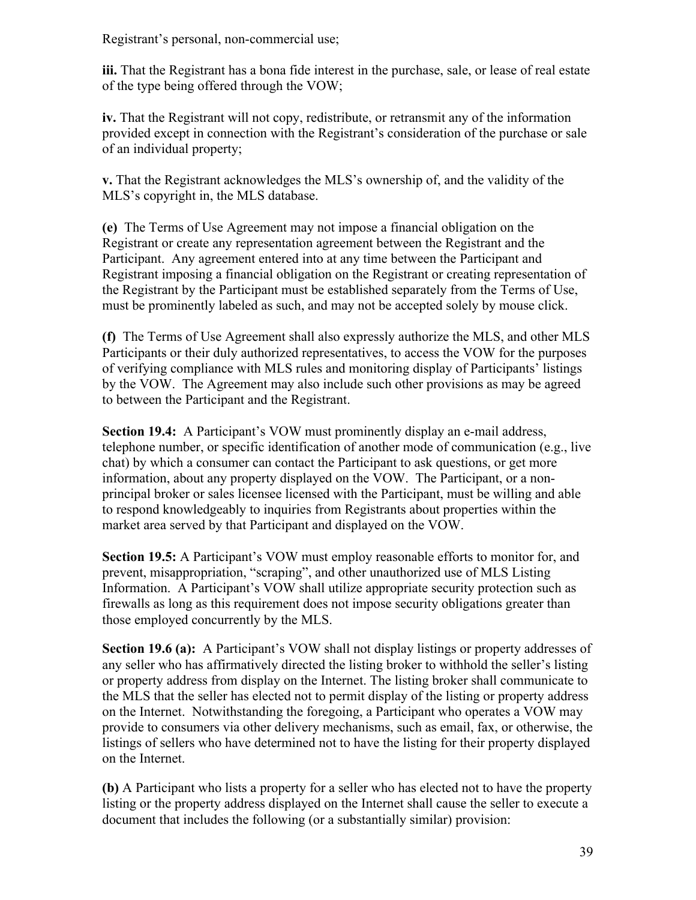Registrant's personal, non-commercial use;

**iii.** That the Registrant has a bona fide interest in the purchase, sale, or lease of real estate of the type being offered through the VOW;

**iv.** That the Registrant will not copy, redistribute, or retransmit any of the information provided except in connection with the Registrant's consideration of the purchase or sale of an individual property;

**v.** That the Registrant acknowledges the MLS's ownership of, and the validity of the MLS's copyright in, the MLS database.

**(e)** The Terms of Use Agreement may not impose a financial obligation on the Registrant or create any representation agreement between the Registrant and the Participant. Any agreement entered into at any time between the Participant and Registrant imposing a financial obligation on the Registrant or creating representation of the Registrant by the Participant must be established separately from the Terms of Use, must be prominently labeled as such, and may not be accepted solely by mouse click.

**(f)** The Terms of Use Agreement shall also expressly authorize the MLS, and other MLS Participants or their duly authorized representatives, to access the VOW for the purposes of verifying compliance with MLS rules and monitoring display of Participants' listings by the VOW. The Agreement may also include such other provisions as may be agreed to between the Participant and the Registrant.

**Section 19.4:** A Participant's VOW must prominently display an e-mail address, telephone number, or specific identification of another mode of communication (e.g., live chat) by which a consumer can contact the Participant to ask questions, or get more information, about any property displayed on the VOW. The Participant, or a non-principal broker or sales licensee licensed with the Participant, must be willing and able to respond knowledgeably to inquiries from Registrants about properties within the market area served by that Participant and displayed on the VOW.

**Section 19.5:** A Participant's VOW must employ reasonable efforts to monitor for, and prevent, misappropriation, "scraping", and other unauthorized use of MLS Listing Information. A Participant's VOW shall utilize appropriate security protection such as firewalls as long as this requirement does not impose security obligations greater than those employed concurrently by the MLS.

**Section 19.6 (a):** A Participant's VOW shall not display listings or property addresses of any seller who has affirmatively directed the listing broker to withhold the seller's listing or property address from display on the Internet. The listing broker shall communicate to the MLS that the seller has elected not to permit display of the listing or property address on the Internet. Notwithstanding the foregoing, a Participant who operates a VOW may provide to consumers via other delivery mechanisms, such as email, fax, or otherwise, the listings of sellers who have determined not to have the listing for their property displayed on the Internet.

**(b)** A Participant who lists a property for a seller who has elected not to have the property listing or the property address displayed on the Internet shall cause the seller to execute a document that includes the following (or a substantially similar) provision: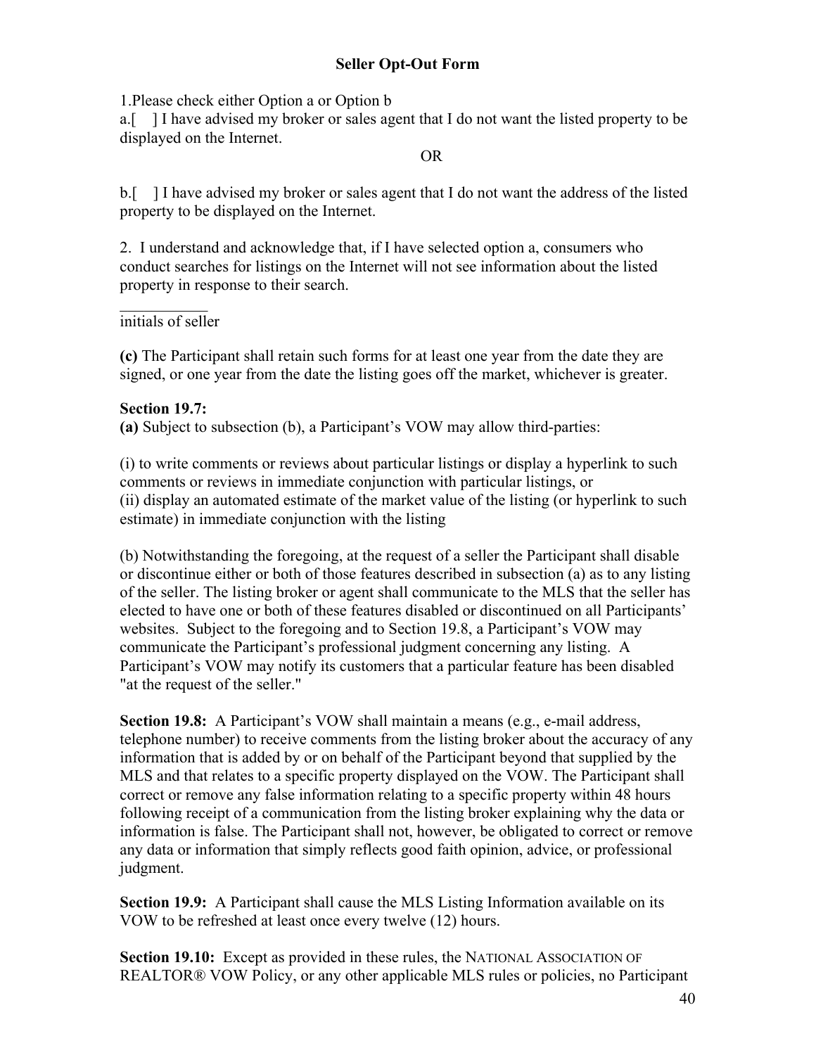**Seller Opt-Out Form**

1.Please check either Option a or Option b

a.[ ] I have advised my broker or sales agent that I do not want the listed property to be displayed on the Internet.

OR

b.[ ] I have advised my broker or sales agent that I do not want the address of the listed property to be displayed on the Internet.

2. I understand and acknowledge that, if I have selected option a, consumers who conduct searches for listings on the Internet will not see information about the listed property in response to their search.

\_\_\_\_\_\_\_\_\_\_\_

initials of seller

**(c)** The Participant shall retain such forms for at least one year from the date they are signed, or one year from the date the listing goes off the market, whichever is greater.

**Section 19.7:**

**(a)** Subject to subsection (b), a Participant's VOW may allow third-parties:

(i) to write comments or reviews about particular listings or display a hyperlink to such comments or reviews in immediate conjunction with particular listings, or

(ii) display an automated estimate of the market value of the listing (or hyperlink to such estimate) in immediate conjunction with the listing

(b) Notwithstanding the foregoing, at the request of a seller the Participant shall disable or discontinue either or both of those features described in subsection (a) as to any listing of the seller. The listing broker or agent shall communicate to the MLS that the seller has elected to have one or both of these features disabled or discontinued on all Participants' websites. Subject to the foregoing and to Section 19.8, a Participant's VOW may communicate the Participant's professional judgment concerning any listing. A Participant's VOW may notify its customers that a particular feature has been disabled "at the request of the seller."

**Section 19.8:** A Participant's VOW shall maintain a means (e.g., e-mail address, telephone number) to receive comments from the listing broker about the accuracy of any information that is added by or on behalf of the Participant beyond that supplied by the MLS and that relates to a specific property displayed on the VOW. The Participant shall correct or remove any false information relating to a specific property within 48 hours following receipt of a communication from the listing broker explaining why the data or information is false. The Participant shall not, however, be obligated to correct or remove any data or information that simply reflects good faith opinion, advice, or professional judgment.

**Section 19.9:** A Participant shall cause the MLS Listing Information available on its VOW to be refreshed at least once every twelve (12) hours.

**Section 19.10:** Except as provided in these rules, the NATIONAL ASSOCIATION OF REALTOR® VOW Policy, or any other applicable MLS rules or policies, no Participant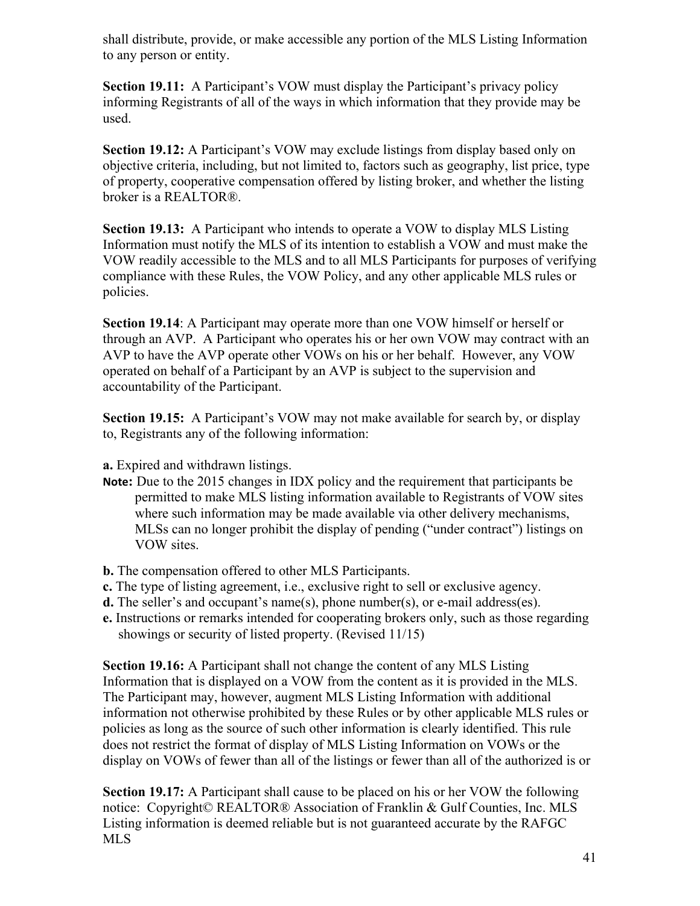shall distribute, provide, or make accessible any portion of the MLS Listing Information to any person or entity.

**Section 19.11:** A Participant's VOW must display the Participant's privacy policy informing Registrants of all of the ways in which information that they provide may be used.

**Section 19.12:** A Participant's VOW may exclude listings from display based only on objective criteria, including, but not limited to, factors such as geography, list price, type of property, cooperative compensation offered by listing broker, and whether the listing broker is a REALTOR®.

**Section 19.13:** A Participant who intends to operate a VOW to display MLS Listing Information must notify the MLS of its intention to establish a VOW and must make the VOW readily accessible to the MLS and to all MLS Participants for purposes of verifying compliance with these Rules, the VOW Policy, and any other applicable MLS rules or policies.

**Section 19.14**: A Participant may operate more than one VOW himself or herself or through an AVP. A Participant who operates his or her own VOW may contract with an AVP to have the AVP operate other VOWs on his or her behalf. However, any VOW operated on behalf of a Participant by an AVP is subject to the supervision and accountability of the Participant.

**Section 19.15:** A Participant's VOW may not make available for search by, or display to, Registrants any of the following information:

**a.** Expired and withdrawn listings.

**Note:** Due to the 2015 changes in IDX policy and the requirement that participants be permitted to make MLS listing information available to Registrants of VOW sites where such information may be made available via other delivery mechanisms, MLSs can no longer prohibit the display of pending ("under contract") listings on VOW sites.

**b.** The compensation offered to other MLS Participants.
**c.** The type of listing agreement, i.e., exclusive right to sell or exclusive agency.
**d.** The seller's and occupant's name(s), phone number(s), or e-mail address(es).
**e.** Instructions or remarks intended for cooperating brokers only, such as those regarding showings or security of listed property. (Revised 11/15)

**Section 19.16:** A Participant shall not change the content of any MLS Listing Information that is displayed on a VOW from the content as it is provided in the MLS. The Participant may, however, augment MLS Listing Information with additional information not otherwise prohibited by these Rules or by other applicable MLS rules or policies as long as the source of such other information is clearly identified. This rule does not restrict the format of display of MLS Listing Information on VOWs or the display on VOWs of fewer than all of the listings or fewer than all of the authorized is or

**Section 19.17:** A Participant shall cause to be placed on his or her VOW the following notice: Copyright© REALTOR® Association of Franklin & Gulf Counties, Inc. MLS Listing information is deemed reliable but is not guaranteed accurate by the RAFGC MLS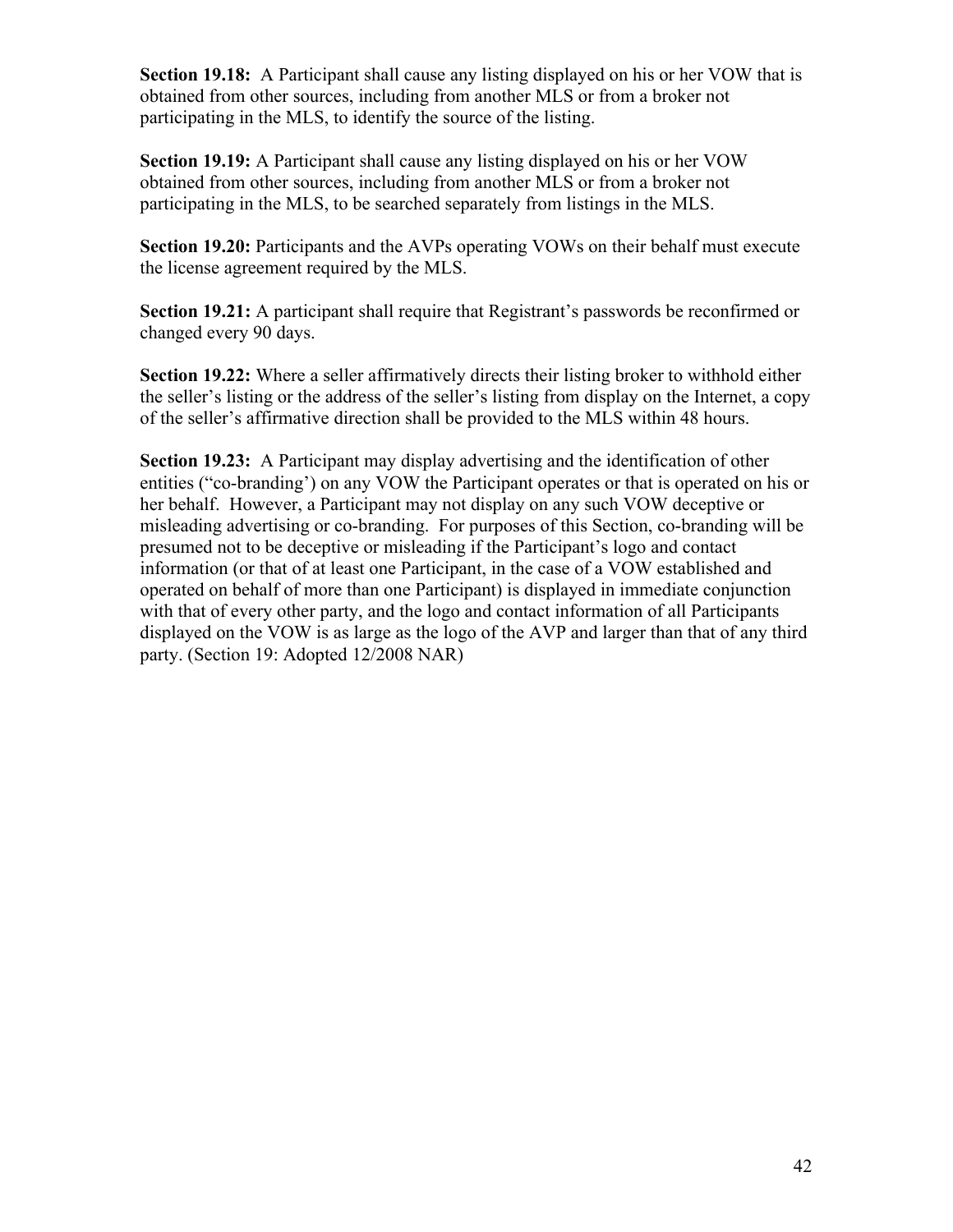**Section 19.18:** A Participant shall cause any listing displayed on his or her VOW that is obtained from other sources, including from another MLS or from a broker not participating in the MLS, to identify the source of the listing.

**Section 19.19:** A Participant shall cause any listing displayed on his or her VOW obtained from other sources, including from another MLS or from a broker not participating in the MLS, to be searched separately from listings in the MLS.

**Section 19.20:** Participants and the AVPs operating VOWs on their behalf must execute the license agreement required by the MLS.

**Section 19.21:** A participant shall require that Registrant's passwords be reconfirmed or changed every 90 days.

**Section 19.22:** Where a seller affirmatively directs their listing broker to withhold either the seller's listing or the address of the seller's listing from display on the Internet, a copy of the seller's affirmative direction shall be provided to the MLS within 48 hours.

**Section 19.23:** A Participant may display advertising and the identification of other entities ("co-branding') on any VOW the Participant operates or that is operated on his or her behalf. However, a Participant may not display on any such VOW deceptive or misleading advertising or co-branding. For purposes of this Section, co-branding will be presumed not to be deceptive or misleading if the Participant's logo and contact information (or that of at least one Participant, in the case of a VOW established and operated on behalf of more than one Participant) is displayed in immediate conjunction with that of every other party, and the logo and contact information of all Participants displayed on the VOW is as large as the logo of the AVP and larger than that of any third party. (Section 19: Adopted 12/2008 NAR)